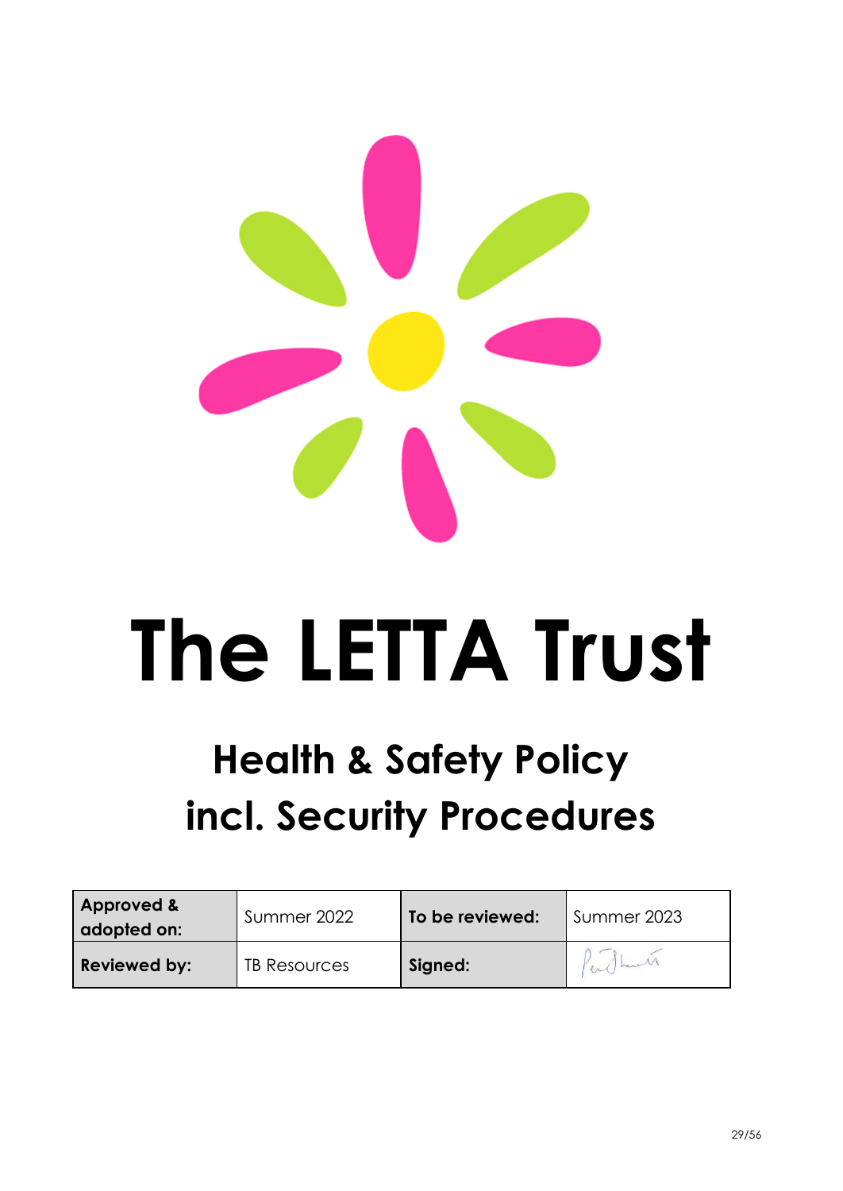# The LETTA Trust

## Health & Safety Policy incl. Security Procedures

| Approved & adopted on: | Summer 2022 | To be reviewed: | Summer 2023 |
|---|---|---|---|
| Reviewed by: | TB Resources | Signed: | |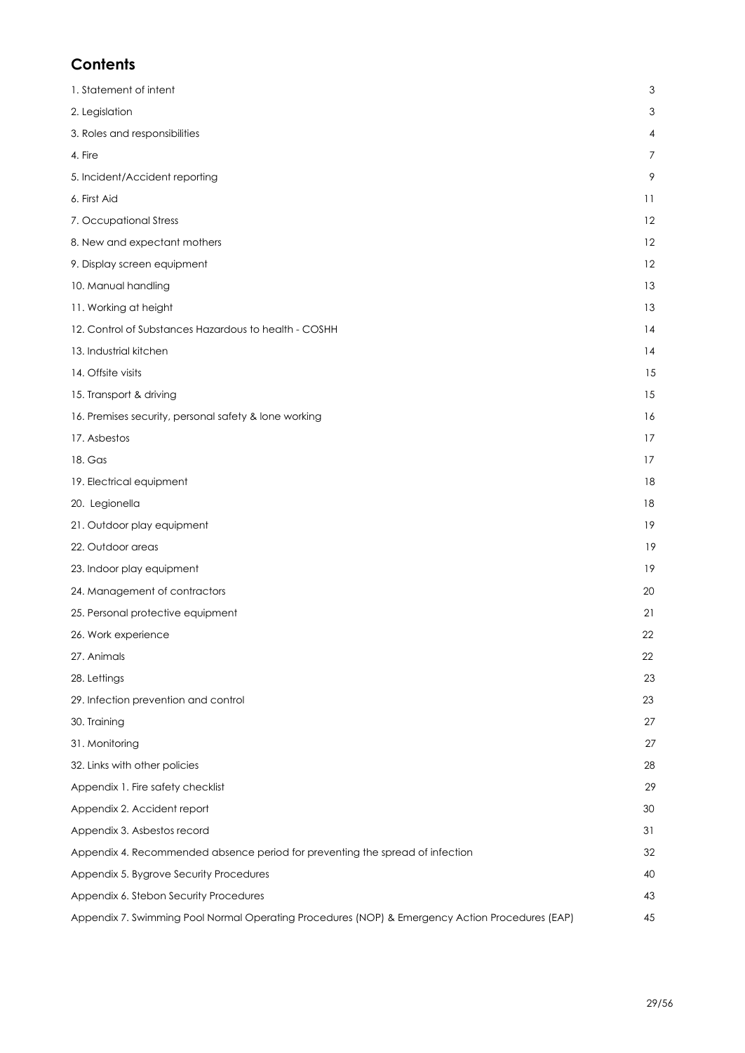## Contents

| | |
|---|---|
| 1. Statement of intent | 3 |
| 2. Legislation | 3 |
| 3. Roles and responsibilities | 4 |
| 4. Fire | 7 |
| 5. Incident/Accident reporting | 9 |
| 6. First Aid | 11 |
| 7. Occupational Stress | 12 |
| 8. New and expectant mothers | 12 |
| 9. Display screen equipment | 12 |
| 10. Manual handling | 13 |
| 11. Working at height | 13 |
| 12. Control of Substances Hazardous to health - COSHH | 14 |
| 13. Industrial kitchen | 14 |
| 14. Offsite visits | 15 |
| 15. Transport & driving | 15 |
| 16. Premises security, personal safety & lone working | 16 |
| 17. Asbestos | 17 |
| 18. Gas | 17 |
| 19. Electrical equipment | 18 |
| 20. Legionella | 18 |
| 21. Outdoor play equipment | 19 |
| 22. Outdoor areas | 19 |
| 23. Indoor play equipment | 19 |
| 24. Management of contractors | 20 |
| 25. Personal protective equipment | 21 |
| 26. Work experience | 22 |
| 27. Animals | 22 |
| 28. Lettings | 23 |
| 29. Infection prevention and control | 23 |
| 30. Training | 27 |
| 31. Monitoring | 27 |
| 32. Links with other policies | 28 |
| Appendix 1. Fire safety checklist | 29 |
| Appendix 2. Accident report | 30 |
| Appendix 3. Asbestos record | 31 |
| Appendix 4. Recommended absence period for preventing the spread of infection | 32 |
| Appendix 5. Bygrove Security Procedures | 40 |
| Appendix 6. Stebon Security Procedures | 43 |
| Appendix 7. Swimming Pool Normal Operating Procedures (NOP) & Emergency Action Procedures (EAP) | 45 |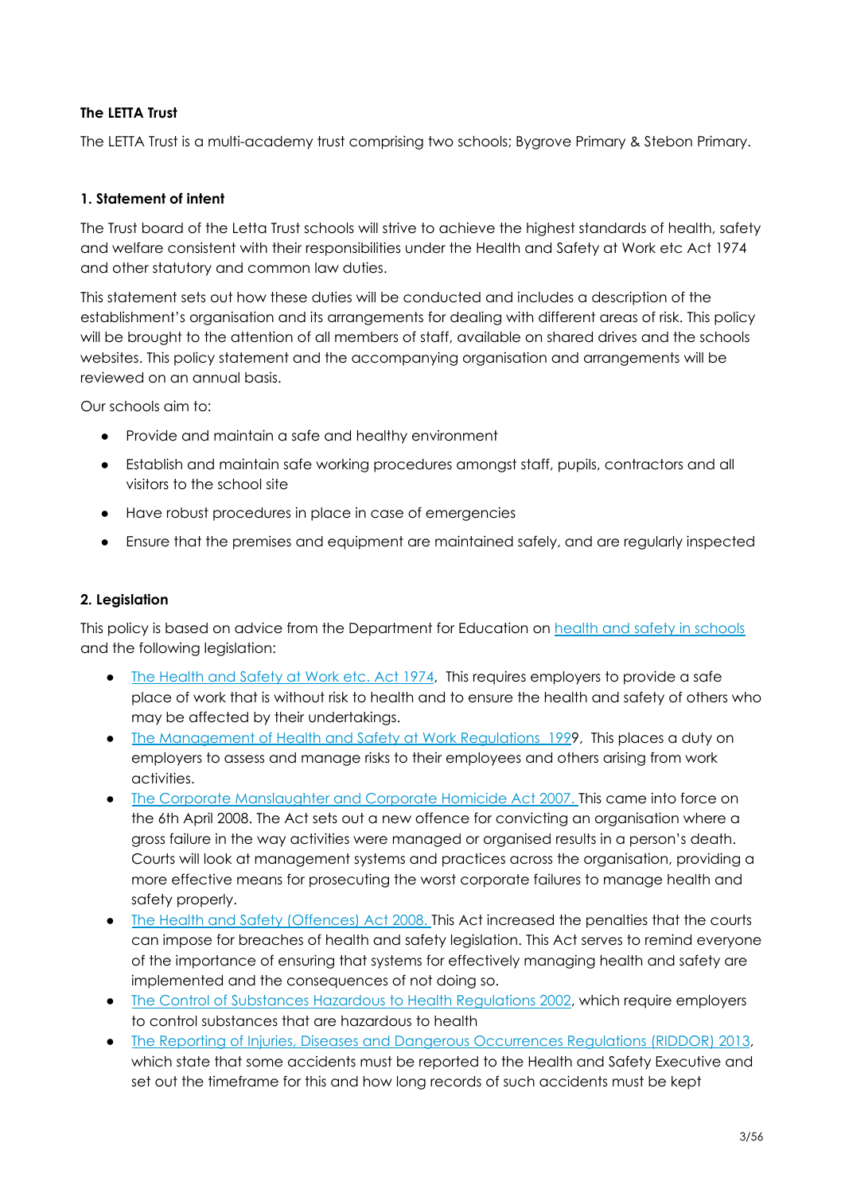**The LETTA Trust**

The LETTA Trust is a multi-academy trust comprising two schools; Bygrove Primary & Stebon Primary.

**1. Statement of intent**

The Trust board of the Letta Trust schools will strive to achieve the highest standards of health, safety and welfare consistent with their responsibilities under the Health and Safety at Work etc Act 1974 and other statutory and common law duties.

This statement sets out how these duties will be conducted and includes a description of the establishment's organisation and its arrangements for dealing with different areas of risk. This policy will be brought to the attention of all members of staff, available on shared drives and the schools websites. This policy statement and the accompanying organisation and arrangements will be reviewed on an annual basis.

Our schools aim to:

- Provide and maintain a safe and healthy environment
- Establish and maintain safe working procedures amongst staff, pupils, contractors and all visitors to the school site
- Have robust procedures in place in case of emergencies
- Ensure that the premises and equipment are maintained safely, and are regularly inspected

**2. Legislation**

This policy is based on advice from the Department for Education on health and safety in schools and the following legislation:

- The Health and Safety at Work etc. Act 1974, This requires employers to provide a safe place of work that is without risk to health and to ensure the health and safety of others who may be affected by their undertakings.
- The Management of Health and Safety at Work Regulations 1999, This places a duty on employers to assess and manage risks to their employees and others arising from work activities.
- The Corporate Manslaughter and Corporate Homicide Act 2007. This came into force on the 6th April 2008. The Act sets out a new offence for convicting an organisation where a gross failure in the way activities were managed or organised results in a person's death. Courts will look at management systems and practices across the organisation, providing a more effective means for prosecuting the worst corporate failures to manage health and safety properly.
- The Health and Safety (Offences) Act 2008. This Act increased the penalties that the courts can impose for breaches of health and safety legislation. This Act serves to remind everyone of the importance of ensuring that systems for effectively managing health and safety are implemented and the consequences of not doing so.
- The Control of Substances Hazardous to Health Regulations 2002, which require employers to control substances that are hazardous to health
- The Reporting of Injuries, Diseases and Dangerous Occurrences Regulations (RIDDOR) 2013, which state that some accidents must be reported to the Health and Safety Executive and set out the timeframe for this and how long records of such accidents must be kept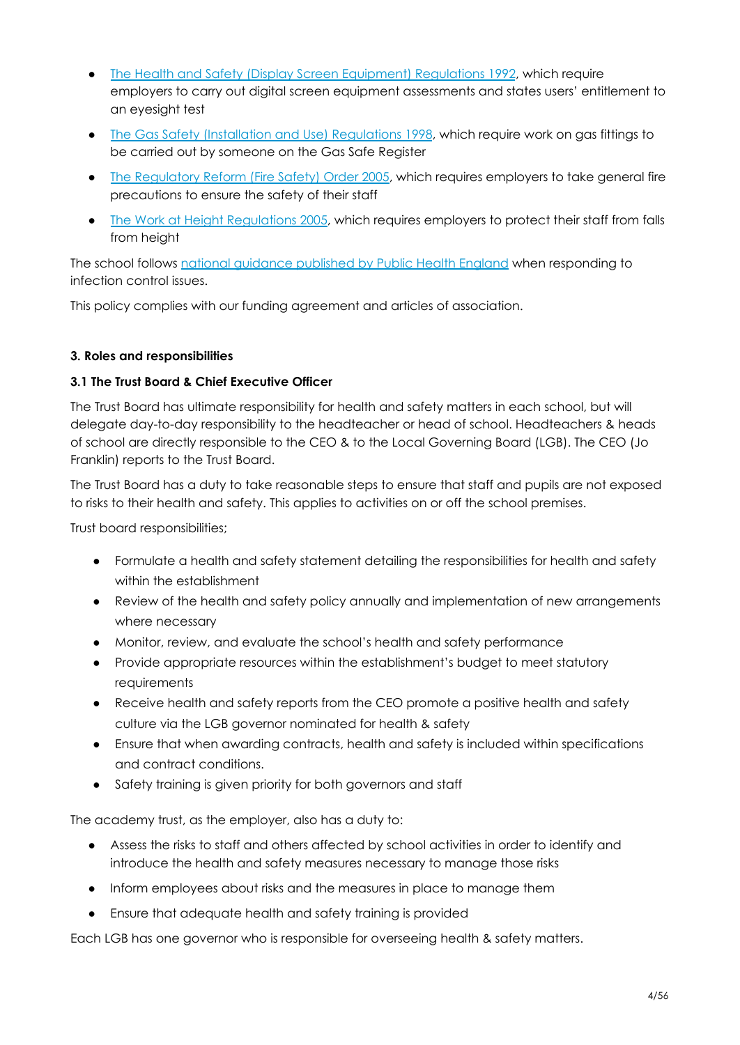- [The Health and Safety (Display Screen Equipment) Regulations 1992](), which require employers to carry out digital screen equipment assessments and states users' entitlement to an eyesight test
- [The Gas Safety (Installation and Use) Regulations 1998](), which require work on gas fittings to be carried out by someone on the Gas Safe Register
- [The Regulatory Reform (Fire Safety) Order 2005](), which requires employers to take general fire precautions to ensure the safety of their staff
- [The Work at Height Regulations 2005](), which requires employers to protect their staff from falls from height

The school follows [national guidance published by Public Health England]() when responding to infection control issues.

This policy complies with our funding agreement and articles of association.

### 3. Roles and responsibilities

#### 3.1 The Trust Board & Chief Executive Officer

The Trust Board has ultimate responsibility for health and safety matters in each school, but will delegate day-to-day responsibility to the headteacher or head of school. Headteachers & heads of school are directly responsible to the CEO & to the Local Governing Board (LGB). The CEO (Jo Franklin) reports to the Trust Board.

The Trust Board has a duty to take reasonable steps to ensure that staff and pupils are not exposed to risks to their health and safety. This applies to activities on or off the school premises.

Trust board responsibilities;

- Formulate a health and safety statement detailing the responsibilities for health and safety within the establishment
- Review of the health and safety policy annually and implementation of new arrangements where necessary
- Monitor, review, and evaluate the school's health and safety performance
- Provide appropriate resources within the establishment's budget to meet statutory requirements
- Receive health and safety reports from the CEO promote a positive health and safety culture via the LGB governor nominated for health & safety
- Ensure that when awarding contracts, health and safety is included within specifications and contract conditions.
- Safety training is given priority for both governors and staff

The academy trust, as the employer, also has a duty to:

- Assess the risks to staff and others affected by school activities in order to identify and introduce the health and safety measures necessary to manage those risks
- Inform employees about risks and the measures in place to manage them
- Ensure that adequate health and safety training is provided

Each LGB has one governor who is responsible for overseeing health & safety matters.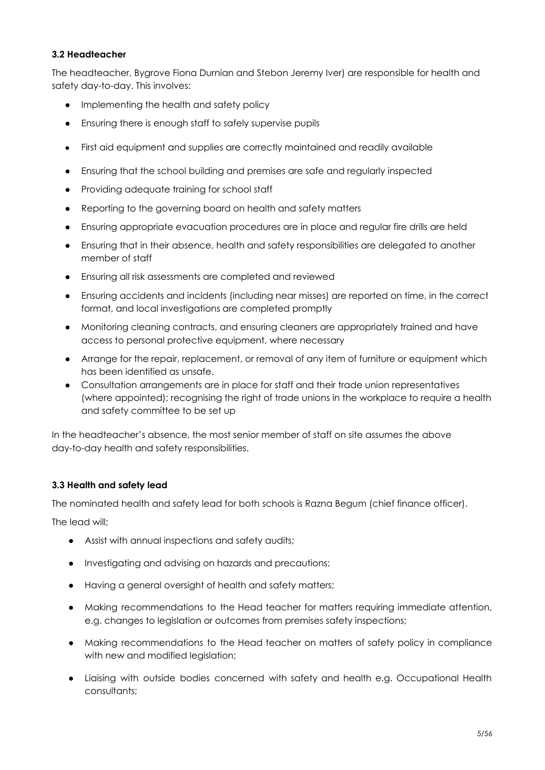### 3.2 Headteacher

The headteacher, Bygrove Fiona Durnian and Stebon Jeremy Iver) are responsible for health and safety day-to-day. This involves:

- Implementing the health and safety policy
- Ensuring there is enough staff to safely supervise pupils
- First aid equipment and supplies are correctly maintained and readily available
- Ensuring that the school building and premises are safe and regularly inspected
- Providing adequate training for school staff
- Reporting to the governing board on health and safety matters
- Ensuring appropriate evacuation procedures are in place and regular fire drills are held
- Ensuring that in their absence, health and safety responsibilities are delegated to another member of staff
- Ensuring all risk assessments are completed and reviewed
- Ensuring accidents and incidents (including near misses) are reported on time, in the correct format, and local investigations are completed promptly
- Monitoring cleaning contracts, and ensuring cleaners are appropriately trained and have access to personal protective equipment, where necessary
- Arrange for the repair, replacement, or removal of any item of furniture or equipment which has been identified as unsafe.
- Consultation arrangements are in place for staff and their trade union representatives (where appointed); recognising the right of trade unions in the workplace to require a health and safety committee to be set up

In the headteacher's absence, the most senior member of staff on site assumes the above day-to-day health and safety responsibilities.

### 3.3 Health and safety lead

The nominated health and safety lead for both schools is Razna Begum (chief finance officer).

The lead will;

- Assist with annual inspections and safety audits;
- Investigating and advising on hazards and precautions;
- Having a general oversight of health and safety matters;
- Making recommendations to the Head teacher for matters requiring immediate attention, e.g. changes to legislation or outcomes from premises safety inspections;
- Making recommendations to the Head teacher on matters of safety policy in compliance with new and modified legislation;
- Liaising with outside bodies concerned with safety and health e.g. Occupational Health consultants;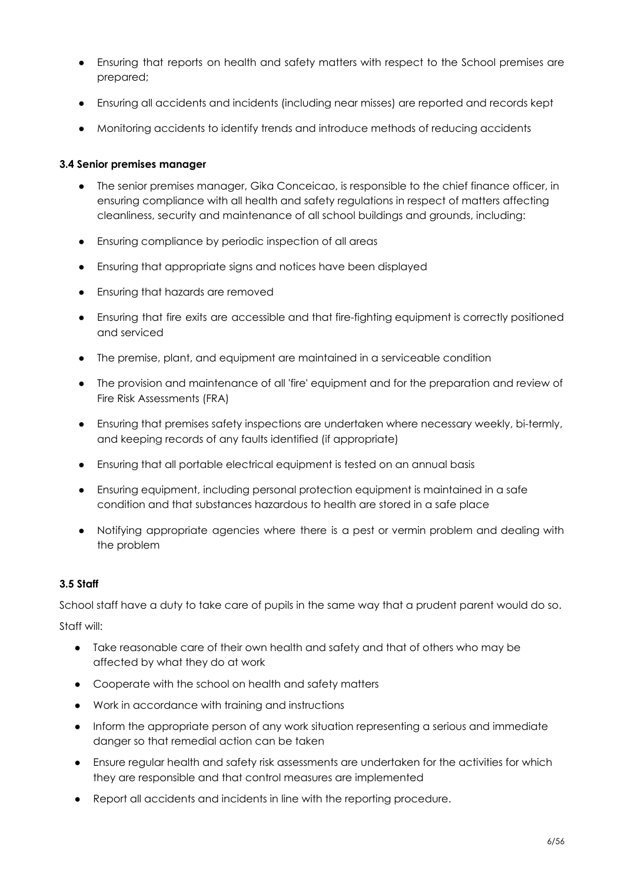- Ensuring that reports on health and safety matters with respect to the School premises are prepared;
- Ensuring all accidents and incidents (including near misses) are reported and records kept
- Monitoring accidents to identify trends and introduce methods of reducing accidents

**3.4 Senior premises manager**

- The senior premises manager, Gika Conceicao, is responsible to the chief finance officer, in ensuring compliance with all health and safety regulations in respect of matters affecting cleanliness, security and maintenance of all school buildings and grounds, including:
- Ensuring compliance by periodic inspection of all areas
- Ensuring that appropriate signs and notices have been displayed
- Ensuring that hazards are removed
- Ensuring that fire exits are accessible and that fire-fighting equipment is correctly positioned and serviced
- The premise, plant, and equipment are maintained in a serviceable condition
- The provision and maintenance of all 'fire' equipment and for the preparation and review of Fire Risk Assessments (FRA)
- Ensuring that premises safety inspections are undertaken where necessary weekly, bi-termly, and keeping records of any faults identified (if appropriate)
- Ensuring that all portable electrical equipment is tested on an annual basis
- Ensuring equipment, including personal protection equipment is maintained in a safe condition and that substances hazardous to health are stored in a safe place
- Notifying appropriate agencies where there is a pest or vermin problem and dealing with the problem

**3.5 Staff**

School staff have a duty to take care of pupils in the same way that a prudent parent would do so.

Staff will:

- Take reasonable care of their own health and safety and that of others who may be affected by what they do at work
- Cooperate with the school on health and safety matters
- Work in accordance with training and instructions
- Inform the appropriate person of any work situation representing a serious and immediate danger so that remedial action can be taken
- Ensure regular health and safety risk assessments are undertaken for the activities for which they are responsible and that control measures are implemented
- Report all accidents and incidents in line with the reporting procedure.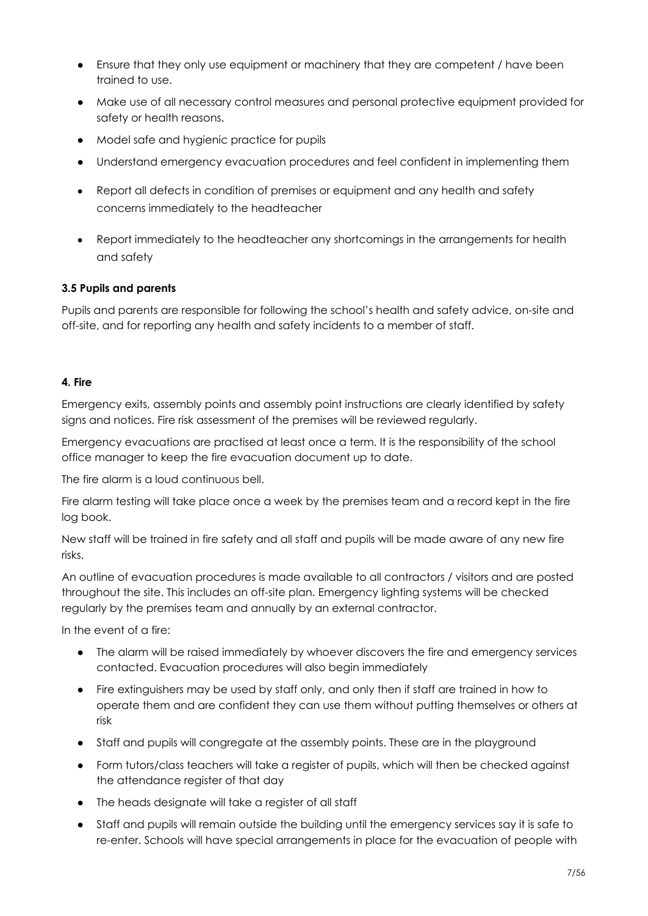- Ensure that they only use equipment or machinery that they are competent / have been trained to use.
- Make use of all necessary control measures and personal protective equipment provided for safety or health reasons.
- Model safe and hygienic practice for pupils
- Understand emergency evacuation procedures and feel confident in implementing them
- Report all defects in condition of premises or equipment and any health and safety concerns immediately to the headteacher
- Report immediately to the headteacher any shortcomings in the arrangements for health and safety

**3.5 Pupils and parents**

Pupils and parents are responsible for following the school's health and safety advice, on-site and off-site, and for reporting any health and safety incidents to a member of staff.

**4. Fire**

Emergency exits, assembly points and assembly point instructions are clearly identified by safety signs and notices. Fire risk assessment of the premises will be reviewed regularly.

Emergency evacuations are practised at least once a term. It is the responsibility of the school office manager to keep the fire evacuation document up to date.

The fire alarm is a loud continuous bell.

Fire alarm testing will take place once a week by the premises team and a record kept in the fire log book.

New staff will be trained in fire safety and all staff and pupils will be made aware of any new fire risks.

An outline of evacuation procedures is made available to all contractors / visitors and are posted throughout the site. This includes an off-site plan. Emergency lighting systems will be checked regularly by the premises team and annually by an external contractor.

In the event of a fire:

- The alarm will be raised immediately by whoever discovers the fire and emergency services contacted. Evacuation procedures will also begin immediately
- Fire extinguishers may be used by staff only, and only then if staff are trained in how to operate them and are confident they can use them without putting themselves or others at risk
- Staff and pupils will congregate at the assembly points. These are in the playground
- Form tutors/class teachers will take a register of pupils, which will then be checked against the attendance register of that day
- The heads designate will take a register of all staff
- Staff and pupils will remain outside the building until the emergency services say it is safe to re-enter. Schools will have special arrangements in place for the evacuation of people with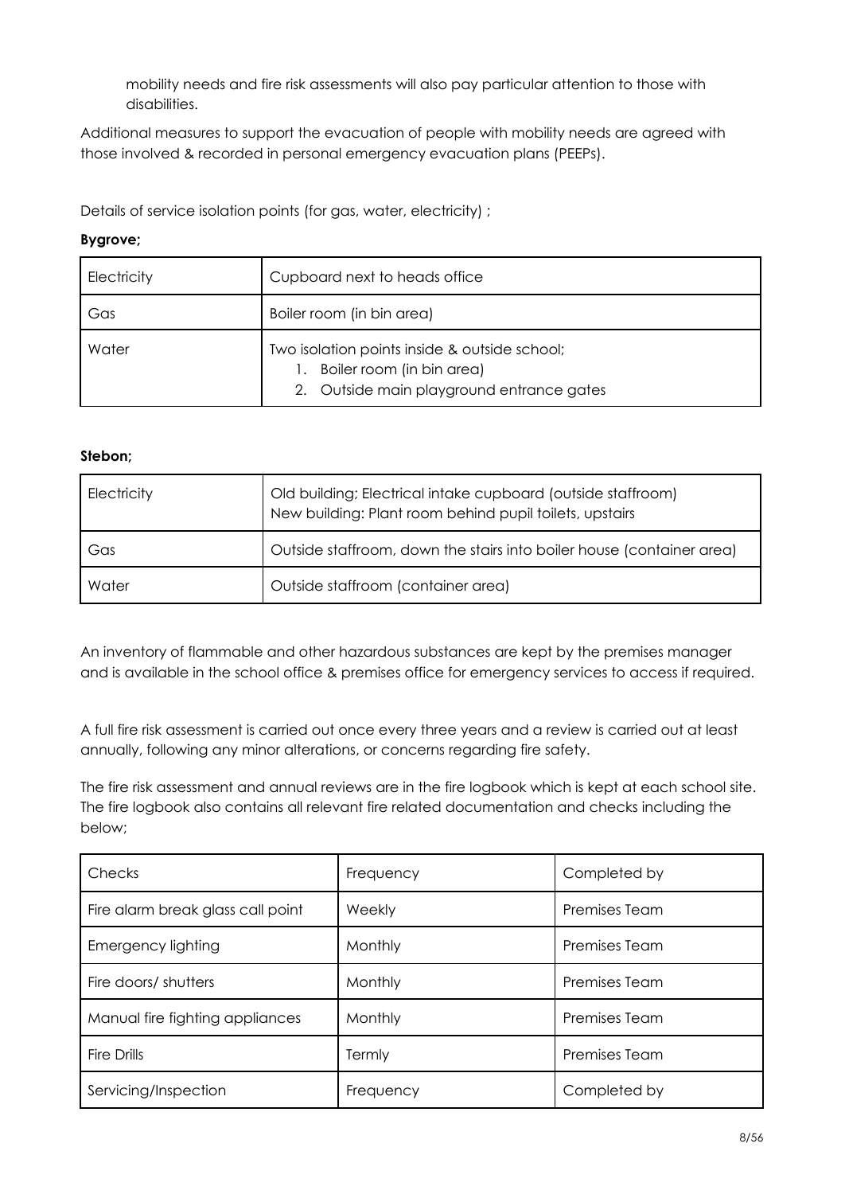mobility needs and fire risk assessments will also pay particular attention to those with disabilities.

Additional measures to support the evacuation of people with mobility needs are agreed with those involved & recorded in personal emergency evacuation plans (PEEPs).

Details of service isolation points (for gas, water, electricity) ;

**Bygrove;**

| Electricity | Cupboard next to heads office |
|---|---|
| Gas | Boiler room (in bin area) |
| Water | Two isolation points inside & outside school;<br>1. Boiler room (in bin area)<br>2. Outside main playground entrance gates |

**Stebon;**

| Electricity | Old building; Electrical intake cupboard (outside staffroom)<br>New building: Plant room behind pupil toilets, upstairs |
|---|---|
| Gas | Outside staffroom, down the stairs into boiler house (container area) |
| Water | Outside staffroom (container area) |

An inventory of flammable and other hazardous substances are kept by the premises manager and is available in the school office & premises office for emergency services to access if required.

A full fire risk assessment is carried out once every three years and a review is carried out at least annually, following any minor alterations, or concerns regarding fire safety.

The fire risk assessment and annual reviews are in the fire logbook which is kept at each school site. The fire logbook also contains all relevant fire related documentation and checks including the below;

| Checks | Frequency | Completed by |
|---|---|---|
| Fire alarm break glass call point | Weekly | Premises Team |
| Emergency lighting | Monthly | Premises Team |
| Fire doors/ shutters | Monthly | Premises Team |
| Manual fire fighting appliances | Monthly | Premises Team |
| Fire Drills | Termly | Premises Team |
| Servicing/Inspection | Frequency | Completed by |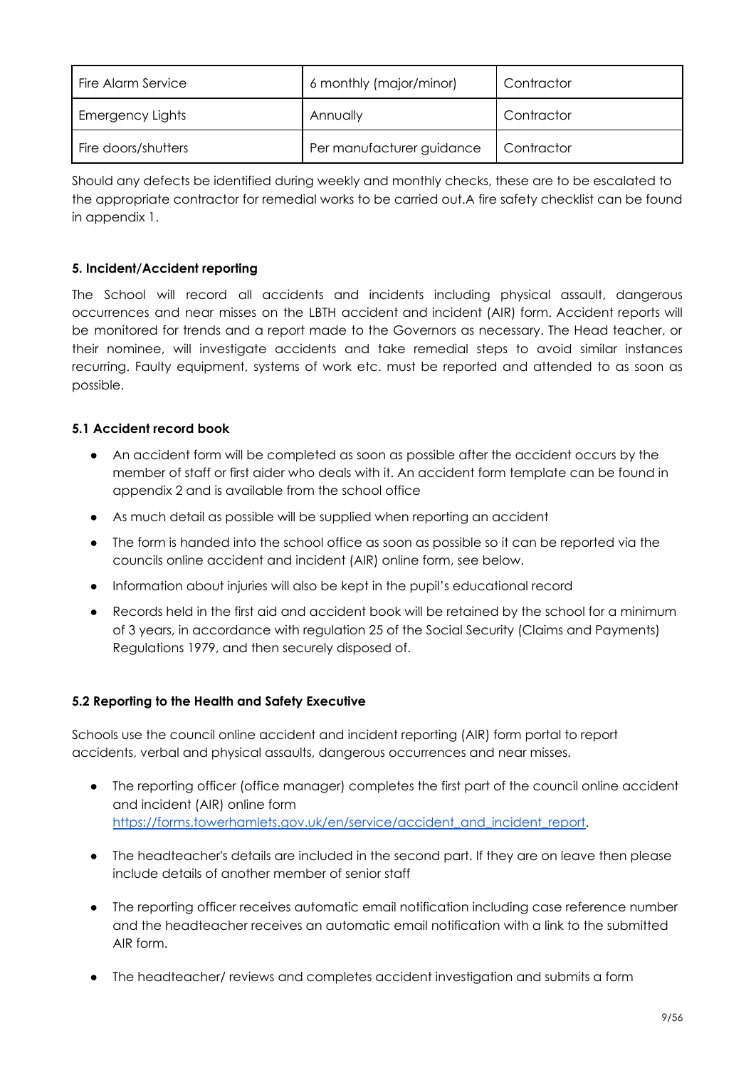| Fire Alarm Service | 6 monthly (major/minor) | Contractor |
|---|---|---|
| Emergency Lights | Annually | Contractor |
| Fire doors/shutters | Per manufacturer guidance | Contractor |

Should any defects be identified during weekly and monthly checks, these are to be escalated to the appropriate contractor for remedial works to be carried out.A fire safety checklist can be found in appendix 1.

**5. Incident/Accident reporting**

The School will record all accidents and incidents including physical assault, dangerous occurrences and near misses on the LBTH accident and incident (AIR) form. Accident reports will be monitored for trends and a report made to the Governors as necessary. The Head teacher, or their nominee, will investigate accidents and take remedial steps to avoid similar instances recurring. Faulty equipment, systems of work etc. must be reported and attended to as soon as possible.

**5.1 Accident record book**

- An accident form will be completed as soon as possible after the accident occurs by the member of staff or first aider who deals with it. An accident form template can be found in appendix 2 and is available from the school office
- As much detail as possible will be supplied when reporting an accident
- The form is handed into the school office as soon as possible so it can be reported via the councils online accident and incident (AIR) online form, see below.
- Information about injuries will also be kept in the pupil's educational record
- Records held in the first aid and accident book will be retained by the school for a minimum of 3 years, in accordance with regulation 25 of the Social Security (Claims and Payments) Regulations 1979, and then securely disposed of.

**5.2 Reporting to the Health and Safety Executive**

Schools use the council online accident and incident reporting (AIR) form portal to report accidents, verbal and physical assaults, dangerous occurrences and near misses.

- The reporting officer (office manager) completes the first part of the council online accident and incident (AIR) online form [https://forms.towerhamlets.gov.uk/en/service/accident_and_incident_report](https://forms.towerhamlets.gov.uk/en/service/accident_and_incident_report).
- The headteacher's details are included in the second part. If they are on leave then please include details of another member of senior staff
- The reporting officer receives automatic email notification including case reference number and the headteacher receives an automatic email notification with a link to the submitted AIR form.
- The headteacher/ reviews and completes accident investigation and submits a form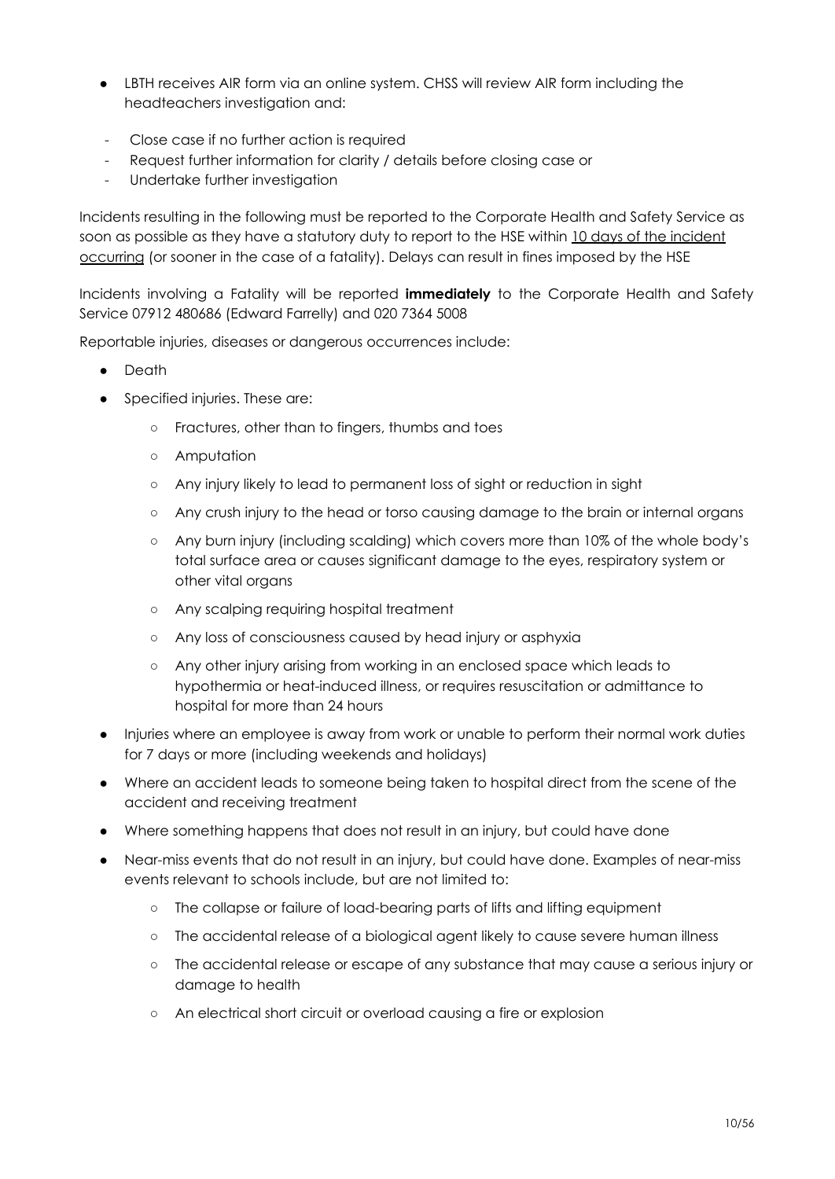- LBTH receives AIR form via an online system. CHSS will review AIR form including the headteachers investigation and:

  - Close case if no further action is required
  - Request further information for clarity / details before closing case or
  - Undertake further investigation

Incidents resulting in the following must be reported to the Corporate Health and Safety Service as soon as possible as they have a statutory duty to report to the HSE within <u>10 days of the incident occurring</u> (or sooner in the case of a fatality). Delays can result in fines imposed by the HSE

Incidents involving a Fatality will be reported **immediately** to the Corporate Health and Safety Service 07912 480686 (Edward Farrelly) and 020 7364 5008

Reportable injuries, diseases or dangerous occurrences include:

- Death
- Specified injuries. These are:
  - Fractures, other than to fingers, thumbs and toes
  - Amputation
  - Any injury likely to lead to permanent loss of sight or reduction in sight
  - Any crush injury to the head or torso causing damage to the brain or internal organs
  - Any burn injury (including scalding) which covers more than 10% of the whole body's total surface area or causes significant damage to the eyes, respiratory system or other vital organs
  - Any scalping requiring hospital treatment
  - Any loss of consciousness caused by head injury or asphyxia
  - Any other injury arising from working in an enclosed space which leads to hypothermia or heat-induced illness, or requires resuscitation or admittance to hospital for more than 24 hours
- Injuries where an employee is away from work or unable to perform their normal work duties for 7 days or more (including weekends and holidays)
- Where an accident leads to someone being taken to hospital direct from the scene of the accident and receiving treatment
- Where something happens that does not result in an injury, but could have done
- Near-miss events that do not result in an injury, but could have done. Examples of near-miss events relevant to schools include, but are not limited to:
  - The collapse or failure of load-bearing parts of lifts and lifting equipment
  - The accidental release of a biological agent likely to cause severe human illness
  - The accidental release or escape of any substance that may cause a serious injury or damage to health
  - An electrical short circuit or overload causing a fire or explosion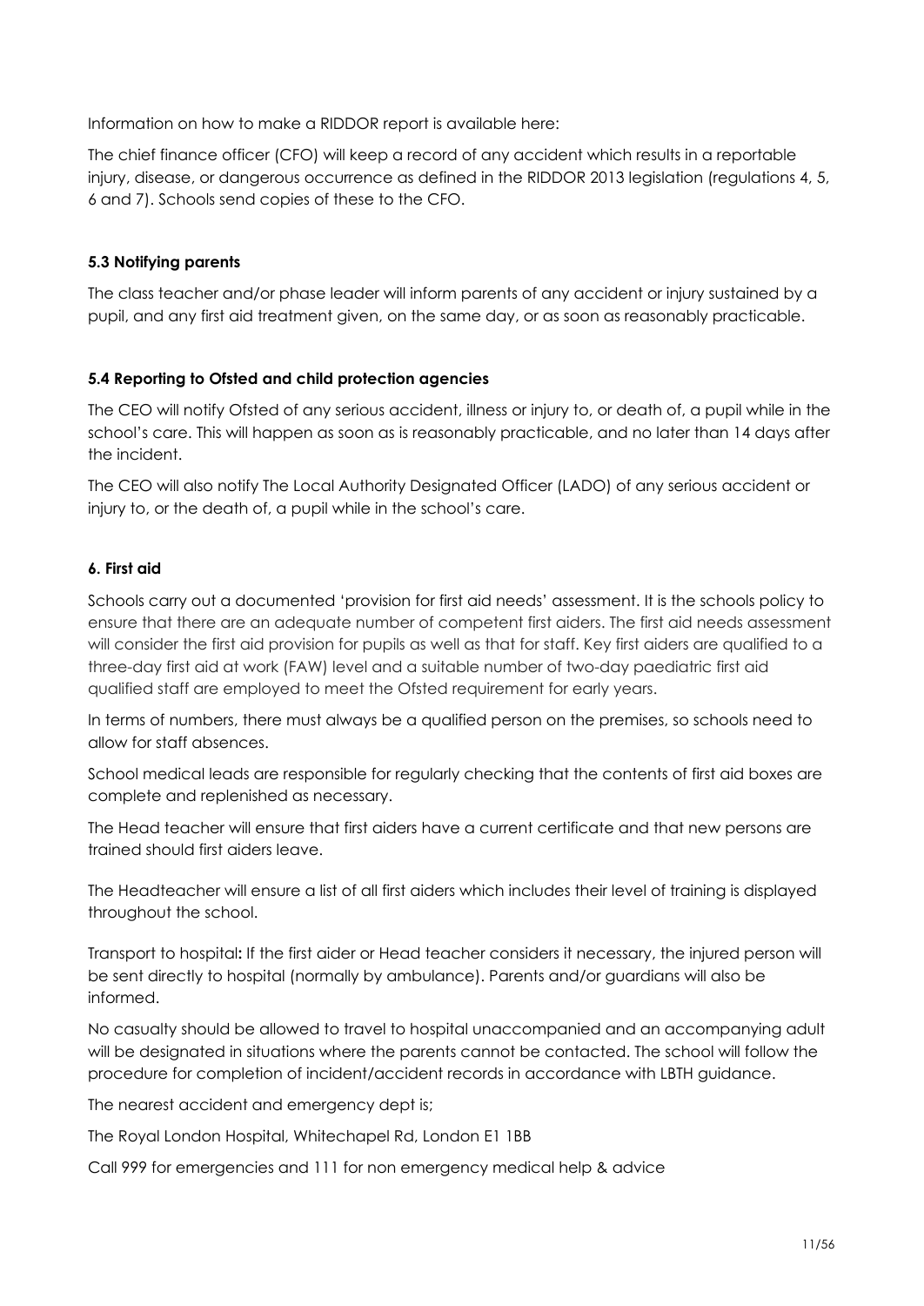Information on how to make a RIDDOR report is available here:

The chief finance officer (CFO) will keep a record of any accident which results in a reportable injury, disease, or dangerous occurrence as defined in the RIDDOR 2013 legislation (regulations 4, 5, 6 and 7). Schools send copies of these to the CFO.

#### 5.3 Notifying parents

The class teacher and/or phase leader will inform parents of any accident or injury sustained by a pupil, and any first aid treatment given, on the same day, or as soon as reasonably practicable.

#### 5.4 Reporting to Ofsted and child protection agencies

The CEO will notify Ofsted of any serious accident, illness or injury to, or death of, a pupil while in the school's care. This will happen as soon as is reasonably practicable, and no later than 14 days after the incident.

The CEO will also notify The Local Authority Designated Officer (LADO) of any serious accident or injury to, or the death of, a pupil while in the school's care.

### 6. First aid

Schools carry out a documented 'provision for first aid needs' assessment. It is the schools policy to ensure that there are an adequate number of competent first aiders. The first aid needs assessment will consider the first aid provision for pupils as well as that for staff. Key first aiders are qualified to a three-day first aid at work (FAW) level and a suitable number of two-day paediatric first aid qualified staff are employed to meet the Ofsted requirement for early years.

In terms of numbers, there must always be a qualified person on the premises, so schools need to allow for staff absences.

School medical leads are responsible for regularly checking that the contents of first aid boxes are complete and replenished as necessary.

The Head teacher will ensure that first aiders have a current certificate and that new persons are trained should first aiders leave.

The Headteacher will ensure a list of all first aiders which includes their level of training is displayed throughout the school.

Transport to hospital**:** If the first aider or Head teacher considers it necessary, the injured person will be sent directly to hospital (normally by ambulance). Parents and/or guardians will also be informed.

No casualty should be allowed to travel to hospital unaccompanied and an accompanying adult will be designated in situations where the parents cannot be contacted. The school will follow the procedure for completion of incident/accident records in accordance with LBTH guidance.

The nearest accident and emergency dept is;

The Royal London Hospital, Whitechapel Rd, London E1 1BB

Call 999 for emergencies and 111 for non emergency medical help & advice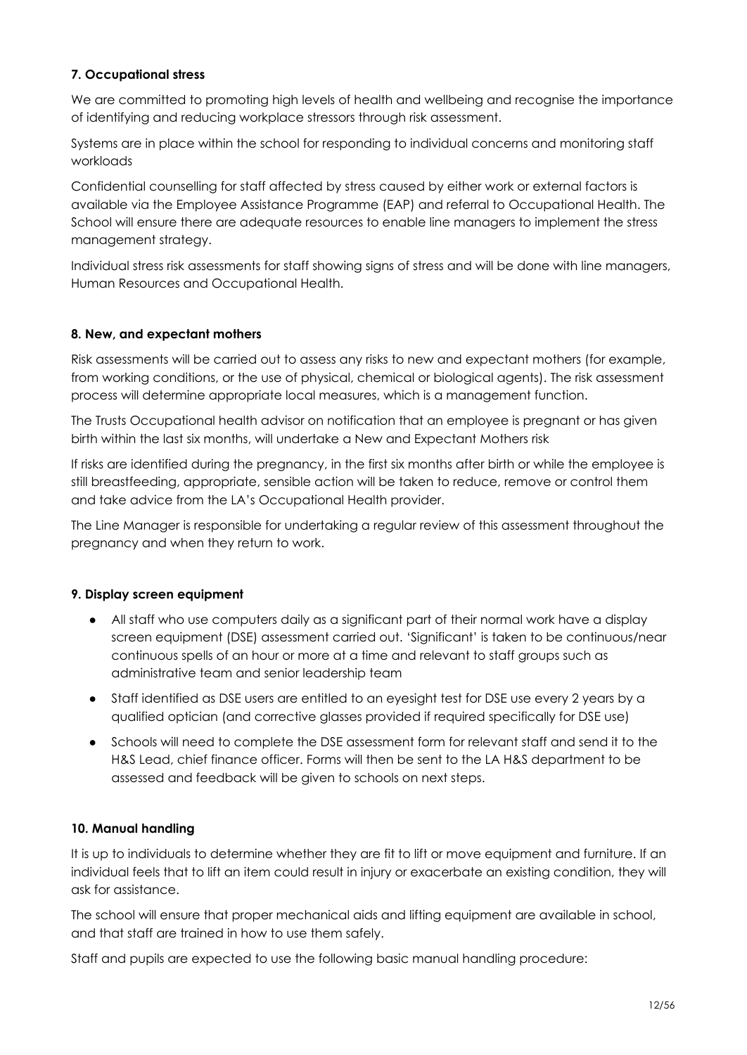**7. Occupational stress**

We are committed to promoting high levels of health and wellbeing and recognise the importance of identifying and reducing workplace stressors through risk assessment.

Systems are in place within the school for responding to individual concerns and monitoring staff workloads

Confidential counselling for staff affected by stress caused by either work or external factors is available via the Employee Assistance Programme (EAP) and referral to Occupational Health. The School will ensure there are adequate resources to enable line managers to implement the stress management strategy.

Individual stress risk assessments for staff showing signs of stress and will be done with line managers, Human Resources and Occupational Health.

**8. New, and expectant mothers**

Risk assessments will be carried out to assess any risks to new and expectant mothers (for example, from working conditions, or the use of physical, chemical or biological agents). The risk assessment process will determine appropriate local measures, which is a management function.

The Trusts Occupational health advisor on notification that an employee is pregnant or has given birth within the last six months, will undertake a New and Expectant Mothers risk

If risks are identified during the pregnancy, in the first six months after birth or while the employee is still breastfeeding, appropriate, sensible action will be taken to reduce, remove or control them and take advice from the LA's Occupational Health provider.

The Line Manager is responsible for undertaking a regular review of this assessment throughout the pregnancy and when they return to work.

**9. Display screen equipment**

- All staff who use computers daily as a significant part of their normal work have a display screen equipment (DSE) assessment carried out. 'Significant' is taken to be continuous/near continuous spells of an hour or more at a time and relevant to staff groups such as administrative team and senior leadership team
- Staff identified as DSE users are entitled to an eyesight test for DSE use every 2 years by a qualified optician (and corrective glasses provided if required specifically for DSE use)
- Schools will need to complete the DSE assessment form for relevant staff and send it to the H&S Lead, chief finance officer. Forms will then be sent to the LA H&S department to be assessed and feedback will be given to schools on next steps.

**10. Manual handling**

It is up to individuals to determine whether they are fit to lift or move equipment and furniture. If an individual feels that to lift an item could result in injury or exacerbate an existing condition, they will ask for assistance.

The school will ensure that proper mechanical aids and lifting equipment are available in school, and that staff are trained in how to use them safely.

Staff and pupils are expected to use the following basic manual handling procedure: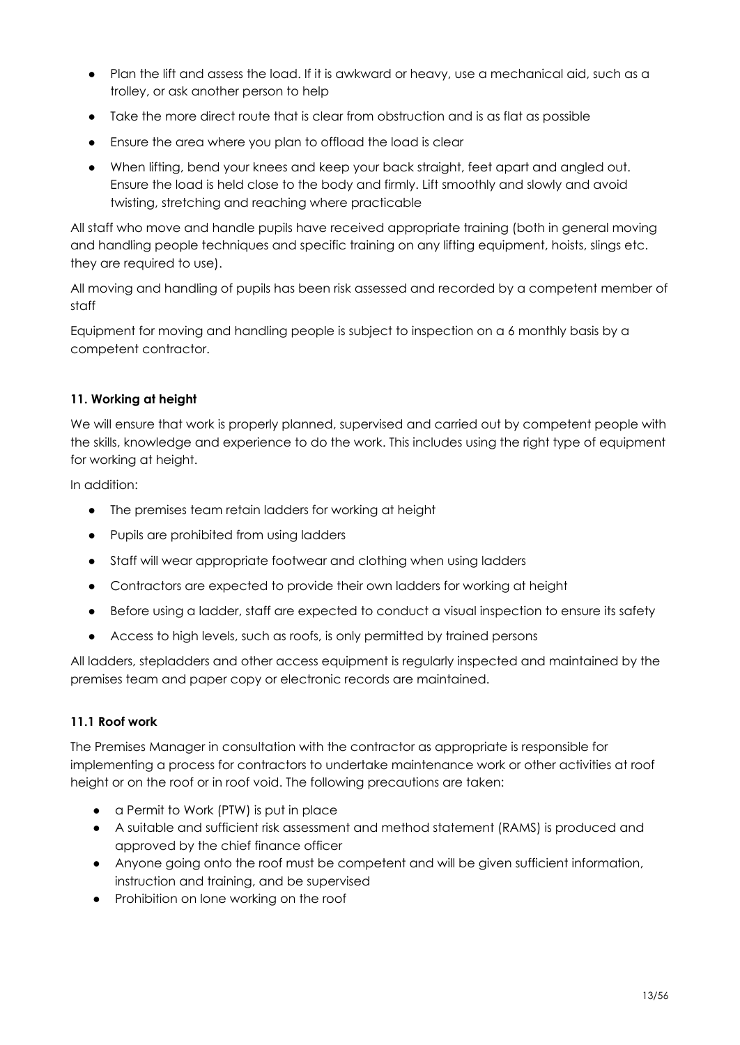- Plan the lift and assess the load. If it is awkward or heavy, use a mechanical aid, such as a trolley, or ask another person to help
- Take the more direct route that is clear from obstruction and is as flat as possible
- Ensure the area where you plan to offload the load is clear
- When lifting, bend your knees and keep your back straight, feet apart and angled out. Ensure the load is held close to the body and firmly. Lift smoothly and slowly and avoid twisting, stretching and reaching where practicable

All staff who move and handle pupils have received appropriate training (both in general moving and handling people techniques and specific training on any lifting equipment, hoists, slings etc. they are required to use).

All moving and handling of pupils has been risk assessed and recorded by a competent member of staff

Equipment for moving and handling people is subject to inspection on a 6 monthly basis by a competent contractor.

### 11. Working at height

We will ensure that work is properly planned, supervised and carried out by competent people with the skills, knowledge and experience to do the work. This includes using the right type of equipment for working at height.

In addition:

- The premises team retain ladders for working at height
- Pupils are prohibited from using ladders
- Staff will wear appropriate footwear and clothing when using ladders
- Contractors are expected to provide their own ladders for working at height
- Before using a ladder, staff are expected to conduct a visual inspection to ensure its safety
- Access to high levels, such as roofs, is only permitted by trained persons

All ladders, stepladders and other access equipment is regularly inspected and maintained by the premises team and paper copy or electronic records are maintained.

#### 11.1 Roof work

The Premises Manager in consultation with the contractor as appropriate is responsible for implementing a process for contractors to undertake maintenance work or other activities at roof height or on the roof or in roof void. The following precautions are taken:

- a Permit to Work (PTW) is put in place
- A suitable and sufficient risk assessment and method statement (RAMS) is produced and approved by the chief finance officer
- Anyone going onto the roof must be competent and will be given sufficient information, instruction and training, and be supervised
- Prohibition on lone working on the roof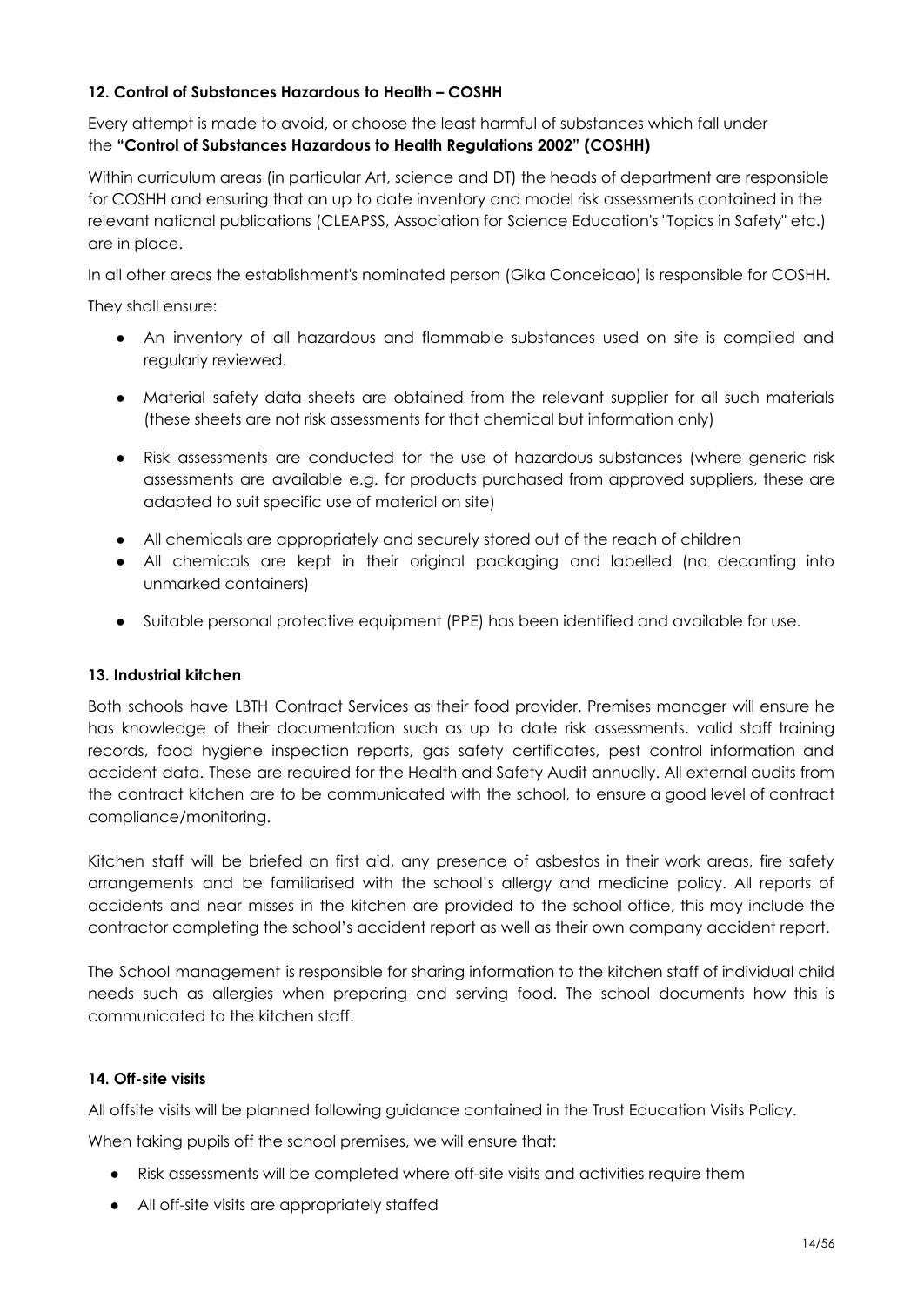### 12. Control of Substances Hazardous to Health – COSHH

Every attempt is made to avoid, or choose the least harmful of substances which fall under the **"Control of Substances Hazardous to Health Regulations 2002" (COSHH)**

Within curriculum areas (in particular Art, science and DT) the heads of department are responsible for COSHH and ensuring that an up to date inventory and model risk assessments contained in the relevant national publications (CLEAPSS, Association for Science Education's "Topics in Safety" etc.) are in place.

In all other areas the establishment's nominated person (Gika Conceicao) is responsible for COSHH.

They shall ensure:

- An inventory of all hazardous and flammable substances used on site is compiled and regularly reviewed.
- Material safety data sheets are obtained from the relevant supplier for all such materials (these sheets are not risk assessments for that chemical but information only)
- Risk assessments are conducted for the use of hazardous substances (where generic risk assessments are available e.g. for products purchased from approved suppliers, these are adapted to suit specific use of material on site)
- All chemicals are appropriately and securely stored out of the reach of children
- All chemicals are kept in their original packaging and labelled (no decanting into unmarked containers)
- Suitable personal protective equipment (PPE) has been identified and available for use.

### 13. Industrial kitchen

Both schools have LBTH Contract Services as their food provider. Premises manager will ensure he has knowledge of their documentation such as up to date risk assessments, valid staff training records, food hygiene inspection reports, gas safety certificates, pest control information and accident data. These are required for the Health and Safety Audit annually. All external audits from the contract kitchen are to be communicated with the school, to ensure a good level of contract compliance/monitoring.

Kitchen staff will be briefed on first aid, any presence of asbestos in their work areas, fire safety arrangements and be familiarised with the school's allergy and medicine policy. All reports of accidents and near misses in the kitchen are provided to the school office, this may include the contractor completing the school's accident report as well as their own company accident report.

The School management is responsible for sharing information to the kitchen staff of individual child needs such as allergies when preparing and serving food. The school documents how this is communicated to the kitchen staff.

### 14. Off-site visits

All offsite visits will be planned following guidance contained in the Trust Education Visits Policy.

When taking pupils off the school premises, we will ensure that:

- Risk assessments will be completed where off-site visits and activities require them
- All off-site visits are appropriately staffed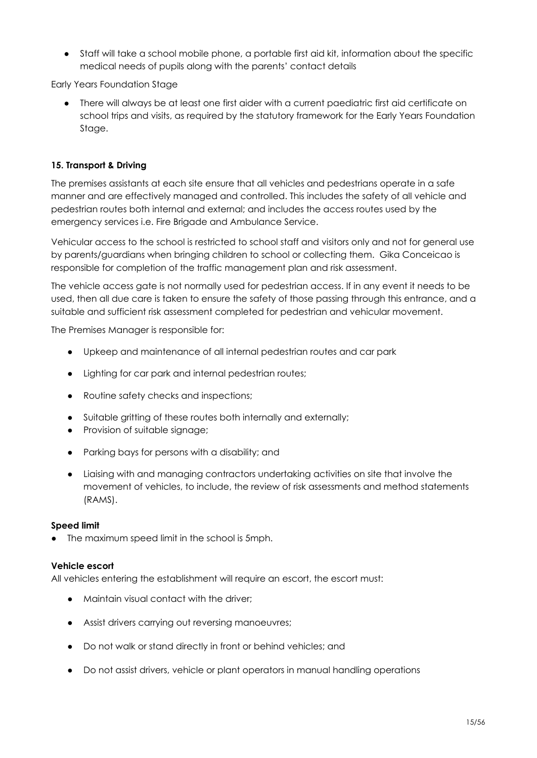- Staff will take a school mobile phone, a portable first aid kit, information about the specific medical needs of pupils along with the parents' contact details

Early Years Foundation Stage

- There will always be at least one first aider with a current paediatric first aid certificate on school trips and visits, as required by the statutory framework for the Early Years Foundation Stage.

**15. Transport & Driving**

The premises assistants at each site ensure that all vehicles and pedestrians operate in a safe manner and are effectively managed and controlled. This includes the safety of all vehicle and pedestrian routes both internal and external; and includes the access routes used by the emergency services i.e. Fire Brigade and Ambulance Service.

Vehicular access to the school is restricted to school staff and visitors only and not for general use by parents/guardians when bringing children to school or collecting them. Gika Conceicao is responsible for completion of the traffic management plan and risk assessment.

The vehicle access gate is not normally used for pedestrian access. If in any event it needs to be used, then all due care is taken to ensure the safety of those passing through this entrance, and a suitable and sufficient risk assessment completed for pedestrian and vehicular movement.

The Premises Manager is responsible for:

- Upkeep and maintenance of all internal pedestrian routes and car park
- Lighting for car park and internal pedestrian routes;
- Routine safety checks and inspections;
- Suitable gritting of these routes both internally and externally;
- Provision of suitable signage;
- Parking bays for persons with a disability; and
- Liaising with and managing contractors undertaking activities on site that involve the movement of vehicles, to include, the review of risk assessments and method statements (RAMS).

**Speed limit**

- The maximum speed limit in the school is 5mph.

**Vehicle escort**

All vehicles entering the establishment will require an escort, the escort must:

- Maintain visual contact with the driver;
- Assist drivers carrying out reversing manoeuvres;
- Do not walk or stand directly in front or behind vehicles; and
- Do not assist drivers, vehicle or plant operators in manual handling operations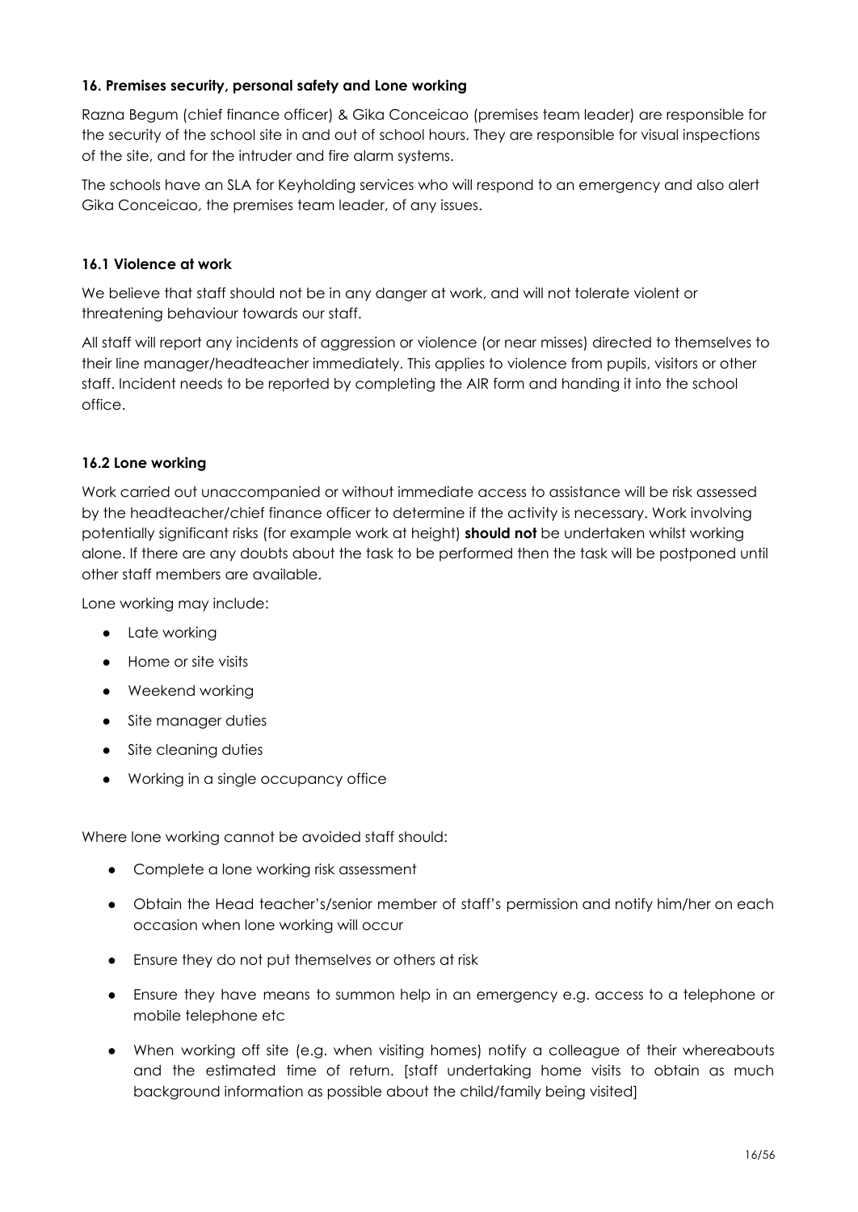### 16. Premises security, personal safety and Lone working

Razna Begum (chief finance officer) & Gika Conceicao (premises team leader) are responsible for the security of the school site in and out of school hours. They are responsible for visual inspections of the site, and for the intruder and fire alarm systems.

The schools have an SLA for Keyholding services who will respond to an emergency and also alert Gika Conceicao, the premises team leader, of any issues.

#### 16.1 Violence at work

We believe that staff should not be in any danger at work, and will not tolerate violent or threatening behaviour towards our staff.

All staff will report any incidents of aggression or violence (or near misses) directed to themselves to their line manager/headteacher immediately. This applies to violence from pupils, visitors or other staff. Incident needs to be reported by completing the AIR form and handing it into the school office.

#### 16.2 Lone working

Work carried out unaccompanied or without immediate access to assistance will be risk assessed by the headteacher/chief finance officer to determine if the activity is necessary. Work involving potentially significant risks (for example work at height) **should not** be undertaken whilst working alone. If there are any doubts about the task to be performed then the task will be postponed until other staff members are available.

Lone working may include:

- Late working
- Home or site visits
- Weekend working
- Site manager duties
- Site cleaning duties
- Working in a single occupancy office

Where lone working cannot be avoided staff should:

- Complete a lone working risk assessment
- Obtain the Head teacher's/senior member of staff's permission and notify him/her on each occasion when lone working will occur
- Ensure they do not put themselves or others at risk
- Ensure they have means to summon help in an emergency e.g. access to a telephone or mobile telephone etc
- When working off site (e.g. when visiting homes) notify a colleague of their whereabouts and the estimated time of return. [staff undertaking home visits to obtain as much background information as possible about the child/family being visited]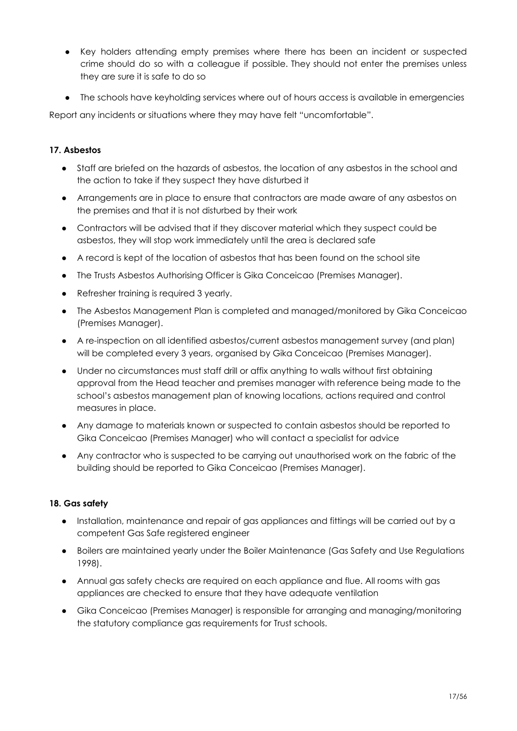- Key holders attending empty premises where there has been an incident or suspected crime should do so with a colleague if possible. They should not enter the premises unless they are sure it is safe to do so
- The schools have keyholding services where out of hours access is available in emergencies

Report any incidents or situations where they may have felt "uncomfortable".

**17. Asbestos**

- Staff are briefed on the hazards of asbestos, the location of any asbestos in the school and the action to take if they suspect they have disturbed it
- Arrangements are in place to ensure that contractors are made aware of any asbestos on the premises and that it is not disturbed by their work
- Contractors will be advised that if they discover material which they suspect could be asbestos, they will stop work immediately until the area is declared safe
- A record is kept of the location of asbestos that has been found on the school site
- The Trusts Asbestos Authorising Officer is Gika Conceicao (Premises Manager).
- Refresher training is required 3 yearly.
- The Asbestos Management Plan is completed and managed/monitored by Gika Conceicao (Premises Manager).
- A re-inspection on all identified asbestos/current asbestos management survey (and plan) will be completed every 3 years, organised by Gika Conceicao (Premises Manager).
- Under no circumstances must staff drill or affix anything to walls without first obtaining approval from the Head teacher and premises manager with reference being made to the school's asbestos management plan of knowing locations, actions required and control measures in place.
- Any damage to materials known or suspected to contain asbestos should be reported to Gika Conceicao (Premises Manager) who will contact a specialist for advice
- Any contractor who is suspected to be carrying out unauthorised work on the fabric of the building should be reported to Gika Conceicao (Premises Manager).

**18. Gas safety**

- Installation, maintenance and repair of gas appliances and fittings will be carried out by a competent Gas Safe registered engineer
- Boilers are maintained yearly under the Boiler Maintenance (Gas Safety and Use Regulations 1998).
- Annual gas safety checks are required on each appliance and flue. All rooms with gas appliances are checked to ensure that they have adequate ventilation
- Gika Conceicao (Premises Manager) is responsible for arranging and managing/monitoring the statutory compliance gas requirements for Trust schools.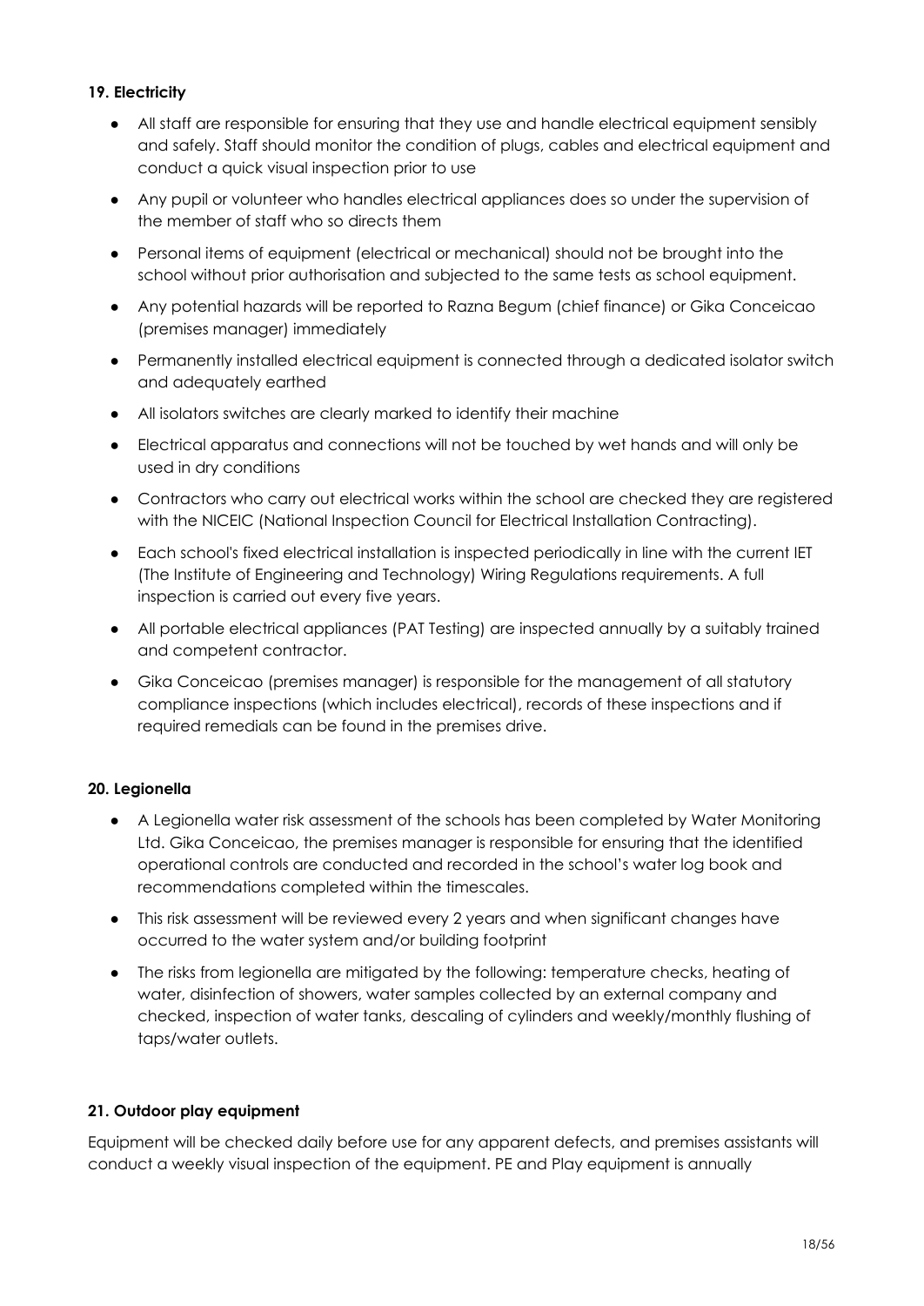**19. Electricity**

- All staff are responsible for ensuring that they use and handle electrical equipment sensibly and safely. Staff should monitor the condition of plugs, cables and electrical equipment and conduct a quick visual inspection prior to use
- Any pupil or volunteer who handles electrical appliances does so under the supervision of the member of staff who so directs them
- Personal items of equipment (electrical or mechanical) should not be brought into the school without prior authorisation and subjected to the same tests as school equipment.
- Any potential hazards will be reported to Razna Begum (chief finance) or Gika Conceicao (premises manager) immediately
- Permanently installed electrical equipment is connected through a dedicated isolator switch and adequately earthed
- All isolators switches are clearly marked to identify their machine
- Electrical apparatus and connections will not be touched by wet hands and will only be used in dry conditions
- Contractors who carry out electrical works within the school are checked they are registered with the NICEIC (National Inspection Council for Electrical Installation Contracting).
- Each school's fixed electrical installation is inspected periodically in line with the current IET (The Institute of Engineering and Technology) Wiring Regulations requirements. A full inspection is carried out every five years.
- All portable electrical appliances (PAT Testing) are inspected annually by a suitably trained and competent contractor.
- Gika Conceicao (premises manager) is responsible for the management of all statutory compliance inspections (which includes electrical), records of these inspections and if required remedials can be found in the premises drive.

**20. Legionella**

- A Legionella water risk assessment of the schools has been completed by Water Monitoring Ltd. Gika Conceicao, the premises manager is responsible for ensuring that the identified operational controls are conducted and recorded in the school's water log book and recommendations completed within the timescales.
- This risk assessment will be reviewed every 2 years and when significant changes have occurred to the water system and/or building footprint
- The risks from legionella are mitigated by the following: temperature checks, heating of water, disinfection of showers, water samples collected by an external company and checked, inspection of water tanks, descaling of cylinders and weekly/monthly flushing of taps/water outlets.

**21. Outdoor play equipment**

Equipment will be checked daily before use for any apparent defects, and premises assistants will conduct a weekly visual inspection of the equipment. PE and Play equipment is annually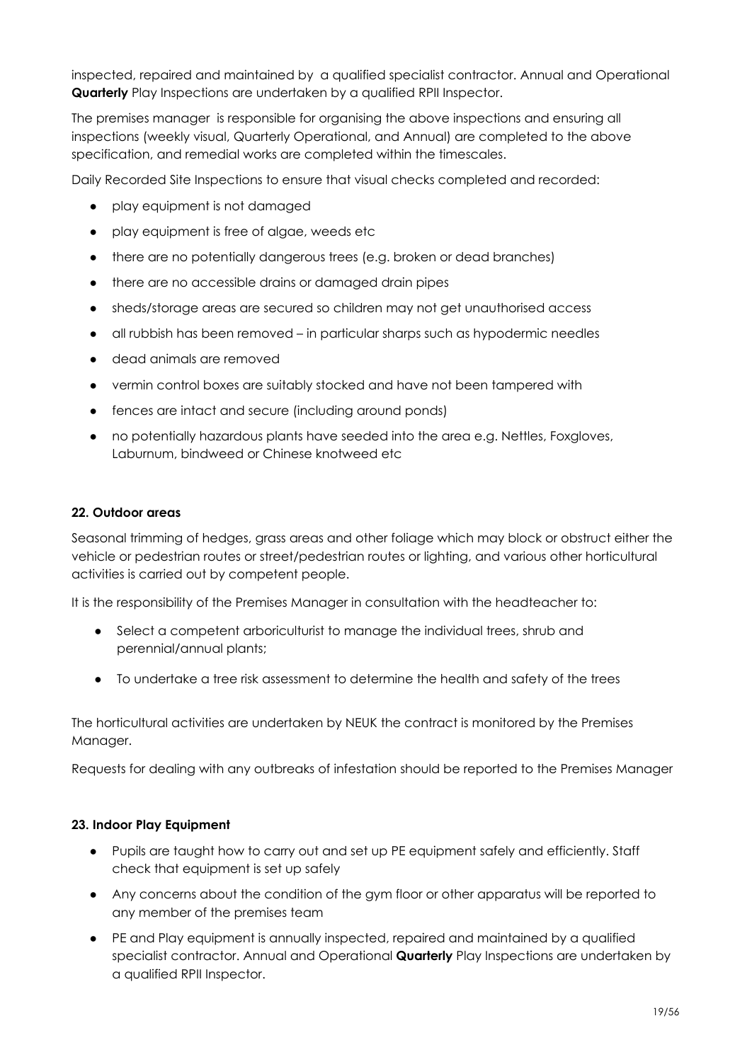inspected, repaired and maintained by a qualified specialist contractor. Annual and Operational **Quarterly** Play Inspections are undertaken by a qualified RPII Inspector.

The premises manager is responsible for organising the above inspections and ensuring all inspections (weekly visual, Quarterly Operational, and Annual) are completed to the above specification, and remedial works are completed within the timescales.

Daily Recorded Site Inspections to ensure that visual checks completed and recorded:

- play equipment is not damaged
- play equipment is free of algae, weeds etc
- there are no potentially dangerous trees (e.g. broken or dead branches)
- there are no accessible drains or damaged drain pipes
- sheds/storage areas are secured so children may not get unauthorised access
- all rubbish has been removed – in particular sharps such as hypodermic needles
- dead animals are removed
- vermin control boxes are suitably stocked and have not been tampered with
- fences are intact and secure (including around ponds)
- no potentially hazardous plants have seeded into the area e.g. Nettles, Foxgloves, Laburnum, bindweed or Chinese knotweed etc

#### 22. Outdoor areas

Seasonal trimming of hedges, grass areas and other foliage which may block or obstruct either the vehicle or pedestrian routes or street/pedestrian routes or lighting, and various other horticultural activities is carried out by competent people.

It is the responsibility of the Premises Manager in consultation with the headteacher to:

- Select a competent arboriculturist to manage the individual trees, shrub and perennial/annual plants;
- To undertake a tree risk assessment to determine the health and safety of the trees

The horticultural activities are undertaken by NEUK the contract is monitored by the Premises Manager.

Requests for dealing with any outbreaks of infestation should be reported to the Premises Manager

#### 23. Indoor Play Equipment

- Pupils are taught how to carry out and set up PE equipment safely and efficiently. Staff check that equipment is set up safely
- Any concerns about the condition of the gym floor or other apparatus will be reported to any member of the premises team
- PE and Play equipment is annually inspected, repaired and maintained by a qualified specialist contractor. Annual and Operational **Quarterly** Play Inspections are undertaken by a qualified RPII Inspector.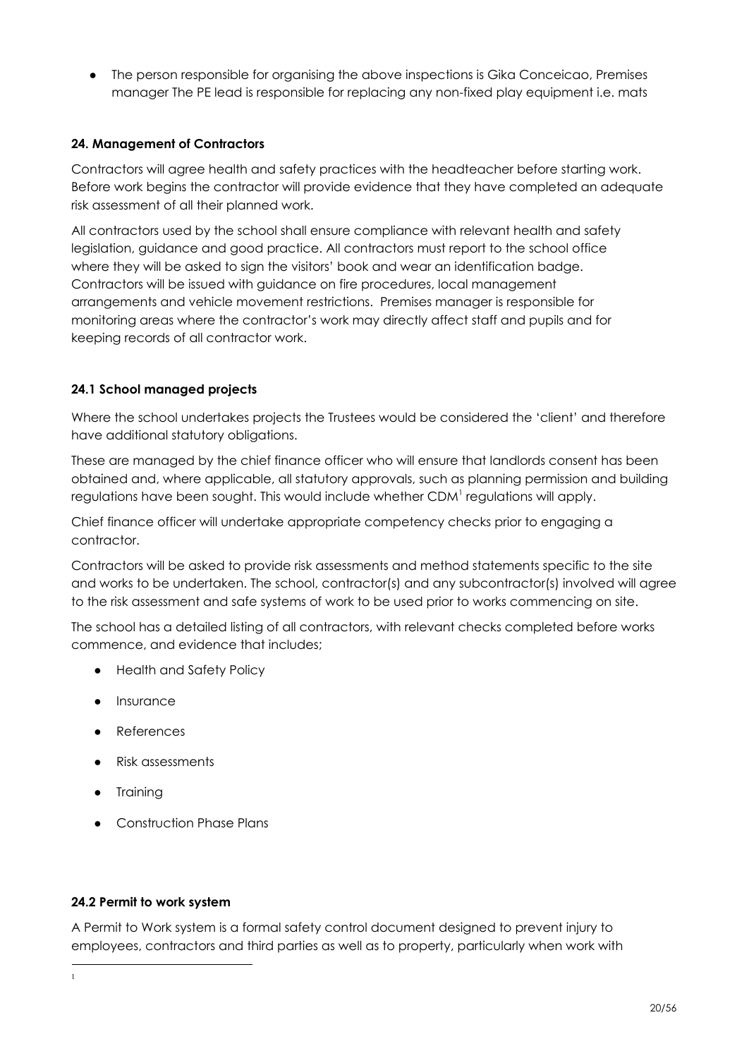- The person responsible for organising the above inspections is Gika Conceicao, Premises manager The PE lead is responsible for replacing any non-fixed play equipment i.e. mats

**24. Management of Contractors**

Contractors will agree health and safety practices with the headteacher before starting work. Before work begins the contractor will provide evidence that they have completed an adequate risk assessment of all their planned work.

All contractors used by the school shall ensure compliance with relevant health and safety legislation, guidance and good practice. All contractors must report to the school office where they will be asked to sign the visitors' book and wear an identification badge. Contractors will be issued with guidance on fire procedures, local management arrangements and vehicle movement restrictions. Premises manager is responsible for monitoring areas where the contractor's work may directly affect staff and pupils and for keeping records of all contractor work.

**24.1 School managed projects**

Where the school undertakes projects the Trustees would be considered the 'client' and therefore have additional statutory obligations.

These are managed by the chief finance officer who will ensure that landlords consent has been obtained and, where applicable, all statutory approvals, such as planning permission and building regulations have been sought. This would include whether CDM[1] regulations will apply.

Chief finance officer will undertake appropriate competency checks prior to engaging a contractor.

Contractors will be asked to provide risk assessments and method statements specific to the site and works to be undertaken. The school, contractor(s) and any subcontractor(s) involved will agree to the risk assessment and safe systems of work to be used prior to works commencing on site.

The school has a detailed listing of all contractors, with relevant checks completed before works commence, and evidence that includes;

- Health and Safety Policy
- Insurance
- References
- Risk assessments
- Training
- Construction Phase Plans

**24.2 Permit to work system**

A Permit to Work system is a formal safety control document designed to prevent injury to employees, contractors and third parties as well as to property, particularly when work with

1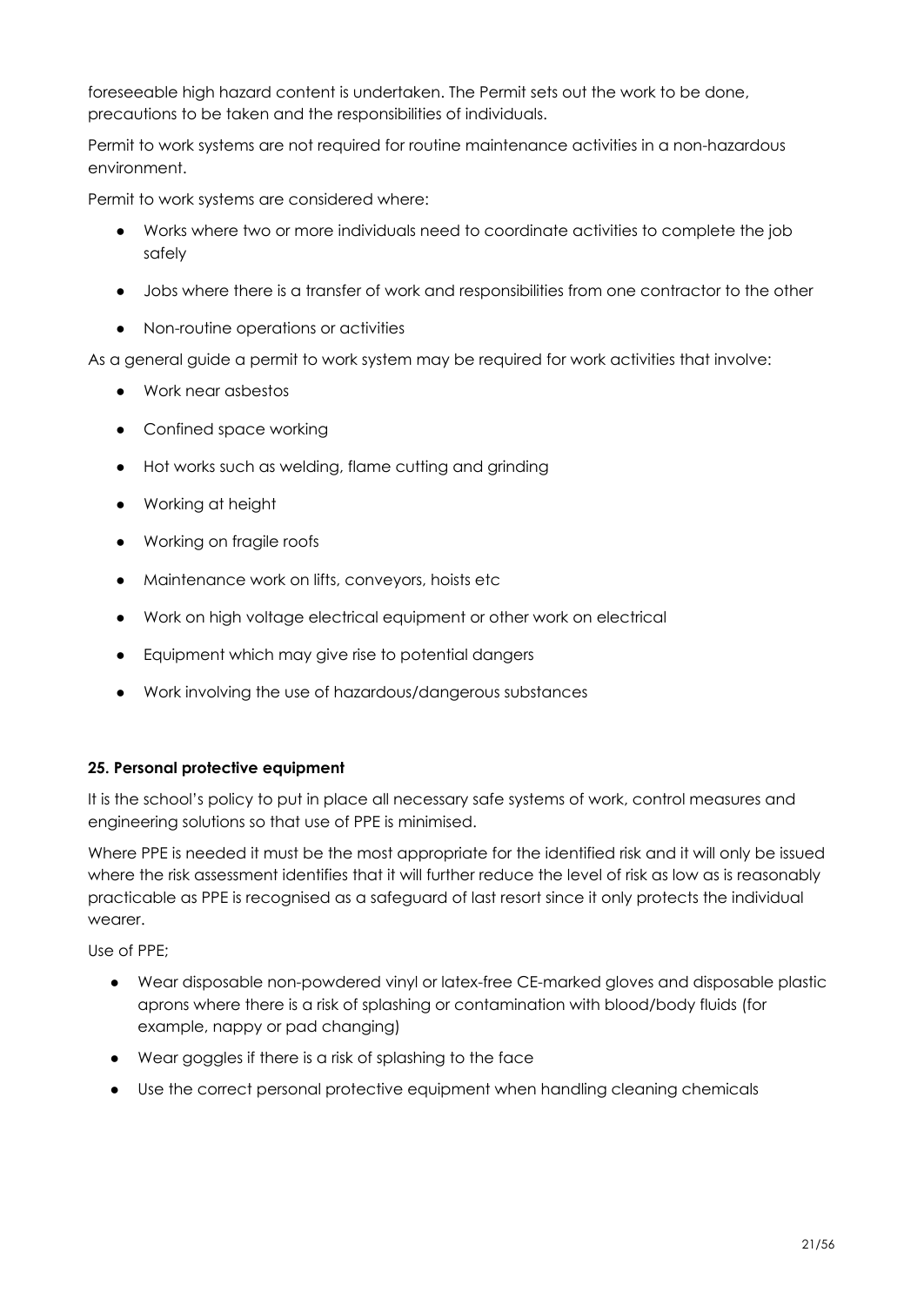foreseeable high hazard content is undertaken. The Permit sets out the work to be done, precautions to be taken and the responsibilities of individuals.

Permit to work systems are not required for routine maintenance activities in a non-hazardous environment.

Permit to work systems are considered where:

- Works where two or more individuals need to coordinate activities to complete the job safely
- Jobs where there is a transfer of work and responsibilities from one contractor to the other
- Non-routine operations or activities

As a general guide a permit to work system may be required for work activities that involve:

- Work near asbestos
- Confined space working
- Hot works such as welding, flame cutting and grinding
- Working at height
- Working on fragile roofs
- Maintenance work on lifts, conveyors, hoists etc
- Work on high voltage electrical equipment or other work on electrical
- Equipment which may give rise to potential dangers
- Work involving the use of hazardous/dangerous substances

**25. Personal protective equipment**

It is the school's policy to put in place all necessary safe systems of work, control measures and engineering solutions so that use of PPE is minimised.

Where PPE is needed it must be the most appropriate for the identified risk and it will only be issued where the risk assessment identifies that it will further reduce the level of risk as low as is reasonably practicable as PPE is recognised as a safeguard of last resort since it only protects the individual wearer.

Use of PPE;

- Wear disposable non-powdered vinyl or latex-free CE-marked gloves and disposable plastic aprons where there is a risk of splashing or contamination with blood/body fluids (for example, nappy or pad changing)
- Wear goggles if there is a risk of splashing to the face
- Use the correct personal protective equipment when handling cleaning chemicals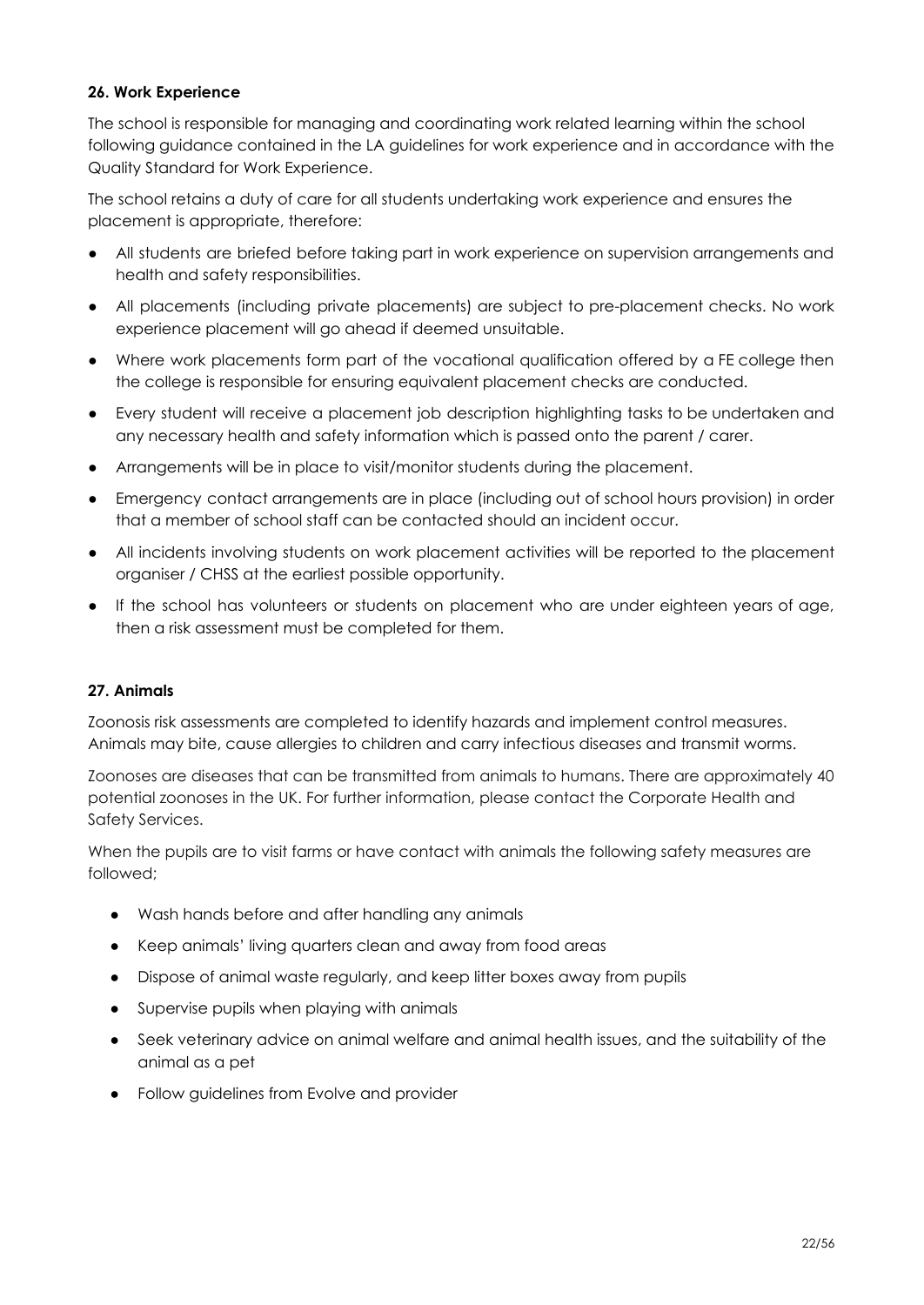**26. Work Experience**

The school is responsible for managing and coordinating work related learning within the school following guidance contained in the LA guidelines for work experience and in accordance with the Quality Standard for Work Experience.

The school retains a duty of care for all students undertaking work experience and ensures the placement is appropriate, therefore:

- All students are briefed before taking part in work experience on supervision arrangements and health and safety responsibilities.
- All placements (including private placements) are subject to pre-placement checks. No work experience placement will go ahead if deemed unsuitable.
- Where work placements form part of the vocational qualification offered by a FE college then the college is responsible for ensuring equivalent placement checks are conducted.
- Every student will receive a placement job description highlighting tasks to be undertaken and any necessary health and safety information which is passed onto the parent / carer.
- Arrangements will be in place to visit/monitor students during the placement.
- Emergency contact arrangements are in place (including out of school hours provision) in order that a member of school staff can be contacted should an incident occur.
- All incidents involving students on work placement activities will be reported to the placement organiser / CHSS at the earliest possible opportunity.
- If the school has volunteers or students on placement who are under eighteen years of age, then a risk assessment must be completed for them.

**27. Animals**

Zoonosis risk assessments are completed to identify hazards and implement control measures. Animals may bite, cause allergies to children and carry infectious diseases and transmit worms.

Zoonoses are diseases that can be transmitted from animals to humans. There are approximately 40 potential zoonoses in the UK. For further information, please contact the Corporate Health and Safety Services.

When the pupils are to visit farms or have contact with animals the following safety measures are followed;

- Wash hands before and after handling any animals
- Keep animals' living quarters clean and away from food areas
- Dispose of animal waste regularly, and keep litter boxes away from pupils
- Supervise pupils when playing with animals
- Seek veterinary advice on animal welfare and animal health issues, and the suitability of the animal as a pet
- Follow guidelines from Evolve and provider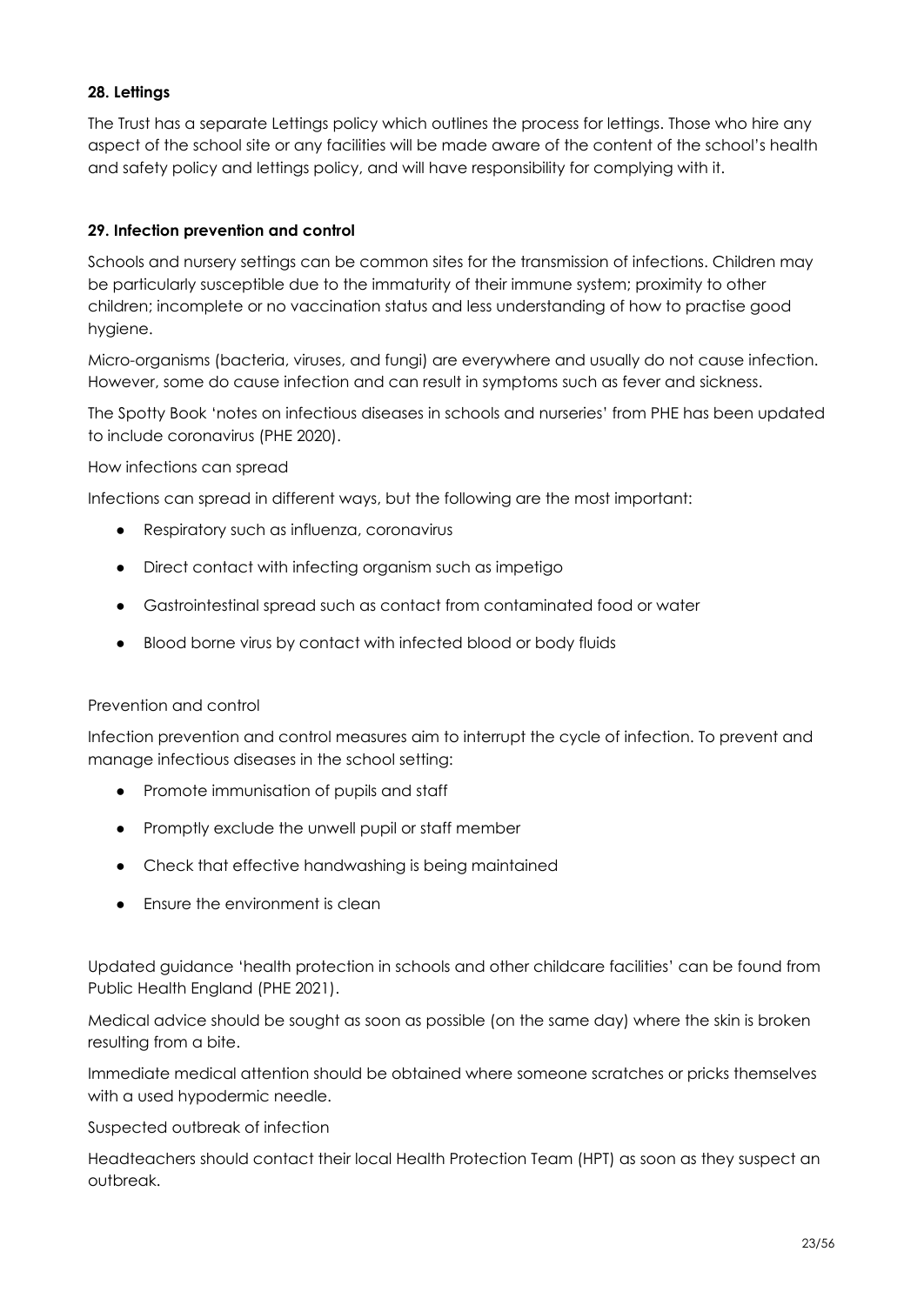**28. Lettings**

The Trust has a separate Lettings policy which outlines the process for lettings. Those who hire any aspect of the school site or any facilities will be made aware of the content of the school's health and safety policy and lettings policy, and will have responsibility for complying with it.

**29. Infection prevention and control**

Schools and nursery settings can be common sites for the transmission of infections. Children may be particularly susceptible due to the immaturity of their immune system; proximity to other children; incomplete or no vaccination status and less understanding of how to practise good hygiene.

Micro-organisms (bacteria, viruses, and fungi) are everywhere and usually do not cause infection. However, some do cause infection and can result in symptoms such as fever and sickness.

The Spotty Book 'notes on infectious diseases in schools and nurseries' from PHE has been updated to include coronavirus (PHE 2020).

How infections can spread

Infections can spread in different ways, but the following are the most important:

- Respiratory such as influenza, coronavirus
- Direct contact with infecting organism such as impetigo
- Gastrointestinal spread such as contact from contaminated food or water
- Blood borne virus by contact with infected blood or body fluids

Prevention and control

Infection prevention and control measures aim to interrupt the cycle of infection. To prevent and manage infectious diseases in the school setting:

- Promote immunisation of pupils and staff
- Promptly exclude the unwell pupil or staff member
- Check that effective handwashing is being maintained
- Ensure the environment is clean

Updated guidance 'health protection in schools and other childcare facilities' can be found from Public Health England (PHE 2021).

Medical advice should be sought as soon as possible (on the same day) where the skin is broken resulting from a bite.

Immediate medical attention should be obtained where someone scratches or pricks themselves with a used hypodermic needle.

Suspected outbreak of infection

Headteachers should contact their local Health Protection Team (HPT) as soon as they suspect an outbreak.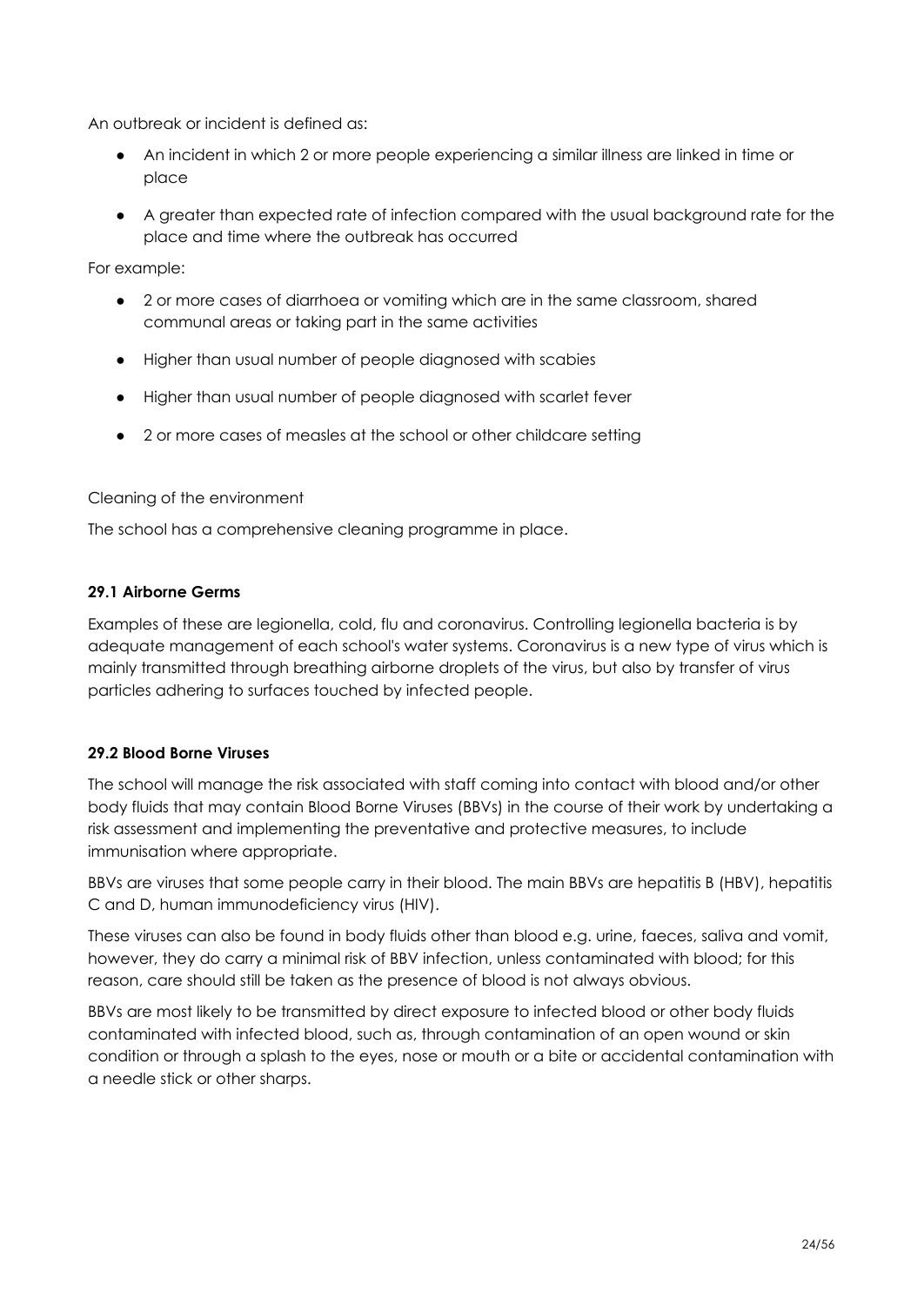An outbreak or incident is defined as:

- An incident in which 2 or more people experiencing a similar illness are linked in time or place
- A greater than expected rate of infection compared with the usual background rate for the place and time where the outbreak has occurred

For example:

- 2 or more cases of diarrhoea or vomiting which are in the same classroom, shared communal areas or taking part in the same activities
- Higher than usual number of people diagnosed with scabies
- Higher than usual number of people diagnosed with scarlet fever
- 2 or more cases of measles at the school or other childcare setting

Cleaning of the environment

The school has a comprehensive cleaning programme in place.

**29.1 Airborne Germs**

Examples of these are legionella, cold, flu and coronavirus. Controlling legionella bacteria is by adequate management of each school's water systems. Coronavirus is a new type of virus which is mainly transmitted through breathing airborne droplets of the virus, but also by transfer of virus particles adhering to surfaces touched by infected people.

**29.2 Blood Borne Viruses**

The school will manage the risk associated with staff coming into contact with blood and/or other body fluids that may contain Blood Borne Viruses (BBVs) in the course of their work by undertaking a risk assessment and implementing the preventative and protective measures, to include immunisation where appropriate.

BBVs are viruses that some people carry in their blood. The main BBVs are hepatitis B (HBV), hepatitis C and D, human immunodeficiency virus (HIV).

These viruses can also be found in body fluids other than blood e.g. urine, faeces, saliva and vomit, however, they do carry a minimal risk of BBV infection, unless contaminated with blood; for this reason, care should still be taken as the presence of blood is not always obvious.

BBVs are most likely to be transmitted by direct exposure to infected blood or other body fluids contaminated with infected blood, such as, through contamination of an open wound or skin condition or through a splash to the eyes, nose or mouth or a bite or accidental contamination with a needle stick or other sharps.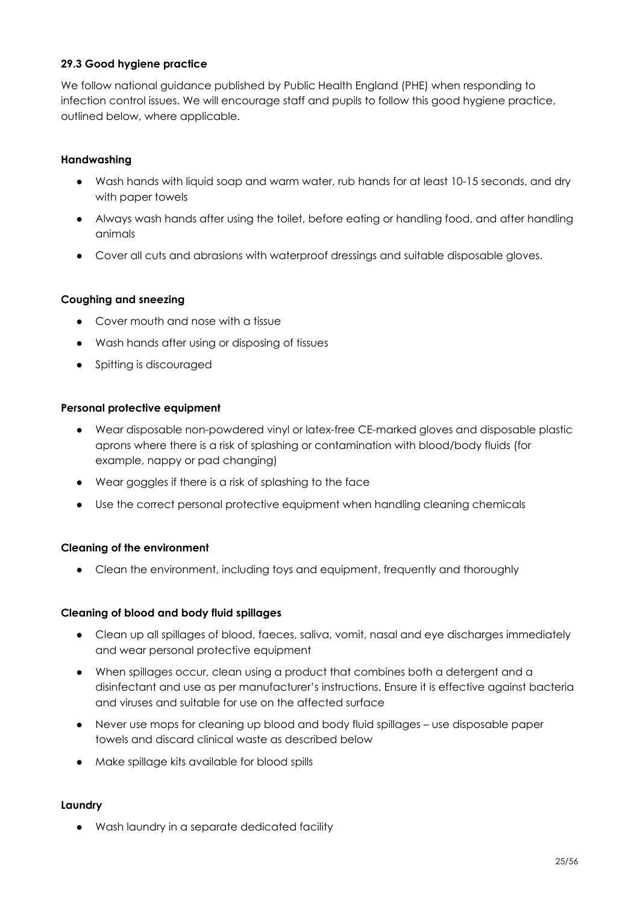### 29.3 Good hygiene practice

We follow national guidance published by Public Health England (PHE) when responding to infection control issues. We will encourage staff and pupils to follow this good hygiene practice, outlined below, where applicable.

**Handwashing**

- Wash hands with liquid soap and warm water, rub hands for at least 10-15 seconds, and dry with paper towels
- Always wash hands after using the toilet, before eating or handling food, and after handling animals
- Cover all cuts and abrasions with waterproof dressings and suitable disposable gloves.

**Coughing and sneezing**

- Cover mouth and nose with a tissue
- Wash hands after using or disposing of tissues
- Spitting is discouraged

**Personal protective equipment**

- Wear disposable non-powdered vinyl or latex-free CE-marked gloves and disposable plastic aprons where there is a risk of splashing or contamination with blood/body fluids (for example, nappy or pad changing)
- Wear goggles if there is a risk of splashing to the face
- Use the correct personal protective equipment when handling cleaning chemicals

**Cleaning of the environment**

- Clean the environment, including toys and equipment, frequently and thoroughly

**Cleaning of blood and body fluid spillages**

- Clean up all spillages of blood, faeces, saliva, vomit, nasal and eye discharges immediately and wear personal protective equipment
- When spillages occur, clean using a product that combines both a detergent and a disinfectant and use as per manufacturer's instructions. Ensure it is effective against bacteria and viruses and suitable for use on the affected surface
- Never use mops for cleaning up blood and body fluid spillages – use disposable paper towels and discard clinical waste as described below
- Make spillage kits available for blood spills

**Laundry**

- Wash laundry in a separate dedicated facility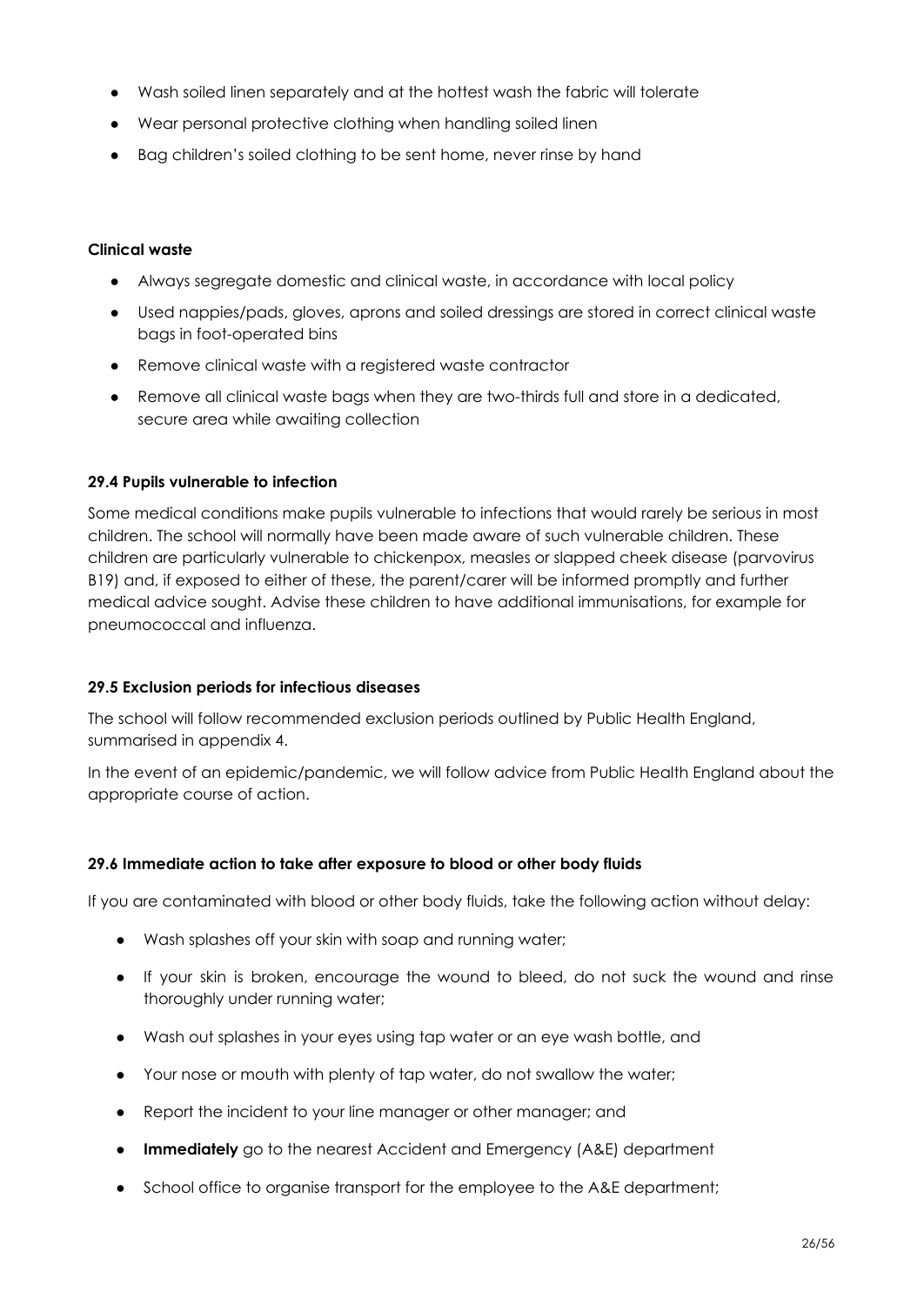- Wash soiled linen separately and at the hottest wash the fabric will tolerate
- Wear personal protective clothing when handling soiled linen
- Bag children's soiled clothing to be sent home, never rinse by hand

**Clinical waste**

- Always segregate domestic and clinical waste, in accordance with local policy
- Used nappies/pads, gloves, aprons and soiled dressings are stored in correct clinical waste bags in foot-operated bins
- Remove clinical waste with a registered waste contractor
- Remove all clinical waste bags when they are two-thirds full and store in a dedicated, secure area while awaiting collection

#### 29.4 Pupils vulnerable to infection

Some medical conditions make pupils vulnerable to infections that would rarely be serious in most children. The school will normally have been made aware of such vulnerable children. These children are particularly vulnerable to chickenpox, measles or slapped cheek disease (parvovirus B19) and, if exposed to either of these, the parent/carer will be informed promptly and further medical advice sought. Advise these children to have additional immunisations, for example for pneumococcal and influenza.

#### 29.5 Exclusion periods for infectious diseases

The school will follow recommended exclusion periods outlined by Public Health England, summarised in appendix 4.

In the event of an epidemic/pandemic, we will follow advice from Public Health England about the appropriate course of action.

#### 29.6 Immediate action to take after exposure to blood or other body fluids

If you are contaminated with blood or other body fluids, take the following action without delay:

- Wash splashes off your skin with soap and running water;
- If your skin is broken, encourage the wound to bleed, do not suck the wound and rinse thoroughly under running water;
- Wash out splashes in your eyes using tap water or an eye wash bottle, and
- Your nose or mouth with plenty of tap water, do not swallow the water;
- Report the incident to your line manager or other manager; and
- **Immediately** go to the nearest Accident and Emergency (A&E) department
- School office to organise transport for the employee to the A&E department;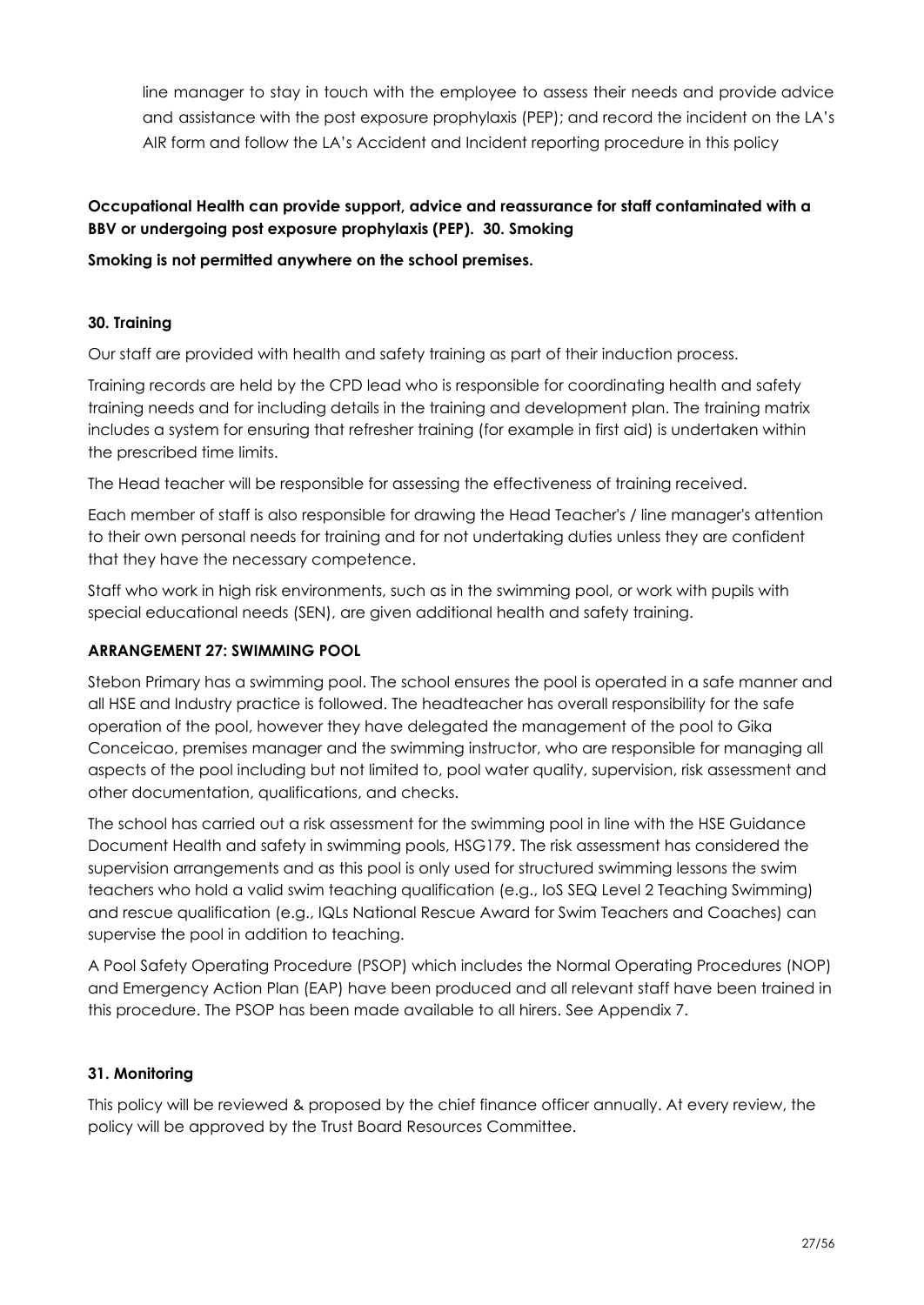line manager to stay in touch with the employee to assess their needs and provide advice and assistance with the post exposure prophylaxis (PEP); and record the incident on the LA's AIR form and follow the LA's Accident and Incident reporting procedure in this policy

**Occupational Health can provide support, advice and reassurance for staff contaminated with a BBV or undergoing post exposure prophylaxis (PEP). 30. Smoking**

**Smoking is not permitted anywhere on the school premises.**

## 30. Training

Our staff are provided with health and safety training as part of their induction process.

Training records are held by the CPD lead who is responsible for coordinating health and safety training needs and for including details in the training and development plan. The training matrix includes a system for ensuring that refresher training (for example in first aid) is undertaken within the prescribed time limits.

The Head teacher will be responsible for assessing the effectiveness of training received.

Each member of staff is also responsible for drawing the Head Teacher's / line manager's attention to their own personal needs for training and for not undertaking duties unless they are confident that they have the necessary competence.

Staff who work in high risk environments, such as in the swimming pool, or work with pupils with special educational needs (SEN), are given additional health and safety training.

## ARRANGEMENT 27: SWIMMING POOL

Stebon Primary has a swimming pool. The school ensures the pool is operated in a safe manner and all HSE and Industry practice is followed. The headteacher has overall responsibility for the safe operation of the pool, however they have delegated the management of the pool to Gika Conceicao, premises manager and the swimming instructor, who are responsible for managing all aspects of the pool including but not limited to, pool water quality, supervision, risk assessment and other documentation, qualifications, and checks.

The school has carried out a risk assessment for the swimming pool in line with the HSE Guidance Document Health and safety in swimming pools, HSG179. The risk assessment has considered the supervision arrangements and as this pool is only used for structured swimming lessons the swim teachers who hold a valid swim teaching qualification (e.g., IoS SEQ Level 2 Teaching Swimming) and rescue qualification (e.g., IQLs National Rescue Award for Swim Teachers and Coaches) can supervise the pool in addition to teaching.

A Pool Safety Operating Procedure (PSOP) which includes the Normal Operating Procedures (NOP) and Emergency Action Plan (EAP) have been produced and all relevant staff have been trained in this procedure. The PSOP has been made available to all hirers. See Appendix 7.

## 31. Monitoring

This policy will be reviewed & proposed by the chief finance officer annually. At every review, the policy will be approved by the Trust Board Resources Committee.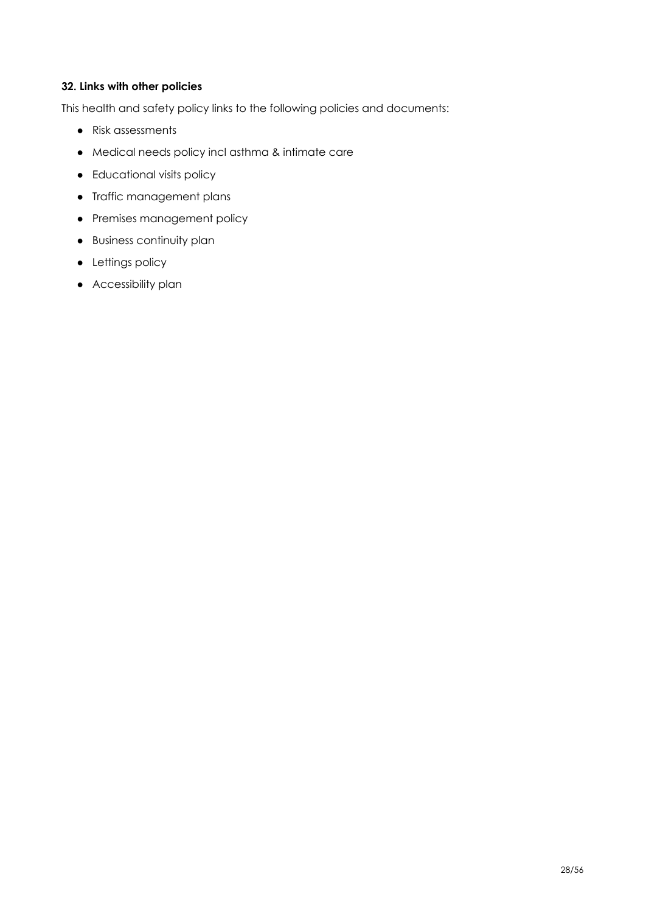### 32. Links with other policies

This health and safety policy links to the following policies and documents:

- Risk assessments
- Medical needs policy incl asthma & intimate care
- Educational visits policy
- Traffic management plans
- Premises management policy
- Business continuity plan
- Lettings policy
- Accessibility plan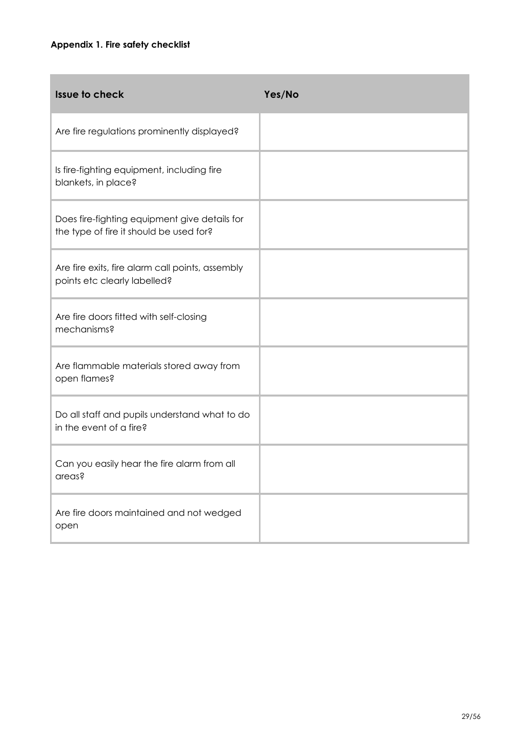**Appendix 1. Fire safety checklist**

| Issue to check | Yes/No |
| --- | --- |
| Are fire regulations prominently displayed? | |
| Is fire-fighting equipment, including fire blankets, in place? | |
| Does fire-fighting equipment give details for the type of fire it should be used for? | |
| Are fire exits, fire alarm call points, assembly points etc clearly labelled? | |
| Are fire doors fitted with self-closing mechanisms? | |
| Are flammable materials stored away from open flames? | |
| Do all staff and pupils understand what to do in the event of a fire? | |
| Can you easily hear the fire alarm from all areas? | |
| Are fire doors maintained and not wedged open | |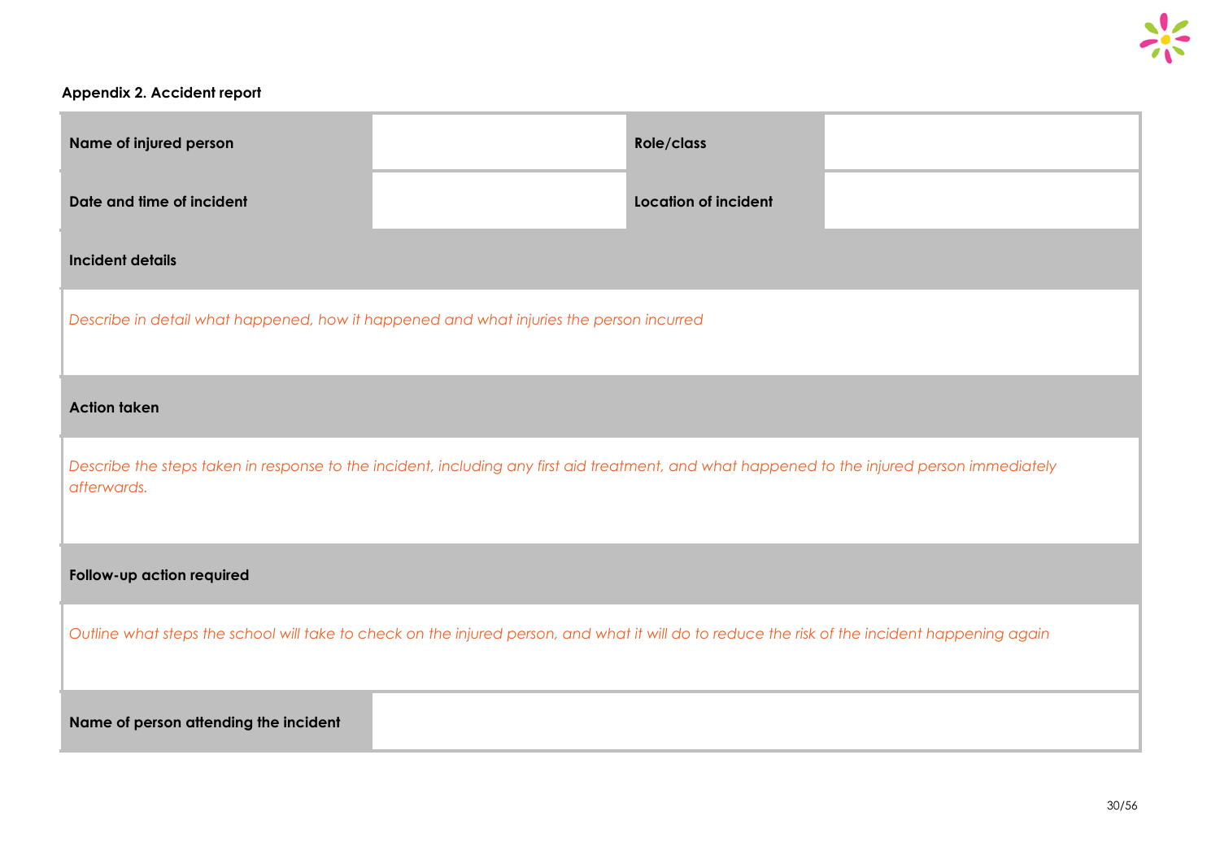**Appendix 2. Accident report**

| **Name of injured person** | | **Role/class** | |
|---|---|---|---|
| **Date and time of incident** | | **Location of incident** | |
| **Incident details** | | | |
| *Describe in detail what happened, how it happened and what injuries the person incurred* | | | |
| **Action taken** | | | |
| *Describe the steps taken in response to the incident, including any first aid treatment, and what happened to the injured person immediately afterwards.* | | | |
| **Follow-up action required** | | | |
| *Outline what steps the school will take to check on the injured person, and what it will do to reduce the risk of the incident happening again* | | | |
| **Name of person attending the incident** | | | |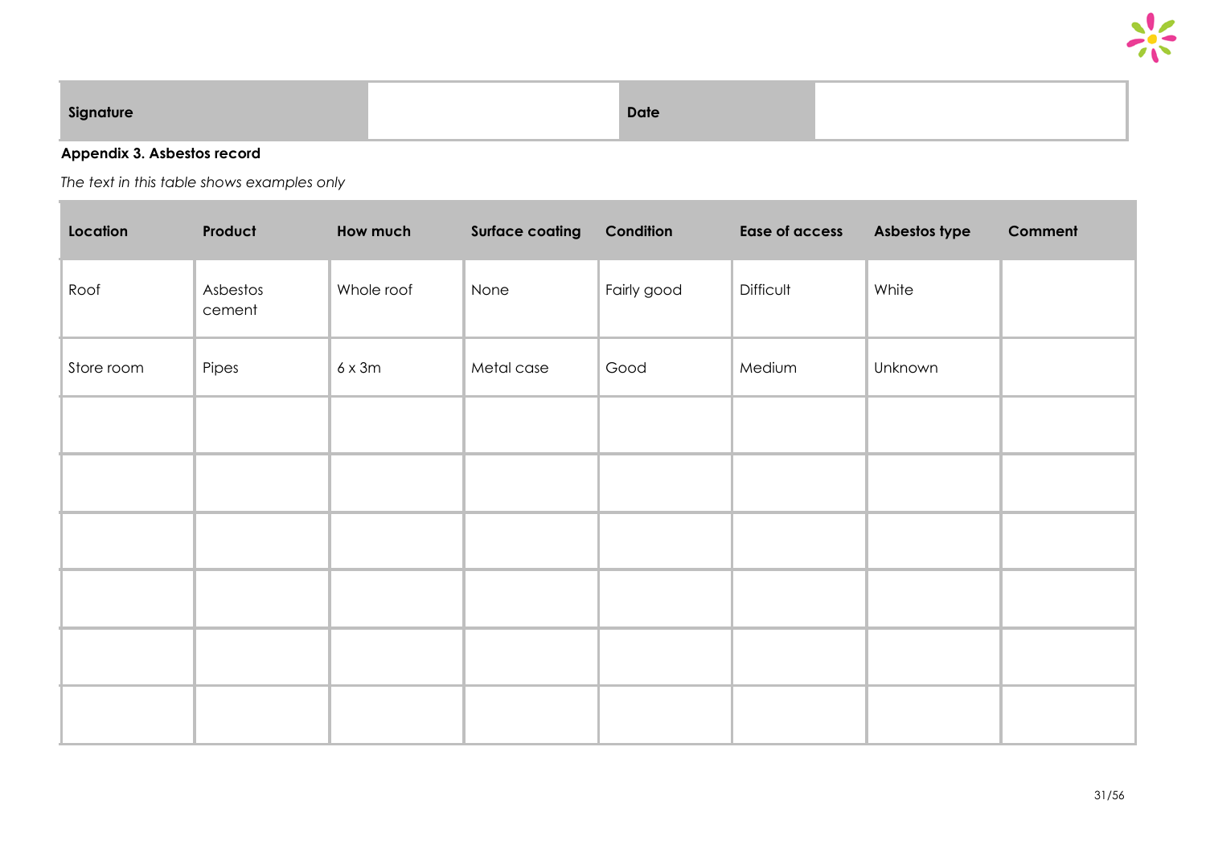| Signature | | Date | |
|---|---|---|---|

**Appendix 3. Asbestos record**

*The text in this table shows examples only*

| Location | Product | How much | Surface coating | Condition | Ease of access | Asbestos type | Comment |
|---|---|---|---|---|---|---|---|
| Roof | Asbestos cement | Whole roof | None | Fairly good | Difficult | White | |
| Store room | Pipes | 6 x 3m | Metal case | Good | Medium | Unknown | |
| | | | | | | | |
| | | | | | | | |
| | | | | | | | |
| | | | | | | | |
| | | | | | | | |
| | | | | | | | |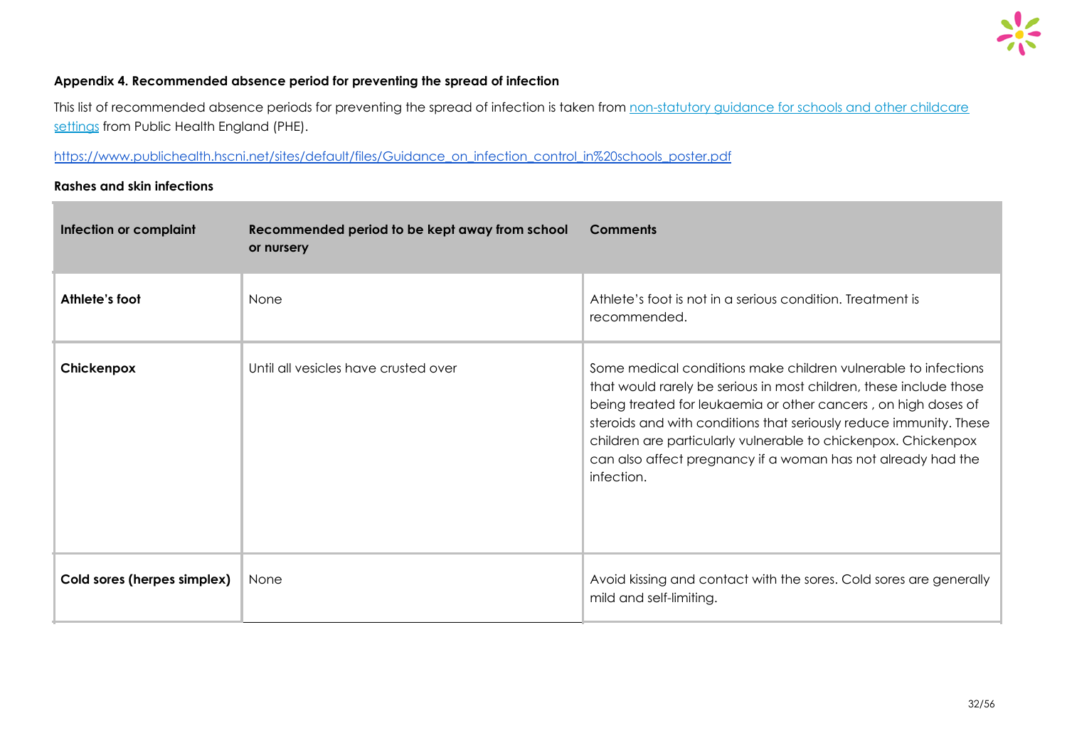### Appendix 4. Recommended absence period for preventing the spread of infection

This list of recommended absence periods for preventing the spread of infection is taken from [non-statutory guidance for schools and other childcare settings](https://www.publichealth.hscni.net/sites/default/files/Guidance_on_infection_control_in%20schools_poster.pdf) from Public Health England (PHE).

https://www.publichealth.hscni.net/sites/default/files/Guidance_on_infection_control_in%20schools_poster.pdf

#### Rashes and skin infections

| Infection or complaint | Recommended period to be kept away from school or nursery | Comments |
|---|---|---|
| **Athlete's foot** | None | Athlete's foot is not in a serious condition. Treatment is recommended. |
| **Chickenpox** | Until all vesicles have crusted over | Some medical conditions make children vulnerable to infections that would rarely be serious in most children, these include those being treated for leukaemia or other cancers , on high doses of steroids and with conditions that seriously reduce immunity. These children are particularly vulnerable to chickenpox. Chickenpox can also affect pregnancy if a woman has not already had the infection. |
| **Cold sores (herpes simplex)** | None | Avoid kissing and contact with the sores. Cold sores are generally mild and self-limiting. |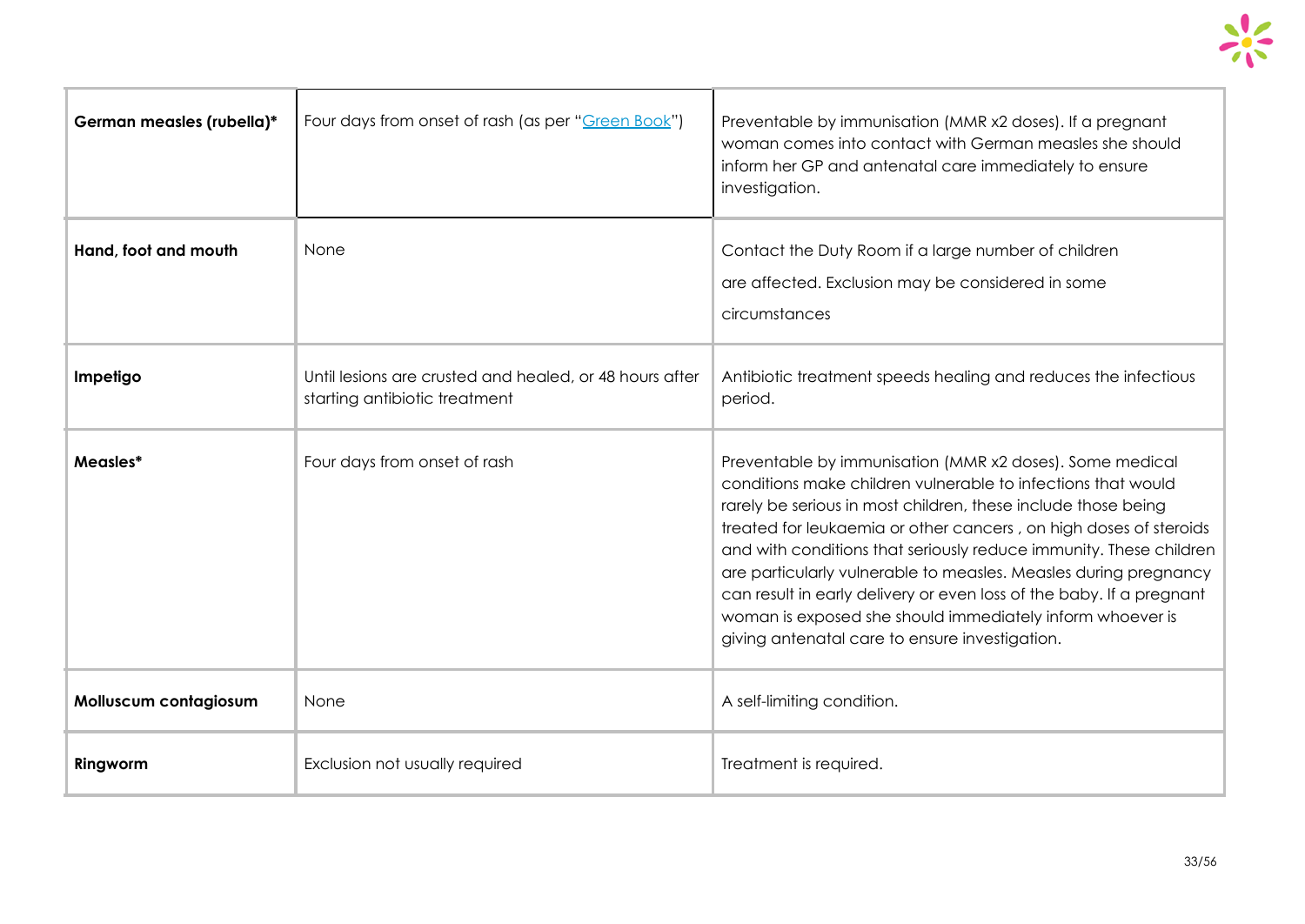| | | |
|---|---|---|
| **German measles (rubella)*** | Four days from onset of rash (as per "[Green Book](#)") | Preventable by immunisation (MMR x2 doses). If a pregnant woman comes into contact with German measles she should inform her GP and antenatal care immediately to ensure investigation. |
| **Hand, foot and mouth** | None | Contact the Duty Room if a large number of children are affected. Exclusion may be considered in some circumstances |
| **Impetigo** | Until lesions are crusted and healed, or 48 hours after starting antibiotic treatment | Antibiotic treatment speeds healing and reduces the infectious period. |
| **Measles*** | Four days from onset of rash | Preventable by immunisation (MMR x2 doses). Some medical conditions make children vulnerable to infections that would rarely be serious in most children, these include those being treated for leukaemia or other cancers , on high doses of steroids and with conditions that seriously reduce immunity. These children are particularly vulnerable to measles. Measles during pregnancy can result in early delivery or even loss of the baby. If a pregnant woman is exposed she should immediately inform whoever is giving antenatal care to ensure investigation. |
| **Molluscum contagiosum** | None | A self-limiting condition. |
| **Ringworm** | Exclusion not usually required | Treatment is required. |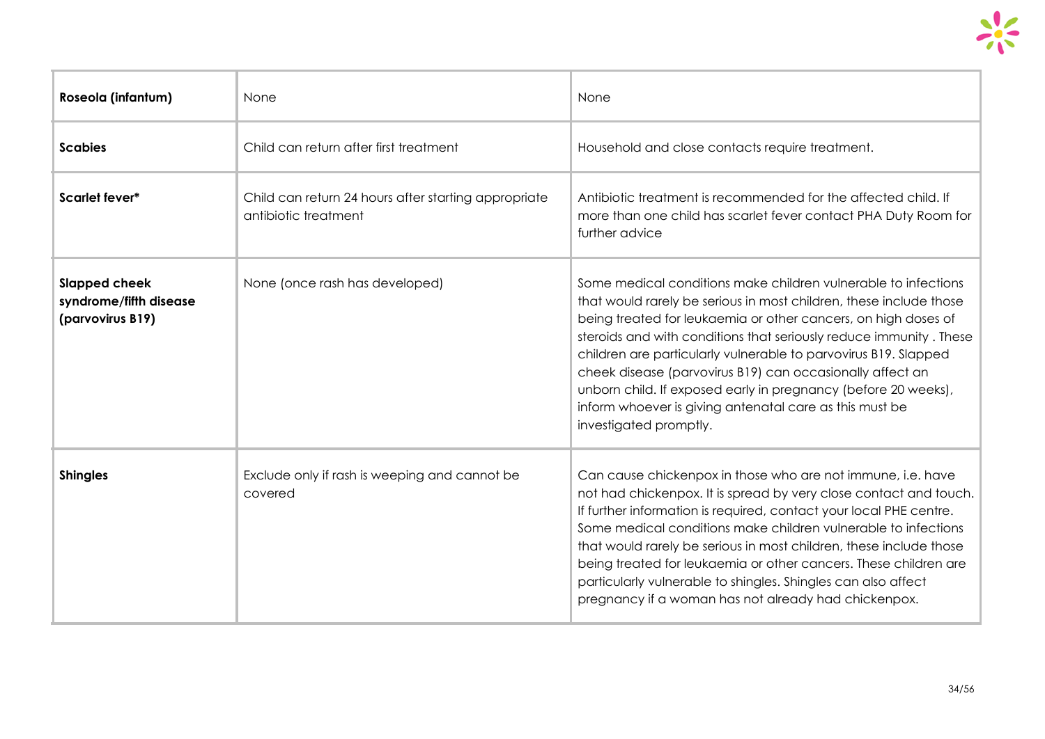| **Roseola (infantum)** | None | None |
|---|---|---|
| **Scabies** | Child can return after first treatment | Household and close contacts require treatment. |
| **Scarlet fever*** | Child can return 24 hours after starting appropriate antibiotic treatment | Antibiotic treatment is recommended for the affected child. If more than one child has scarlet fever contact PHA Duty Room for further advice |
| **Slapped cheek syndrome/fifth disease (parvovirus B19)** | None (once rash has developed) | Some medical conditions make children vulnerable to infections that would rarely be serious in most children, these include those being treated for leukaemia or other cancers, on high doses of steroids and with conditions that seriously reduce immunity . These children are particularly vulnerable to parvovirus B19. Slapped cheek disease (parvovirus B19) can occasionally affect an unborn child. If exposed early in pregnancy (before 20 weeks), inform whoever is giving antenatal care as this must be investigated promptly. |
| **Shingles** | Exclude only if rash is weeping and cannot be covered | Can cause chickenpox in those who are not immune, i.e. have not had chickenpox. It is spread by very close contact and touch. If further information is required, contact your local PHE centre. Some medical conditions make children vulnerable to infections that would rarely be serious in most children, these include those being treated for leukaemia or other cancers. These children are particularly vulnerable to shingles. Shingles can also affect pregnancy if a woman has not already had chickenpox. |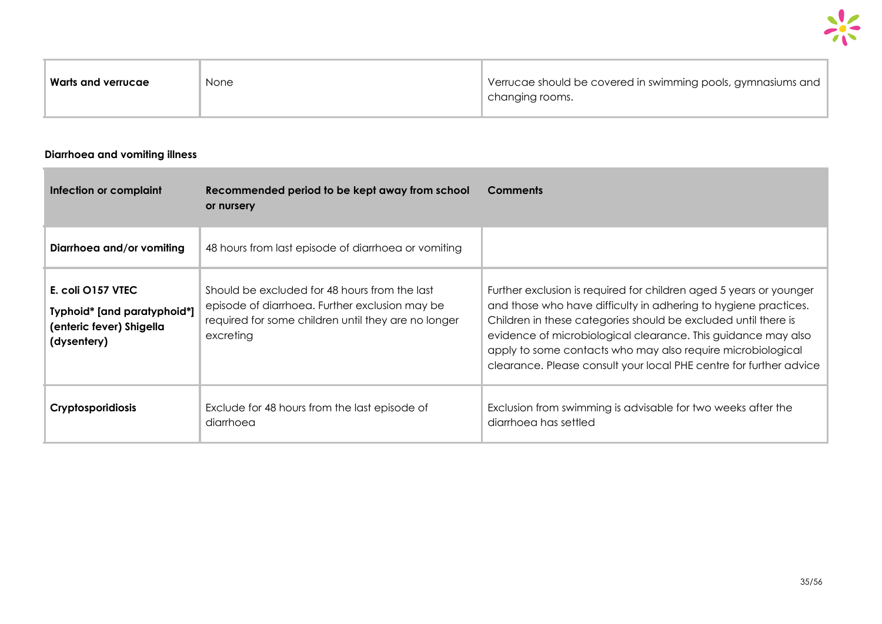| Warts and verrucae | None | Verrucae should be covered in swimming pools, gymnasiums and changing rooms. |
|---|---|---|

**Diarrhoea and vomiting illness**

| Infection or complaint | Recommended period to be kept away from school or nursery | Comments |
|---|---|---|
| **Diarrhoea and/or vomiting** | 48 hours from last episode of diarrhoea or vomiting | |
| **E. coli O157 VTEC Typhoid* [and paratyphoid*] (enteric fever) Shigella (dysentery)** | Should be excluded for 48 hours from the last episode of diarrhoea. Further exclusion may be required for some children until they are no longer excreting | Further exclusion is required for children aged 5 years or younger and those who have difficulty in adhering to hygiene practices. Children in these categories should be excluded until there is evidence of microbiological clearance. This guidance may also apply to some contacts who may also require microbiological clearance. Please consult your local PHE centre for further advice |
| **Cryptosporidiosis** | Exclude for 48 hours from the last episode of diarrhoea | Exclusion from swimming is advisable for two weeks after the diarrhoea has settled |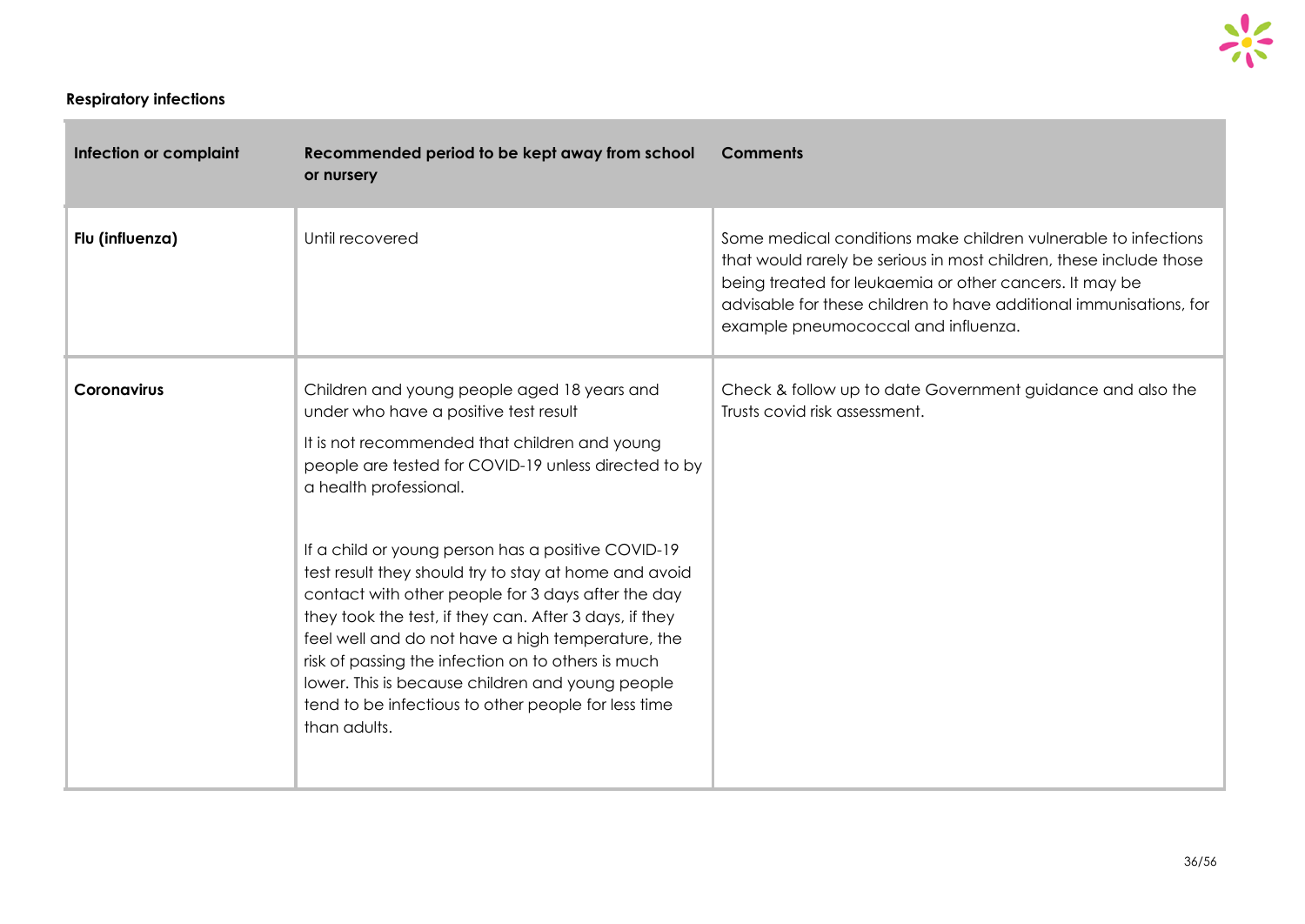**Respiratory infections**

| Infection or complaint | Recommended period to be kept away from school or nursery | Comments |
|---|---|---|
| **Flu (influenza)** | Until recovered | Some medical conditions make children vulnerable to infections that would rarely be serious in most children, these include those being treated for leukaemia or other cancers. It may be advisable for these children to have additional immunisations, for example pneumococcal and influenza. |
| **Coronavirus** | Children and young people aged 18 years and under who have a positive test result<br><br>It is not recommended that children and young people are tested for COVID-19 unless directed to by a health professional.<br><br>If a child or young person has a positive COVID-19 test result they should try to stay at home and avoid contact with other people for 3 days after the day they took the test, if they can. After 3 days, if they feel well and do not have a high temperature, the risk of passing the infection on to others is much lower. This is because children and young people tend to be infectious to other people for less time than adults. | Check & follow up to date Government guidance and also the Trusts covid risk assessment. |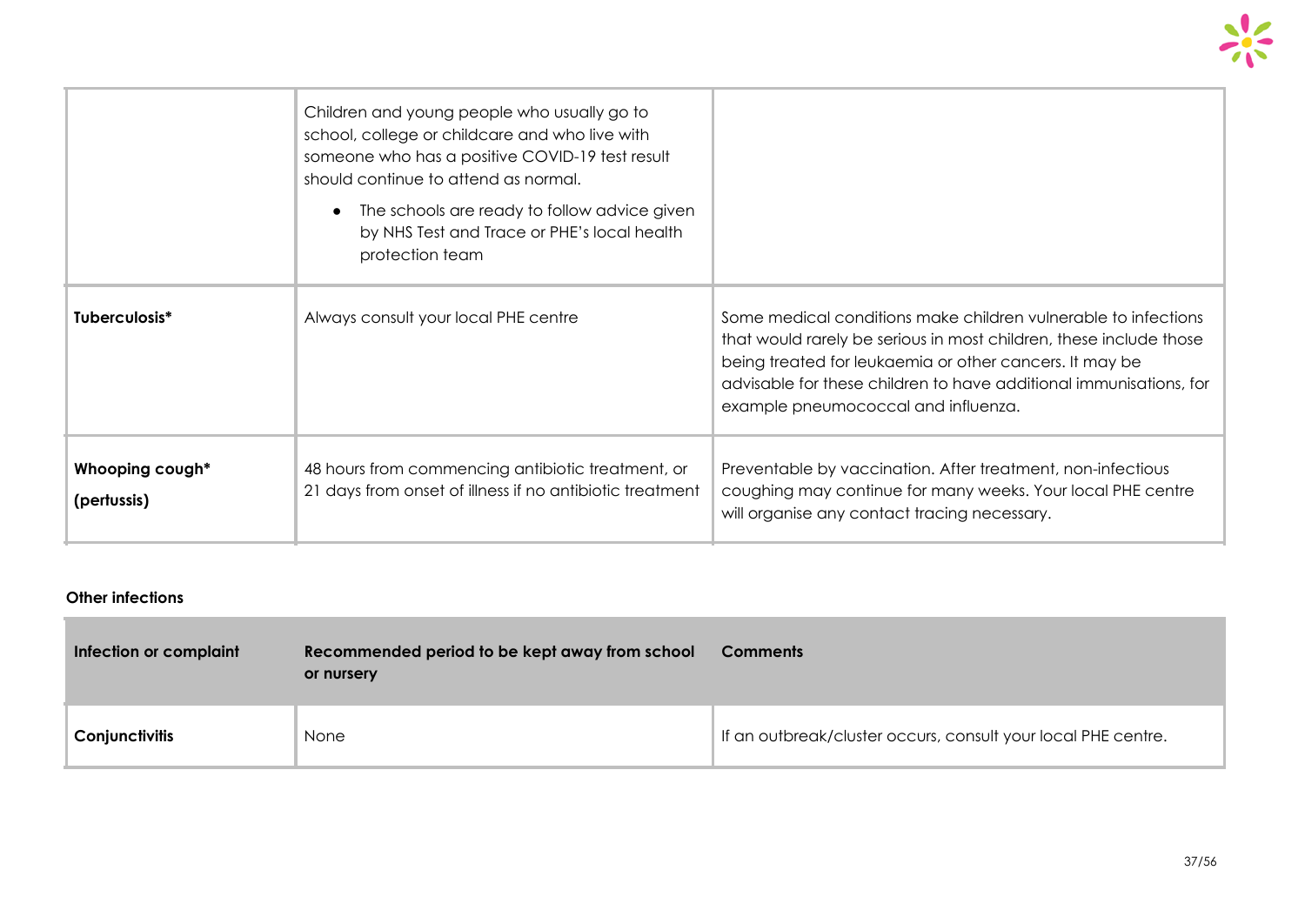| | | |
|---|---|---|
| | Children and young people who usually go to school, college or childcare and who live with someone who has a positive COVID-19 test result should continue to attend as normal.<br><br>• The schools are ready to follow advice given by NHS Test and Trace or PHE's local health protection team | |
| **Tuberculosis*** | Always consult your local PHE centre | Some medical conditions make children vulnerable to infections that would rarely be serious in most children, these include those being treated for leukaemia or other cancers. It may be advisable for these children to have additional immunisations, for example pneumococcal and influenza. |
| **Whooping cough* (pertussis)** | 48 hours from commencing antibiotic treatment, or 21 days from onset of illness if no antibiotic treatment | Preventable by vaccination. After treatment, non-infectious coughing may continue for many weeks. Your local PHE centre will organise any contact tracing necessary. |

**Other infections**

| Infection or complaint | Recommended period to be kept away from school or nursery | Comments |
|---|---|---|
| **Conjunctivitis** | None | If an outbreak/cluster occurs, consult your local PHE centre. |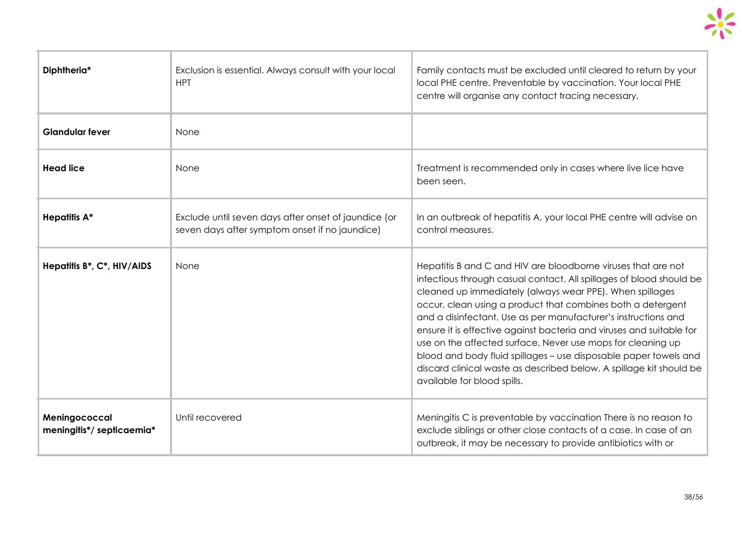| | | |
|---|---|---|
| **Diphtheria*** | Exclusion is essential. Always consult with your local HPT | Family contacts must be excluded until cleared to return by your local PHE centre. Preventable by vaccination. Your local PHE centre will organise any contact tracing necessary. |
| **Glandular fever** | None | |
| **Head lice** | None | Treatment is recommended only in cases where live lice have been seen. |
| **Hepatitis A*** | Exclude until seven days after onset of jaundice (or seven days after symptom onset if no jaundice) | In an outbreak of hepatitis A, your local PHE centre will advise on control measures. |
| **Hepatitis B*, C*, HIV/AIDS** | None | Hepatitis B and C and HIV are bloodborne viruses that are not infectious through casual contact. All spillages of blood should be cleaned up immediately (always wear PPE). When spillages occur, clean using a product that combines both a detergent and a disinfectant. Use as per manufacturer's instructions and ensure it is effective against bacteria and viruses and suitable for use on the affected surface. Never use mops for cleaning up blood and body fluid spillages – use disposable paper towels and discard clinical waste as described below. A spillage kit should be available for blood spills. |
| **Meningococcal meningitis*/ septicaemia*** | Until recovered | Meningitis C is preventable by vaccination There is no reason to exclude siblings or other close contacts of a case. In case of an outbreak, it may be necessary to provide antibiotics with or |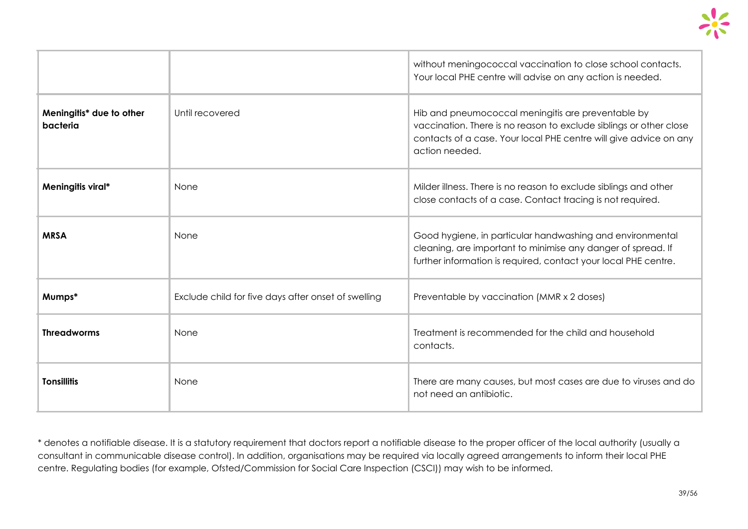| | | |
|---|---|---|
| | | without meningococcal vaccination to close school contacts. Your local PHE centre will advise on any action is needed. |
| **Meningitis* due to other bacteria** | Until recovered | Hib and pneumococcal meningitis are preventable by vaccination. There is no reason to exclude siblings or other close contacts of a case. Your local PHE centre will give advice on any action needed. |
| **Meningitis viral*** | None | Milder illness. There is no reason to exclude siblings and other close contacts of a case. Contact tracing is not required. |
| **MRSA** | None | Good hygiene, in particular handwashing and environmental cleaning, are important to minimise any danger of spread. If further information is required, contact your local PHE centre. |
| **Mumps*** | Exclude child for five days after onset of swelling | Preventable by vaccination (MMR x 2 doses) |
| **Threadworms** | None | Treatment is recommended for the child and household contacts. |
| **Tonsillitis** | None | There are many causes, but most cases are due to viruses and do not need an antibiotic. |

* denotes a notifiable disease. It is a statutory requirement that doctors report a notifiable disease to the proper officer of the local authority (usually a consultant in communicable disease control). In addition, organisations may be required via locally agreed arrangements to inform their local PHE centre. Regulating bodies (for example, Ofsted/Commission for Social Care Inspection (CSCI)) may wish to be informed.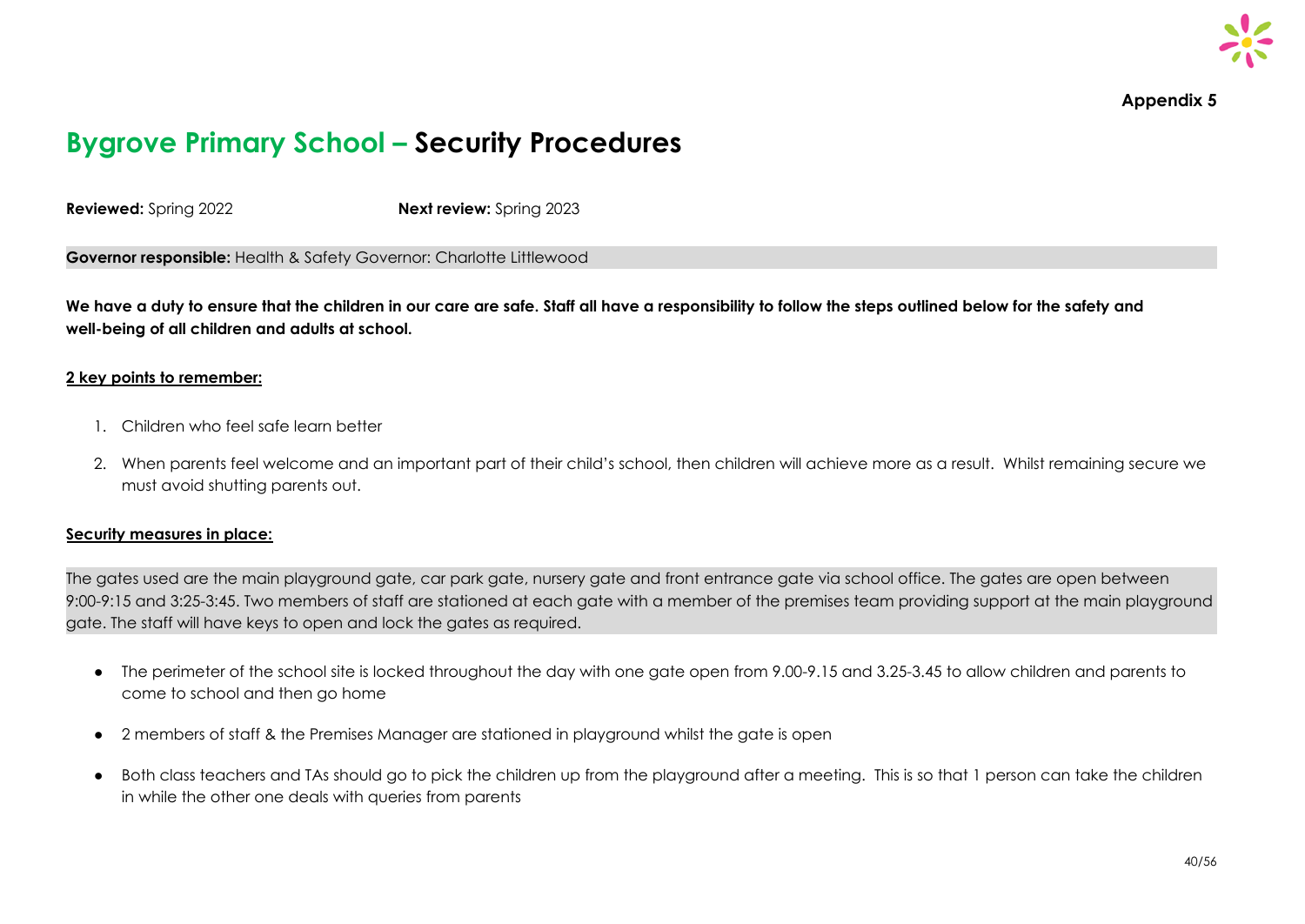**Appendix 5**

# Bygrove Primary School – Security Procedures

**Reviewed:** Spring 2022 **Next review:** Spring 2023

**Governor responsible:** Health & Safety Governor: Charlotte Littlewood

**We have a duty to ensure that the children in our care are safe. Staff all have a responsibility to follow the steps outlined below for the safety and well-being of all children and adults at school.**

**2 key points to remember:**

1. Children who feel safe learn better
2. When parents feel welcome and an important part of their child's school, then children will achieve more as a result. Whilst remaining secure we must avoid shutting parents out.

**Security measures in place:**

The gates used are the main playground gate, car park gate, nursery gate and front entrance gate via school office. The gates are open between 9:00-9:15 and 3:25-3:45. Two members of staff are stationed at each gate with a member of the premises team providing support at the main playground gate. The staff will have keys to open and lock the gates as required.

- The perimeter of the school site is locked throughout the day with one gate open from 9.00-9.15 and 3.25-3.45 to allow children and parents to come to school and then go home
- 2 members of staff & the Premises Manager are stationed in playground whilst the gate is open
- Both class teachers and TAs should go to pick the children up from the playground after a meeting. This is so that 1 person can take the children in while the other one deals with queries from parents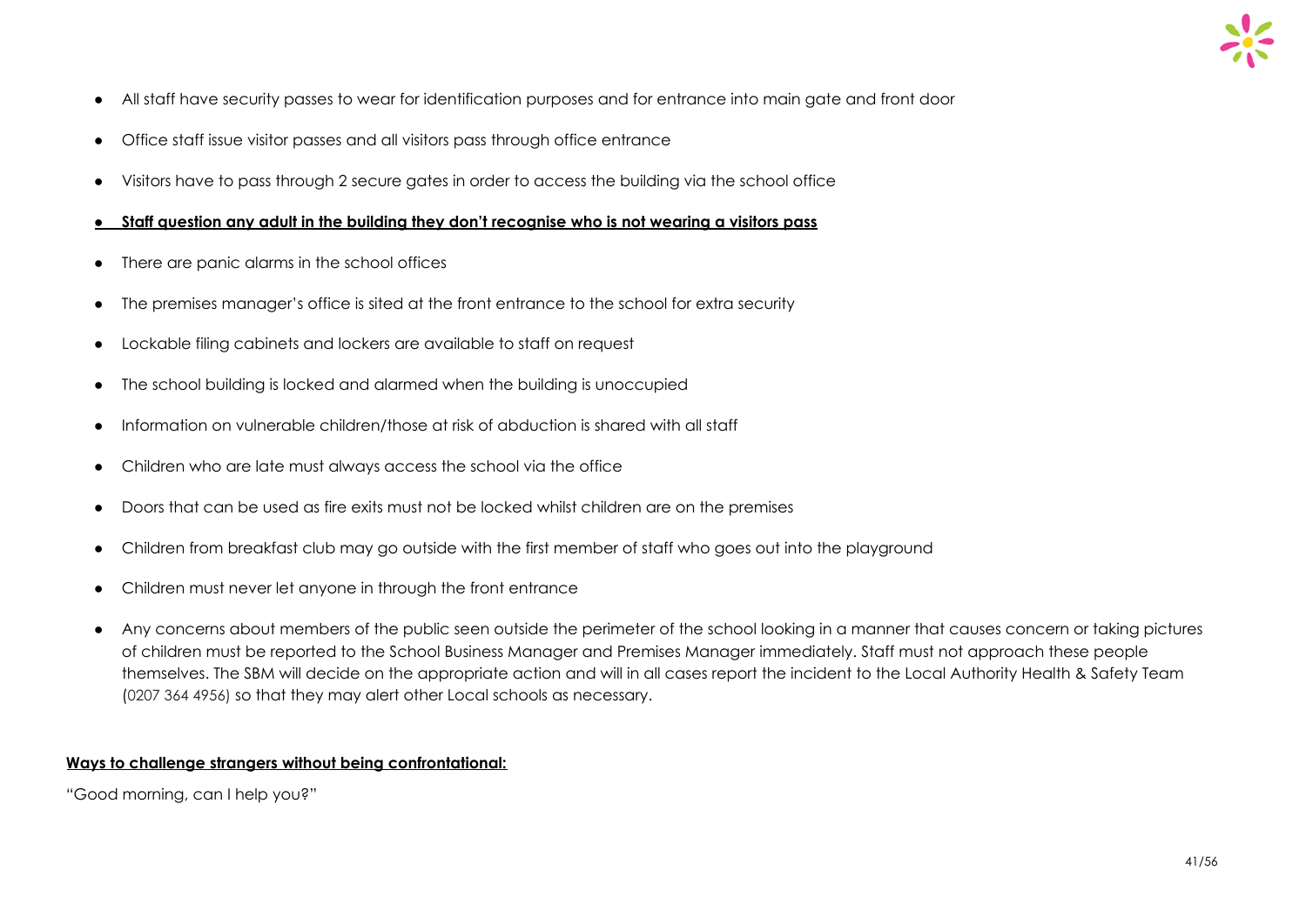- All staff have security passes to wear for identification purposes and for entrance into main gate and front door
- Office staff issue visitor passes and all visitors pass through office entrance
- Visitors have to pass through 2 secure gates in order to access the building via the school office
- **Staff question any adult in the building they don't recognise who is not wearing a visitors pass**
- There are panic alarms in the school offices
- The premises manager's office is sited at the front entrance to the school for extra security
- Lockable filing cabinets and lockers are available to staff on request
- The school building is locked and alarmed when the building is unoccupied
- Information on vulnerable children/those at risk of abduction is shared with all staff
- Children who are late must always access the school via the office
- Doors that can be used as fire exits must not be locked whilst children are on the premises
- Children from breakfast club may go outside with the first member of staff who goes out into the playground
- Children must never let anyone in through the front entrance
- Any concerns about members of the public seen outside the perimeter of the school looking in a manner that causes concern or taking pictures of children must be reported to the School Business Manager and Premises Manager immediately. Staff must not approach these people themselves. The SBM will decide on the appropriate action and will in all cases report the incident to the Local Authority Health & Safety Team (0207 364 4956) so that they may alert other Local schools as necessary.

**Ways to challenge strangers without being confrontational:**

"Good morning, can I help you?"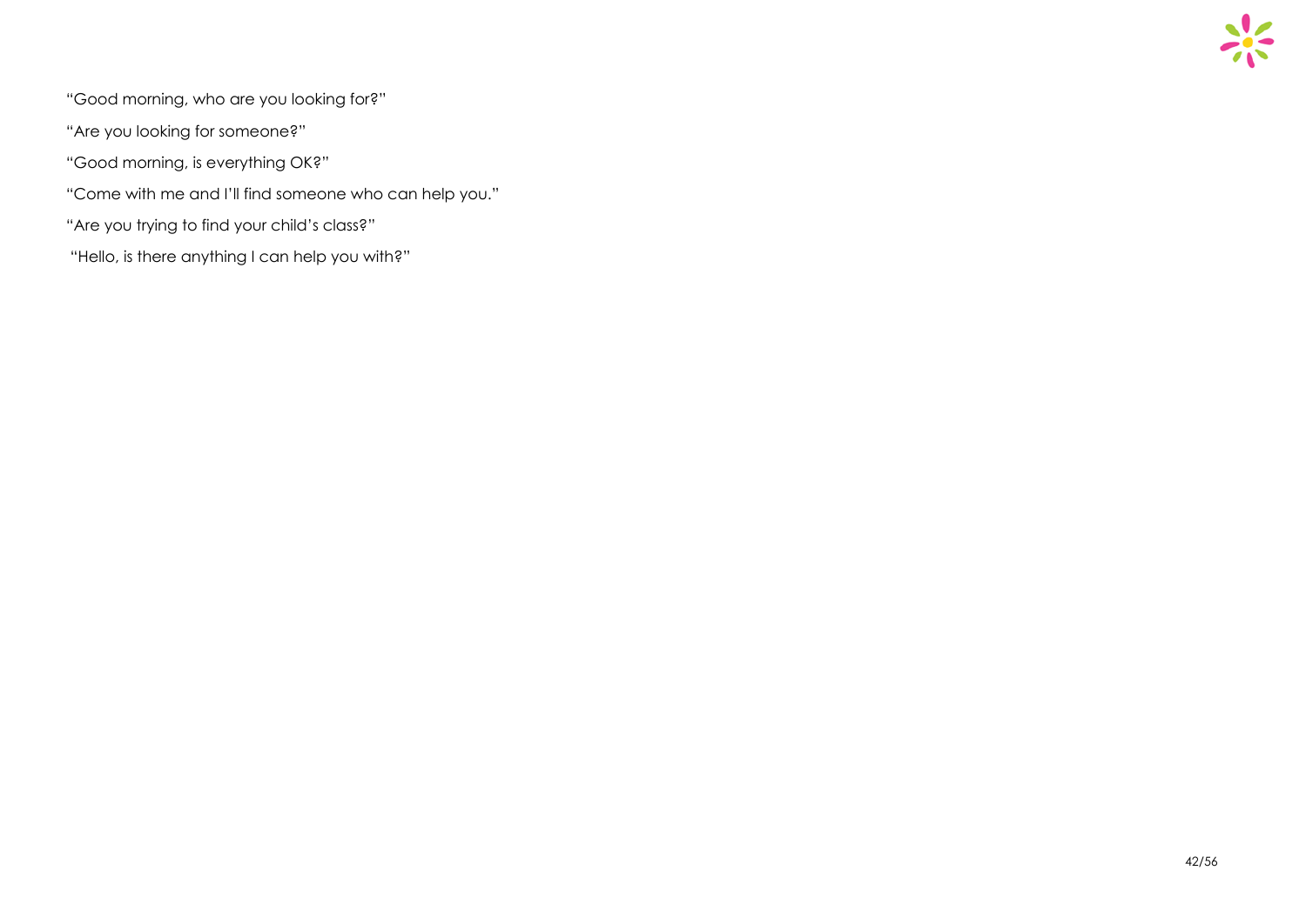"Good morning, who are you looking for?"

"Are you looking for someone?"

"Good morning, is everything OK?"

"Come with me and I'll find someone who can help you."

"Are you trying to find your child's class?"

"Hello, is there anything I can help you with?"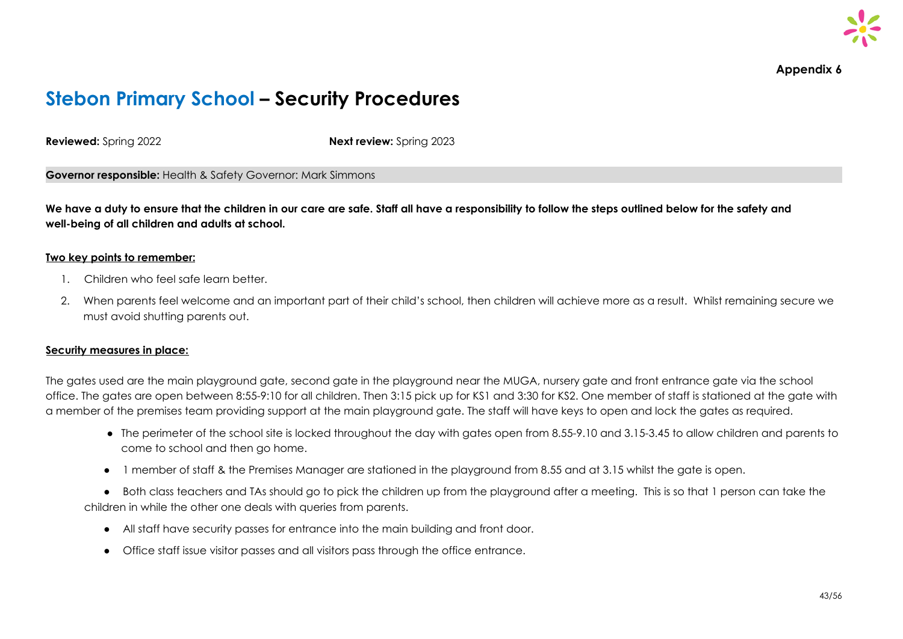**Appendix 6**

# Stebon Primary School – Security Procedures

**Reviewed:** Spring 2022 **Next review:** Spring 2023

**Governor responsible:** Health & Safety Governor: Mark Simmons

**We have a duty to ensure that the children in our care are safe. Staff all have a responsibility to follow the steps outlined below for the safety and well-being of all children and adults at school.**

**Two key points to remember:**

1. Children who feel safe learn better.
2. When parents feel welcome and an important part of their child's school, then children will achieve more as a result. Whilst remaining secure we must avoid shutting parents out.

**Security measures in place:**

The gates used are the main playground gate, second gate in the playground near the MUGA, nursery gate and front entrance gate via the school office. The gates are open between 8:55-9:10 for all children. Then 3:15 pick up for KS1 and 3:30 for KS2. One member of staff is stationed at the gate with a member of the premises team providing support at the main playground gate. The staff will have keys to open and lock the gates as required.

- The perimeter of the school site is locked throughout the day with gates open from 8.55-9.10 and 3.15-3.45 to allow children and parents to come to school and then go home.
- 1 member of staff & the Premises Manager are stationed in the playground from 8.55 and at 3.15 whilst the gate is open.
- Both class teachers and TAs should go to pick the children up from the playground after a meeting. This is so that 1 person can take the children in while the other one deals with queries from parents.
- All staff have security passes for entrance into the main building and front door.
- Office staff issue visitor passes and all visitors pass through the office entrance.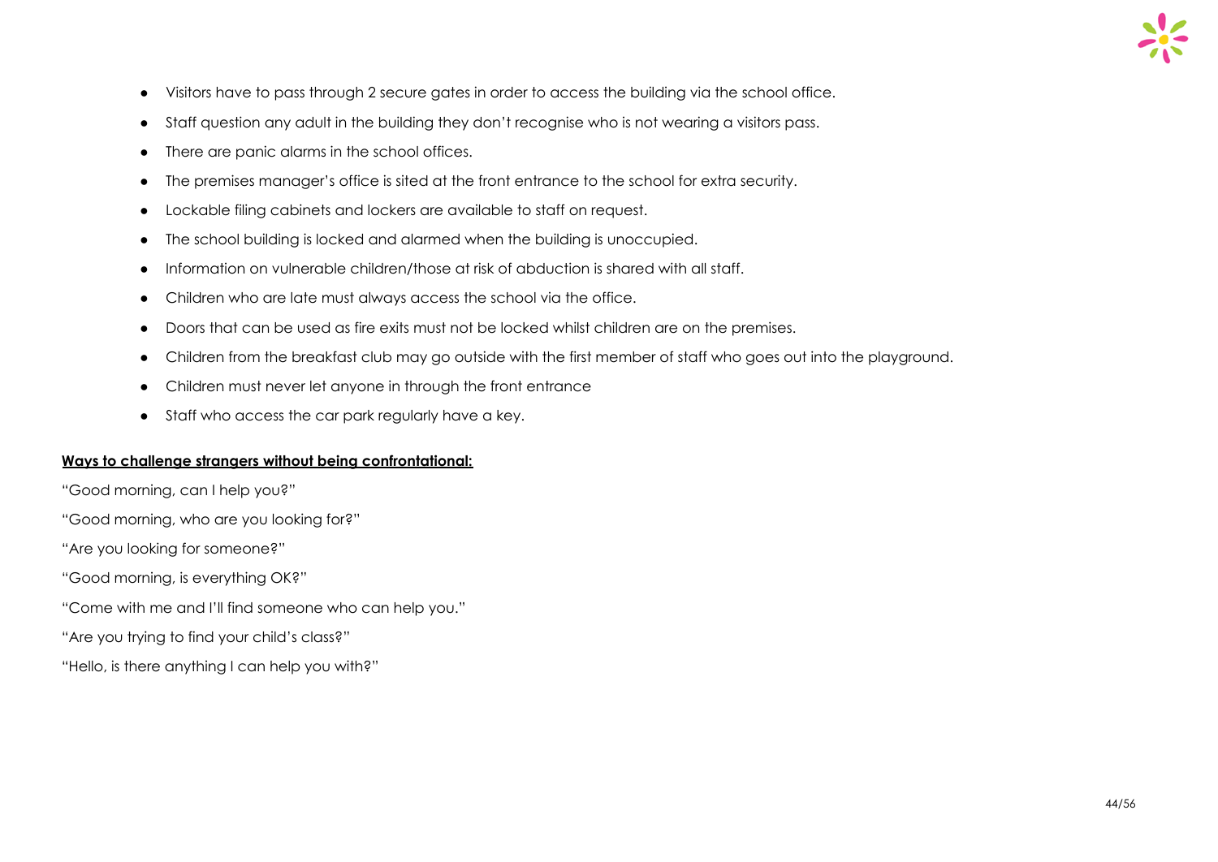- Visitors have to pass through 2 secure gates in order to access the building via the school office.
- Staff question any adult in the building they don't recognise who is not wearing a visitors pass.
- There are panic alarms in the school offices.
- The premises manager's office is sited at the front entrance to the school for extra security.
- Lockable filing cabinets and lockers are available to staff on request.
- The school building is locked and alarmed when the building is unoccupied.
- Information on vulnerable children/those at risk of abduction is shared with all staff.
- Children who are late must always access the school via the office.
- Doors that can be used as fire exits must not be locked whilst children are on the premises.
- Children from the breakfast club may go outside with the first member of staff who goes out into the playground.
- Children must never let anyone in through the front entrance
- Staff who access the car park regularly have a key.

**Ways to challenge strangers without being confrontational:**

"Good morning, can I help you?"

"Good morning, who are you looking for?"

"Are you looking for someone?"

"Good morning, is everything OK?"

"Come with me and I'll find someone who can help you."

"Are you trying to find your child's class?"

"Hello, is there anything I can help you with?"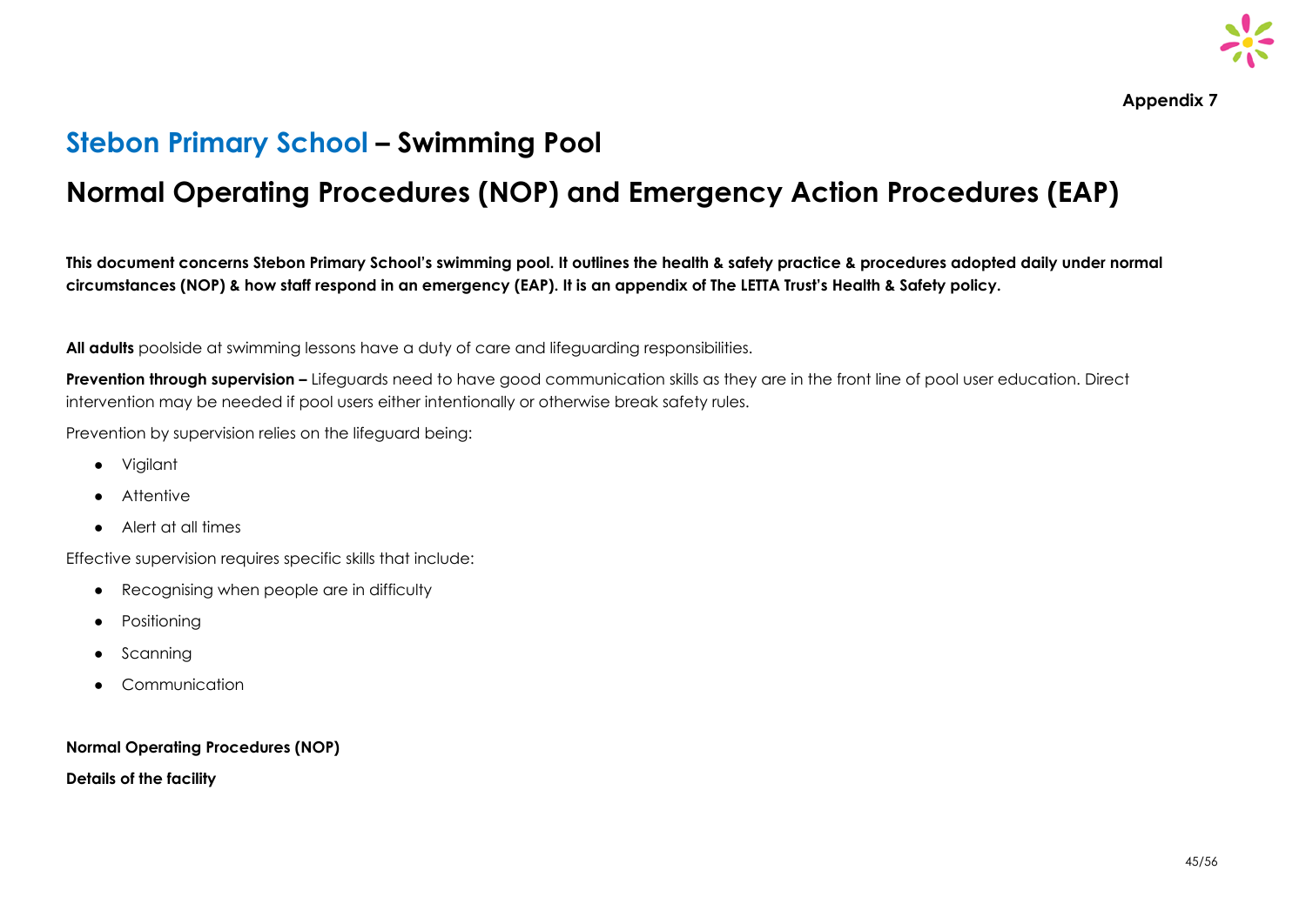**Appendix 7**

# Stebon Primary School – Swimming Pool

# Normal Operating Procedures (NOP) and Emergency Action Procedures (EAP)

**This document concerns Stebon Primary School's swimming pool. It outlines the health & safety practice & procedures adopted daily under normal circumstances (NOP) & how staff respond in an emergency (EAP). It is an appendix of The LETTA Trust's Health & Safety policy.**

**All adults** poolside at swimming lessons have a duty of care and lifeguarding responsibilities.

**Prevention through supervision –** Lifeguards need to have good communication skills as they are in the front line of pool user education. Direct intervention may be needed if pool users either intentionally or otherwise break safety rules.

Prevention by supervision relies on the lifeguard being:

- Vigilant
- Attentive
- Alert at all times

Effective supervision requires specific skills that include:

- Recognising when people are in difficulty
- Positioning
- Scanning
- Communication

**Normal Operating Procedures (NOP)**

**Details of the facility**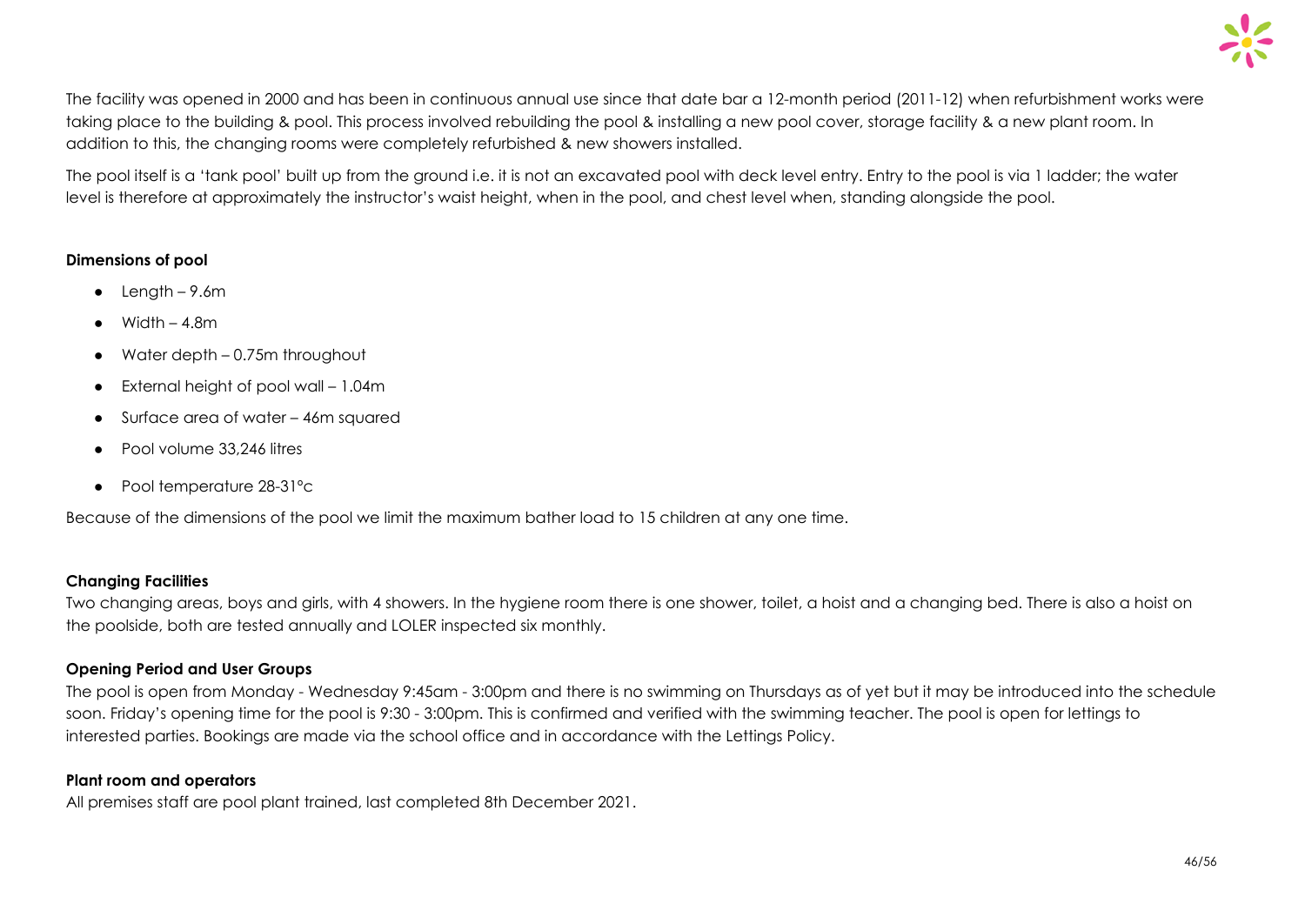The facility was opened in 2000 and has been in continuous annual use since that date bar a 12-month period (2011-12) when refurbishment works were taking place to the building & pool. This process involved rebuilding the pool & installing a new pool cover, storage facility & a new plant room. In addition to this, the changing rooms were completely refurbished & new showers installed.

The pool itself is a 'tank pool' built up from the ground i.e. it is not an excavated pool with deck level entry. Entry to the pool is via 1 ladder; the water level is therefore at approximately the instructor's waist height, when in the pool, and chest level when, standing alongside the pool.

**Dimensions of pool**

- Length – 9.6m
- Width – 4.8m
- Water depth – 0.75m throughout
- External height of pool wall – 1.04m
- Surface area of water – 46m squared
- Pool volume 33,246 litres
- Pool temperature 28-31°c

Because of the dimensions of the pool we limit the maximum bather load to 15 children at any one time.

**Changing Facilities**

Two changing areas, boys and girls, with 4 showers. In the hygiene room there is one shower, toilet, a hoist and a changing bed. There is also a hoist on the poolside, both are tested annually and LOLER inspected six monthly.

**Opening Period and User Groups**

The pool is open from Monday - Wednesday 9:45am - 3:00pm and there is no swimming on Thursdays as of yet but it may be introduced into the schedule soon. Friday's opening time for the pool is 9:30 - 3:00pm. This is confirmed and verified with the swimming teacher. The pool is open for lettings to interested parties. Bookings are made via the school office and in accordance with the Lettings Policy.

**Plant room and operators**

All premises staff are pool plant trained, last completed 8th December 2021.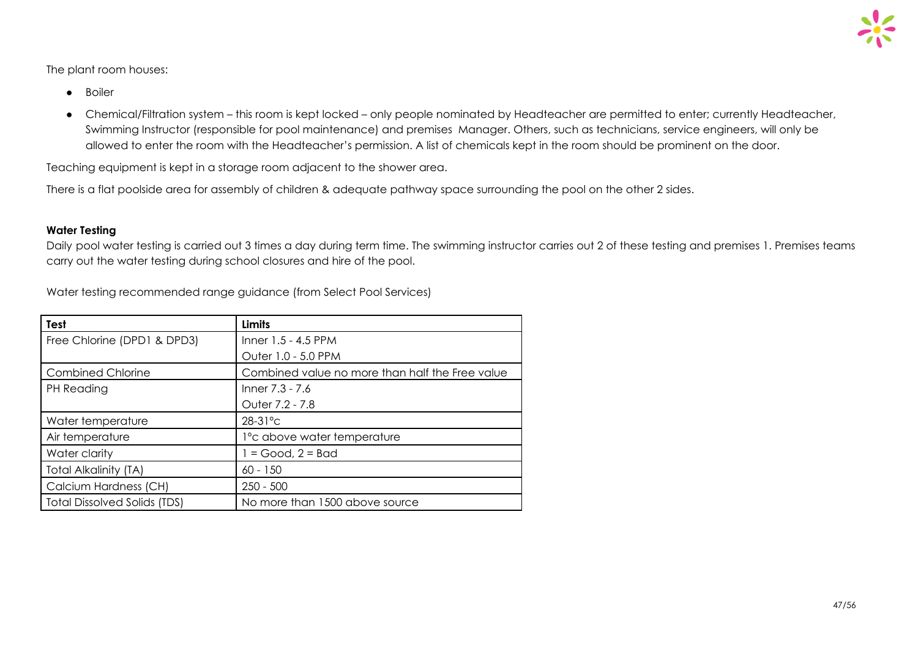The plant room houses:

- Boiler
- Chemical/Filtration system – this room is kept locked – only people nominated by Headteacher are permitted to enter; currently Headteacher, Swimming Instructor (responsible for pool maintenance) and premises Manager. Others, such as technicians, service engineers, will only be allowed to enter the room with the Headteacher's permission. A list of chemicals kept in the room should be prominent on the door.

Teaching equipment is kept in a storage room adjacent to the shower area.

There is a flat poolside area for assembly of children & adequate pathway space surrounding the pool on the other 2 sides.

**Water Testing**

Daily pool water testing is carried out 3 times a day during term time. The swimming instructor carries out 2 of these testing and premises 1. Premises teams carry out the water testing during school closures and hire of the pool.

Water testing recommended range guidance (from Select Pool Services)

| Test | Limits |
|---|---|
| Free Chlorine (DPD1 & DPD3) | Inner 1.5 - 4.5 PPM<br>Outer 1.0 - 5.0 PPM |
| Combined Chlorine | Combined value no more than half the Free value |
| PH Reading | Inner 7.3 - 7.6<br>Outer 7.2 - 7.8 |
| Water temperature | 28-31°c |
| Air temperature | 1°c above water temperature |
| Water clarity | 1 = Good, 2 = Bad |
| Total Alkalinity (TA) | 60 - 150 |
| Calcium Hardness (CH) | 250 - 500 |
| Total Dissolved Solids (TDS) | No more than 1500 above source |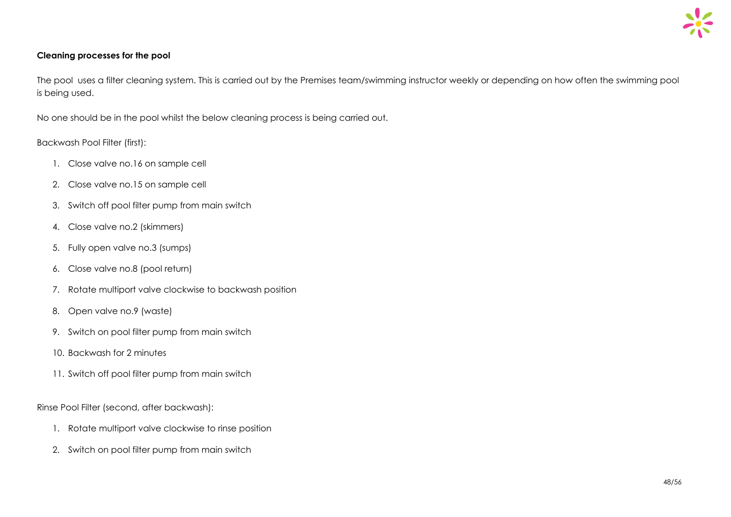**Cleaning processes for the pool**

The pool uses a filter cleaning system. This is carried out by the Premises team/swimming instructor weekly or depending on how often the swimming pool is being used.

No one should be in the pool whilst the below cleaning process is being carried out.

Backwash Pool Filter (first):

1. Close valve no.16 on sample cell
2. Close valve no.15 on sample cell
3. Switch off pool filter pump from main switch
4. Close valve no.2 (skimmers)
5. Fully open valve no.3 (sumps)
6. Close valve no.8 (pool return)
7. Rotate multiport valve clockwise to backwash position
8. Open valve no.9 (waste)
9. Switch on pool filter pump from main switch
10. Backwash for 2 minutes
11. Switch off pool filter pump from main switch

Rinse Pool Filter (second, after backwash):

1. Rotate multiport valve clockwise to rinse position
2. Switch on pool filter pump from main switch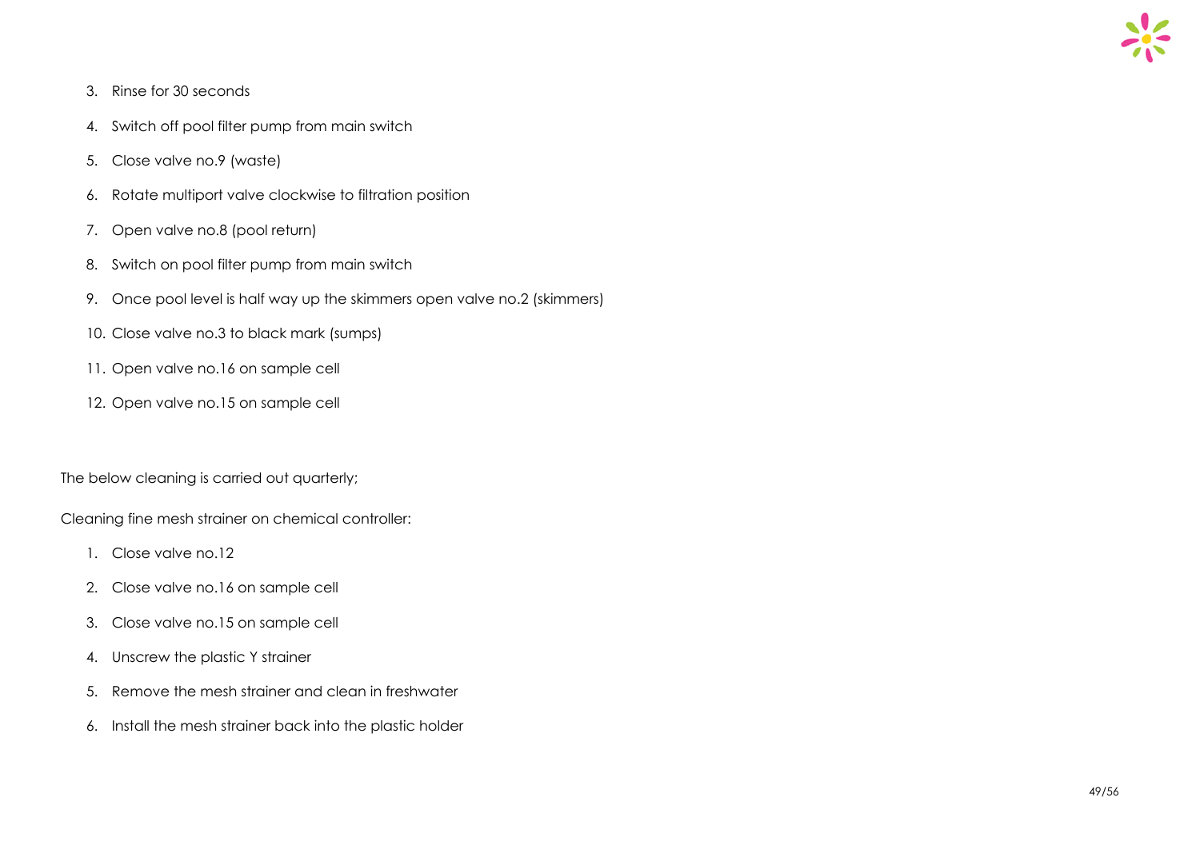3. Rinse for 30 seconds
4. Switch off pool filter pump from main switch
5. Close valve no.9 (waste)
6. Rotate multiport valve clockwise to filtration position
7. Open valve no.8 (pool return)
8. Switch on pool filter pump from main switch
9. Once pool level is half way up the skimmers open valve no.2 (skimmers)
10. Close valve no.3 to black mark (sumps)
11. Open valve no.16 on sample cell
12. Open valve no.15 on sample cell

The below cleaning is carried out quarterly;

Cleaning fine mesh strainer on chemical controller:

1. Close valve no.12
2. Close valve no.16 on sample cell
3. Close valve no.15 on sample cell
4. Unscrew the plastic Y strainer
5. Remove the mesh strainer and clean in freshwater
6. Install the mesh strainer back into the plastic holder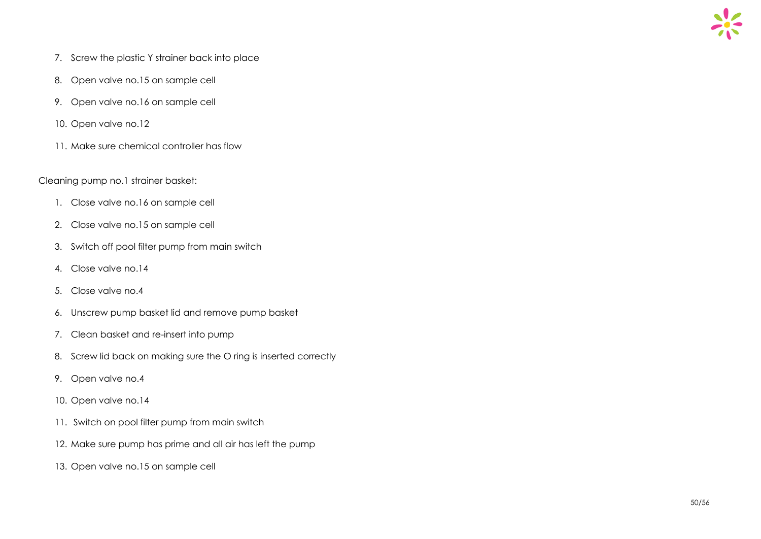7. Screw the plastic Y strainer back into place
8. Open valve no.15 on sample cell
9. Open valve no.16 on sample cell
10. Open valve no.12
11. Make sure chemical controller has flow

Cleaning pump no.1 strainer basket:

1. Close valve no.16 on sample cell
2. Close valve no.15 on sample cell
3. Switch off pool filter pump from main switch
4. Close valve no.14
5. Close valve no.4
6. Unscrew pump basket lid and remove pump basket
7. Clean basket and re-insert into pump
8. Screw lid back on making sure the O ring is inserted correctly
9. Open valve no.4
10. Open valve no.14
11. Switch on pool filter pump from main switch
12. Make sure pump has prime and all air has left the pump
13. Open valve no.15 on sample cell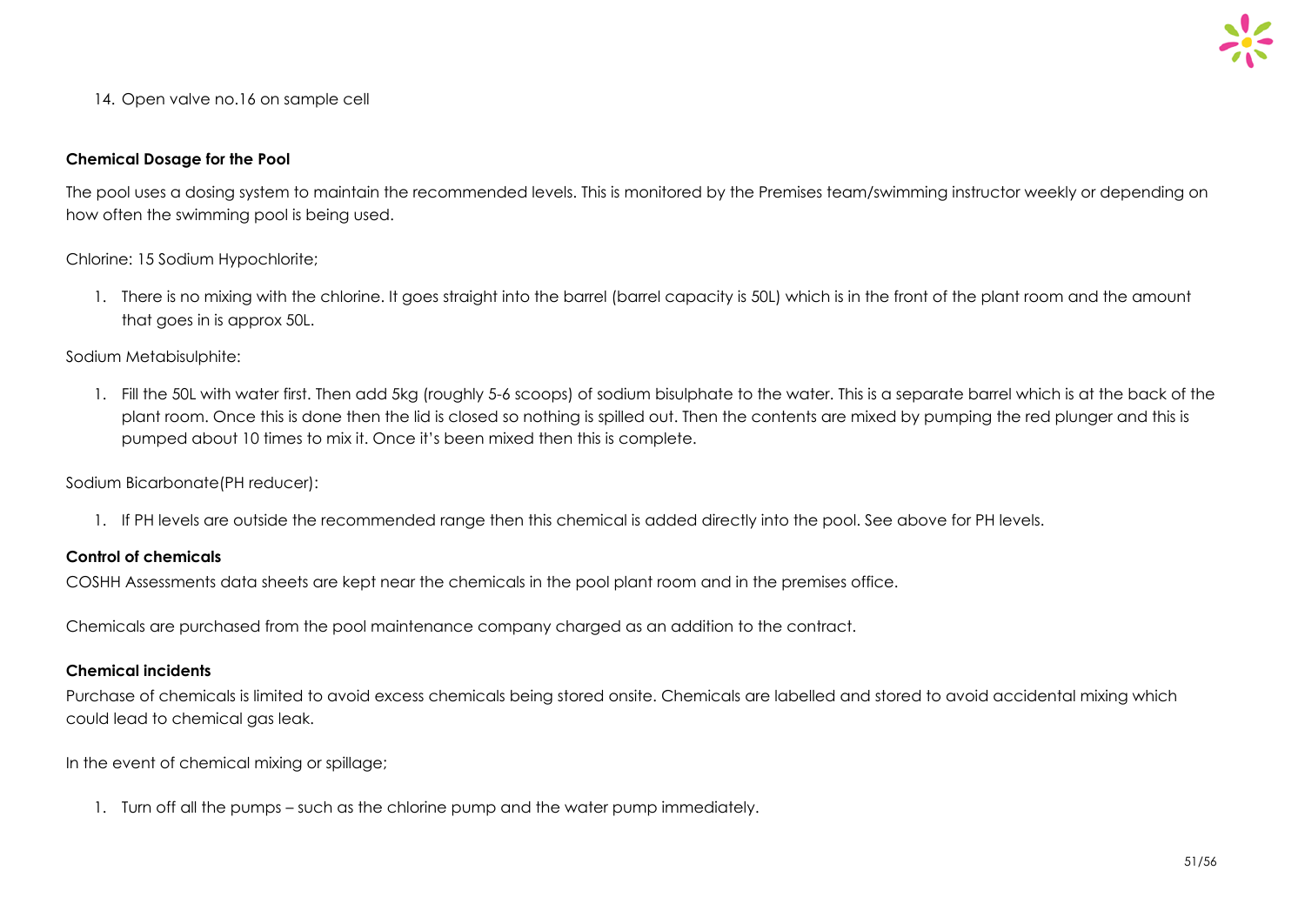14. Open valve no.16 on sample cell

**Chemical Dosage for the Pool**

The pool uses a dosing system to maintain the recommended levels. This is monitored by the Premises team/swimming instructor weekly or depending on how often the swimming pool is being used.

Chlorine: 15 Sodium Hypochlorite;

1. There is no mixing with the chlorine. It goes straight into the barrel (barrel capacity is 50L) which is in the front of the plant room and the amount that goes in is approx 50L.

Sodium Metabisulphite:

1. Fill the 50L with water first. Then add 5kg (roughly 5-6 scoops) of sodium bisulphate to the water. This is a separate barrel which is at the back of the plant room. Once this is done then the lid is closed so nothing is spilled out. Then the contents are mixed by pumping the red plunger and this is pumped about 10 times to mix it. Once it's been mixed then this is complete.

Sodium Bicarbonate(PH reducer):

1. If PH levels are outside the recommended range then this chemical is added directly into the pool. See above for PH levels.

**Control of chemicals**

COSHH Assessments data sheets are kept near the chemicals in the pool plant room and in the premises office.

Chemicals are purchased from the pool maintenance company charged as an addition to the contract.

**Chemical incidents**

Purchase of chemicals is limited to avoid excess chemicals being stored onsite. Chemicals are labelled and stored to avoid accidental mixing which could lead to chemical gas leak.

In the event of chemical mixing or spillage;

1. Turn off all the pumps – such as the chlorine pump and the water pump immediately.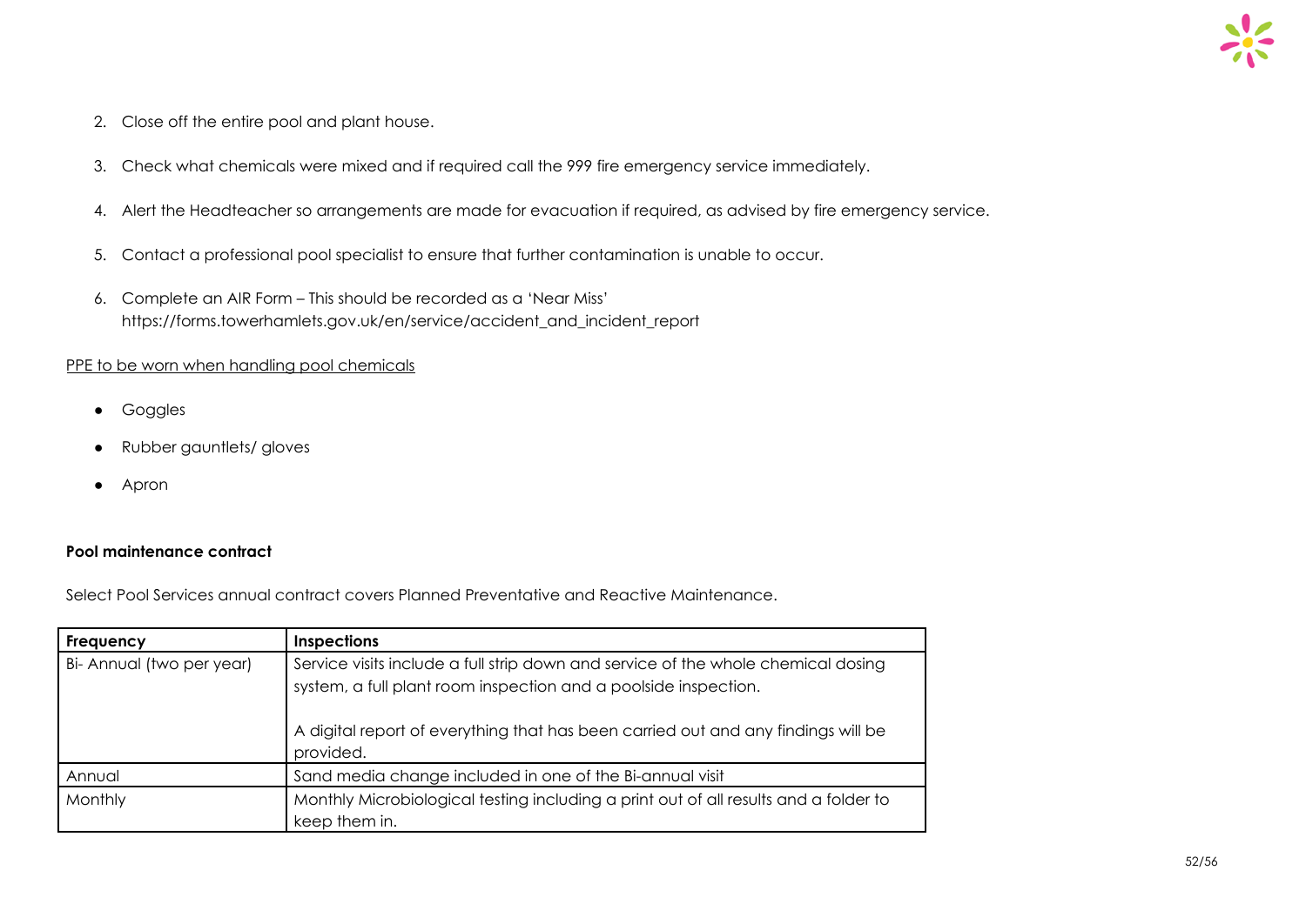2. Close off the entire pool and plant house.
3. Check what chemicals were mixed and if required call the 999 fire emergency service immediately.
4. Alert the Headteacher so arrangements are made for evacuation if required, as advised by fire emergency service.
5. Contact a professional pool specialist to ensure that further contamination is unable to occur.
6. Complete an AIR Form – This should be recorded as a 'Near Miss' https://forms.towerhamlets.gov.uk/en/service/accident_and_incident_report

<u>PPE to be worn when handling pool chemicals</u>

- Goggles
- Rubber gauntlets/ gloves
- Apron

**Pool maintenance contract**

Select Pool Services annual contract covers Planned Preventative and Reactive Maintenance.

| Frequency | Inspections |
|---|---|
| Bi- Annual (two per year) | Service visits include a full strip down and service of the whole chemical dosing system, a full plant room inspection and a poolside inspection.<br><br>A digital report of everything that has been carried out and any findings will be provided. |
| Annual | Sand media change included in one of the Bi-annual visit |
| Monthly | Monthly Microbiological testing including a print out of all results and a folder to keep them in. |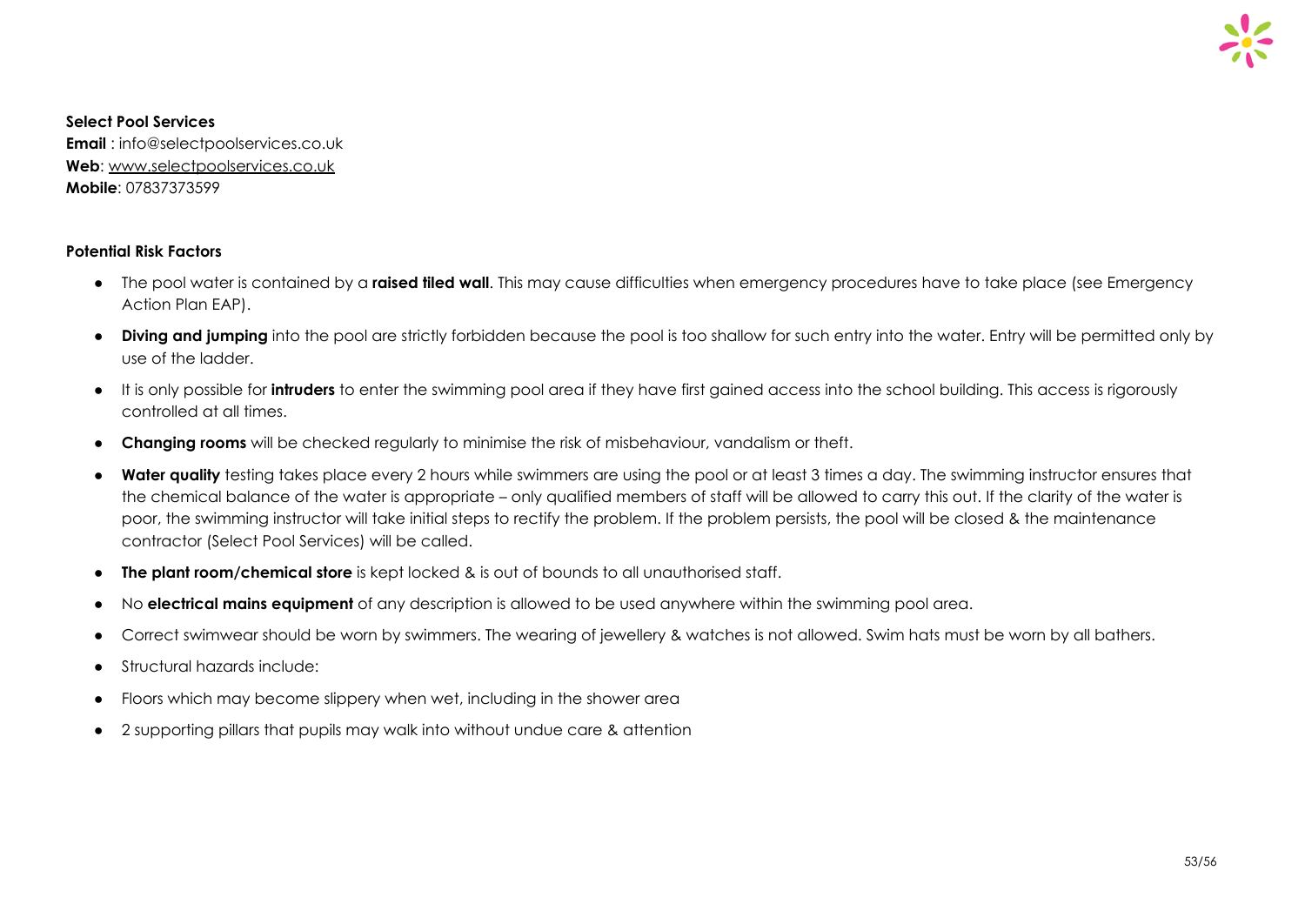**Select Pool Services**
**Email** : info@selectpoolservices.co.uk
**Web**: www.selectpoolservices.co.uk
**Mobile**: 07837373599

**Potential Risk Factors**

- The pool water is contained by a **raised tiled wall**. This may cause difficulties when emergency procedures have to take place (see Emergency Action Plan EAP).
- **Diving and jumping** into the pool are strictly forbidden because the pool is too shallow for such entry into the water. Entry will be permitted only by use of the ladder.
- It is only possible for **intruders** to enter the swimming pool area if they have first gained access into the school building. This access is rigorously controlled at all times.
- **Changing rooms** will be checked regularly to minimise the risk of misbehaviour, vandalism or theft.
- **Water quality** testing takes place every 2 hours while swimmers are using the pool or at least 3 times a day. The swimming instructor ensures that the chemical balance of the water is appropriate – only qualified members of staff will be allowed to carry this out. If the clarity of the water is poor, the swimming instructor will take initial steps to rectify the problem. If the problem persists, the pool will be closed & the maintenance contractor (Select Pool Services) will be called.
- **The plant room/chemical store** is kept locked & is out of bounds to all unauthorised staff.
- No **electrical mains equipment** of any description is allowed to be used anywhere within the swimming pool area.
- Correct swimwear should be worn by swimmers. The wearing of jewellery & watches is not allowed. Swim hats must be worn by all bathers.
- Structural hazards include:
- Floors which may become slippery when wet, including in the shower area
- 2 supporting pillars that pupils may walk into without undue care & attention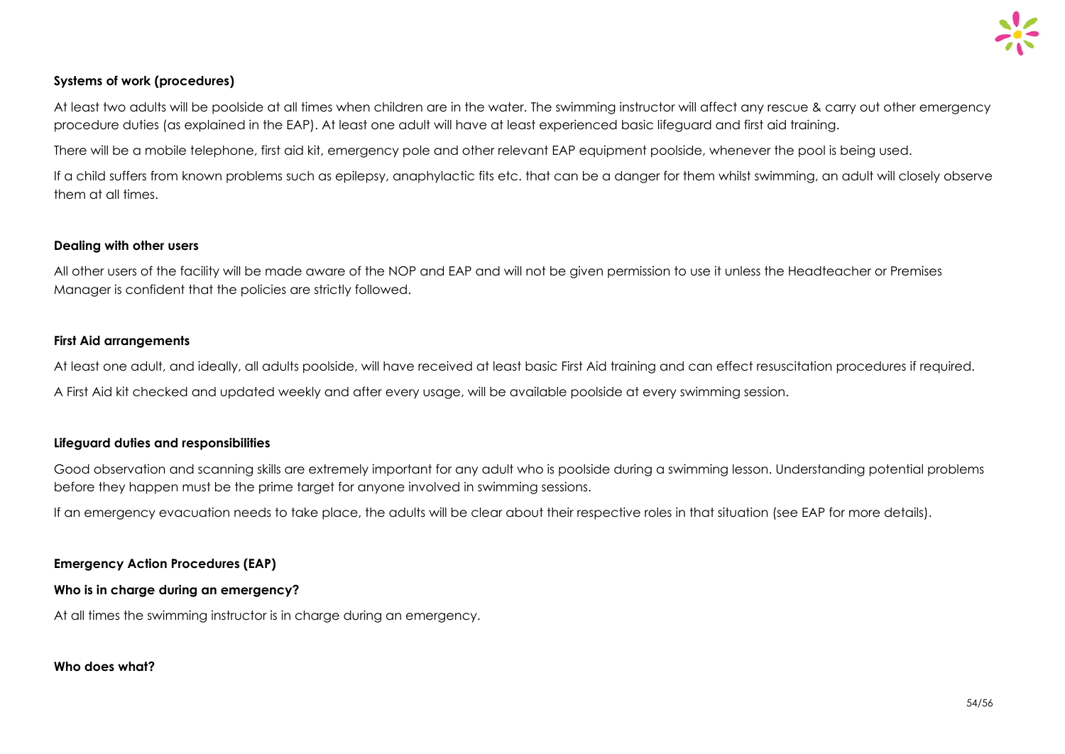**Systems of work (procedures)**

At least two adults will be poolside at all times when children are in the water. The swimming instructor will affect any rescue & carry out other emergency procedure duties (as explained in the EAP). At least one adult will have at least experienced basic lifeguard and first aid training.

There will be a mobile telephone, first aid kit, emergency pole and other relevant EAP equipment poolside, whenever the pool is being used.

If a child suffers from known problems such as epilepsy, anaphylactic fits etc. that can be a danger for them whilst swimming, an adult will closely observe them at all times.

**Dealing with other users**

All other users of the facility will be made aware of the NOP and EAP and will not be given permission to use it unless the Headteacher or Premises Manager is confident that the policies are strictly followed.

**First Aid arrangements**

At least one adult, and ideally, all adults poolside, will have received at least basic First Aid training and can effect resuscitation procedures if required.

A First Aid kit checked and updated weekly and after every usage, will be available poolside at every swimming session.

**Lifeguard duties and responsibilities**

Good observation and scanning skills are extremely important for any adult who is poolside during a swimming lesson. Understanding potential problems before they happen must be the prime target for anyone involved in swimming sessions.

If an emergency evacuation needs to take place, the adults will be clear about their respective roles in that situation (see EAP for more details).

**Emergency Action Procedures (EAP)**

**Who is in charge during an emergency?**

At all times the swimming instructor is in charge during an emergency.

**Who does what?**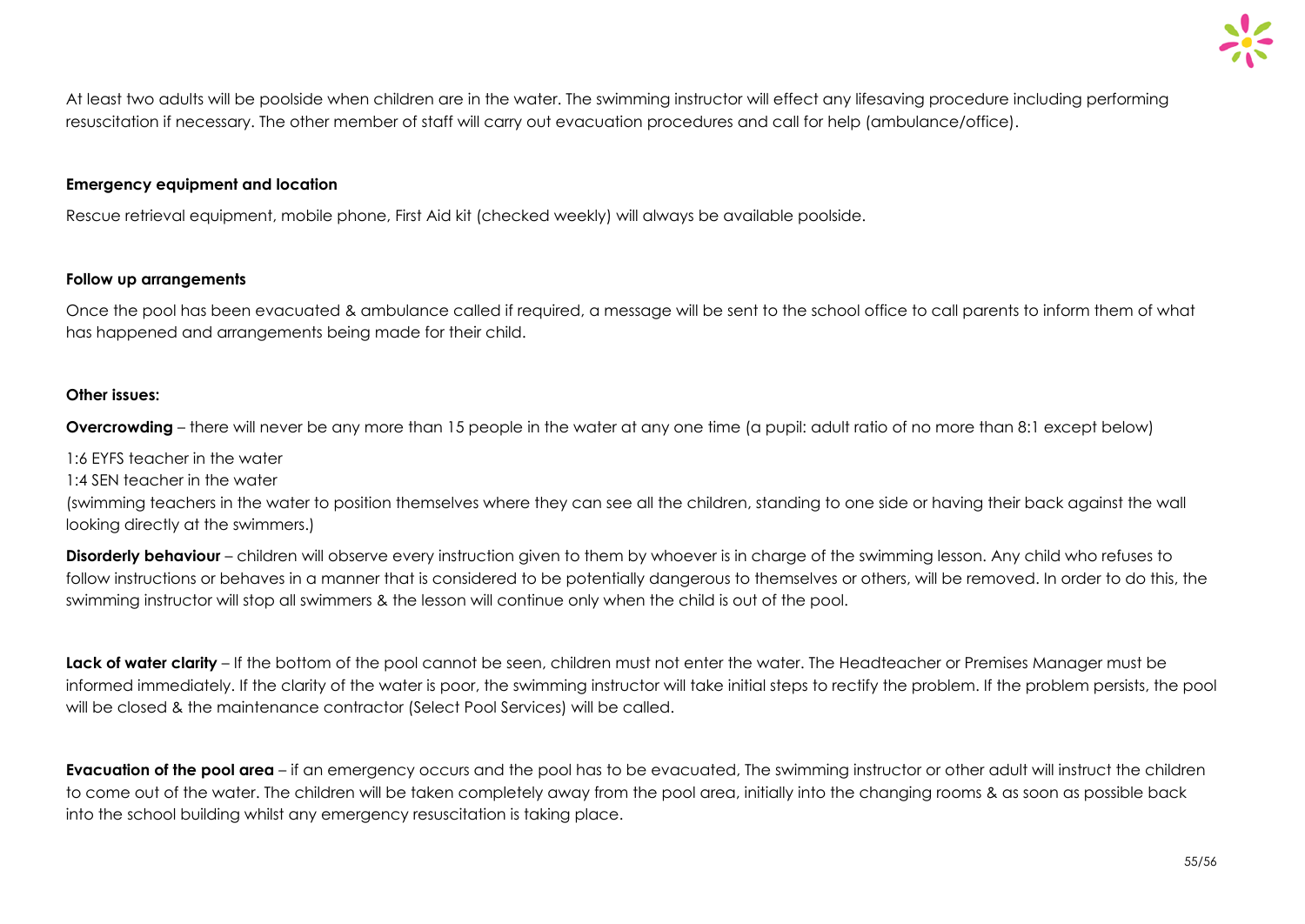At least two adults will be poolside when children are in the water. The swimming instructor will effect any lifesaving procedure including performing resuscitation if necessary. The other member of staff will carry out evacuation procedures and call for help (ambulance/office).

**Emergency equipment and location**

Rescue retrieval equipment, mobile phone, First Aid kit (checked weekly) will always be available poolside.

**Follow up arrangements**

Once the pool has been evacuated & ambulance called if required, a message will be sent to the school office to call parents to inform them of what has happened and arrangements being made for their child.

**Other issues:**

**Overcrowding** – there will never be any more than 15 people in the water at any one time (a pupil: adult ratio of no more than 8:1 except below)

1:6 EYFS teacher in the water

1:4 SEN teacher in the water

(swimming teachers in the water to position themselves where they can see all the children, standing to one side or having their back against the wall looking directly at the swimmers.)

**Disorderly behaviour** – children will observe every instruction given to them by whoever is in charge of the swimming lesson. Any child who refuses to follow instructions or behaves in a manner that is considered to be potentially dangerous to themselves or others, will be removed. In order to do this, the swimming instructor will stop all swimmers & the lesson will continue only when the child is out of the pool.

**Lack of water clarity** – If the bottom of the pool cannot be seen, children must not enter the water. The Headteacher or Premises Manager must be informed immediately. If the clarity of the water is poor, the swimming instructor will take initial steps to rectify the problem. If the problem persists, the pool will be closed & the maintenance contractor (Select Pool Services) will be called.

**Evacuation of the pool area** – if an emergency occurs and the pool has to be evacuated, The swimming instructor or other adult will instruct the children to come out of the water. The children will be taken completely away from the pool area, initially into the changing rooms & as soon as possible back into the school building whilst any emergency resuscitation is taking place.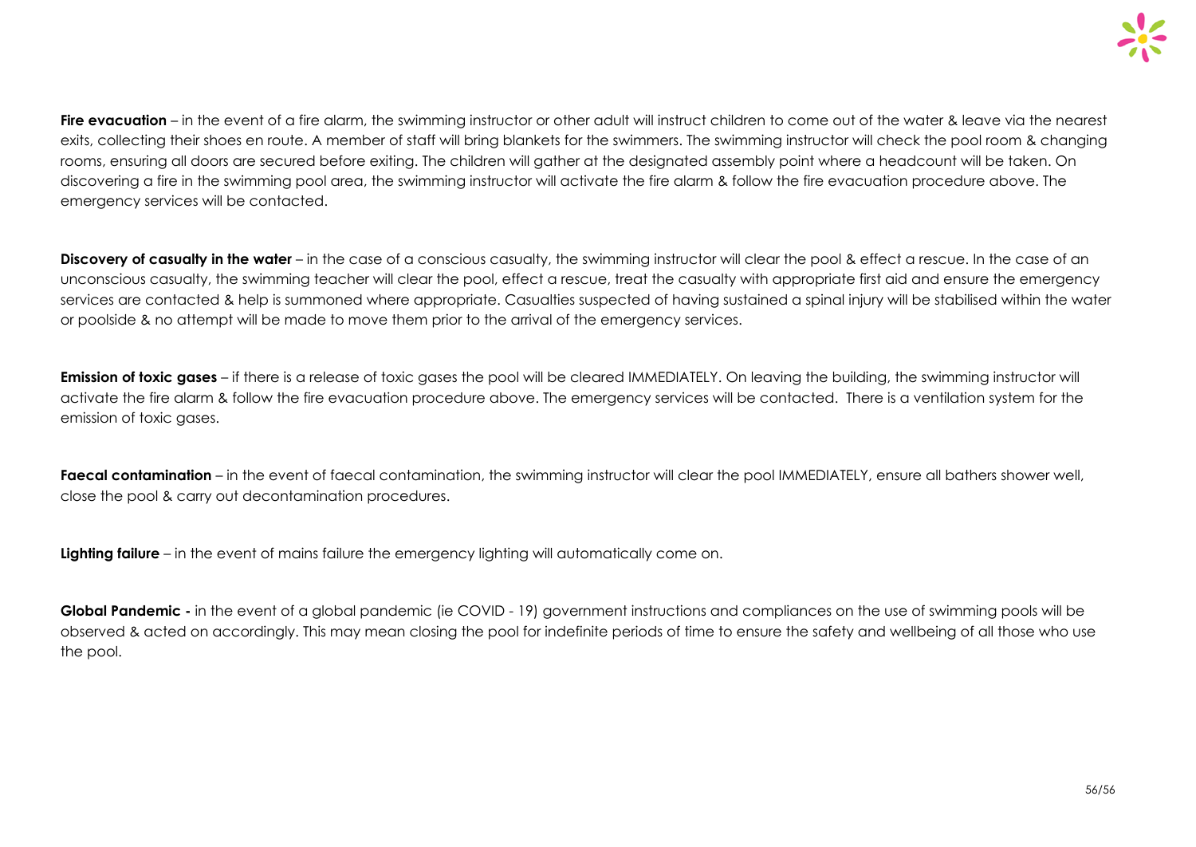**Fire evacuation** – in the event of a fire alarm, the swimming instructor or other adult will instruct children to come out of the water & leave via the nearest exits, collecting their shoes en route. A member of staff will bring blankets for the swimmers. The swimming instructor will check the pool room & changing rooms, ensuring all doors are secured before exiting. The children will gather at the designated assembly point where a headcount will be taken. On discovering a fire in the swimming pool area, the swimming instructor will activate the fire alarm & follow the fire evacuation procedure above. The emergency services will be contacted.

**Discovery of casualty in the water** – in the case of a conscious casualty, the swimming instructor will clear the pool & effect a rescue. In the case of an unconscious casualty, the swimming teacher will clear the pool, effect a rescue, treat the casualty with appropriate first aid and ensure the emergency services are contacted & help is summoned where appropriate. Casualties suspected of having sustained a spinal injury will be stabilised within the water or poolside & no attempt will be made to move them prior to the arrival of the emergency services.

**Emission of toxic gases** – if there is a release of toxic gases the pool will be cleared IMMEDIATELY. On leaving the building, the swimming instructor will activate the fire alarm & follow the fire evacuation procedure above. The emergency services will be contacted. There is a ventilation system for the emission of toxic gases.

**Faecal contamination** – in the event of faecal contamination, the swimming instructor will clear the pool IMMEDIATELY, ensure all bathers shower well, close the pool & carry out decontamination procedures.

**Lighting failure** – in the event of mains failure the emergency lighting will automatically come on.

**Global Pandemic -** in the event of a global pandemic (ie COVID - 19) government instructions and compliances on the use of swimming pools will be observed & acted on accordingly. This may mean closing the pool for indefinite periods of time to ensure the safety and wellbeing of all those who use the pool.